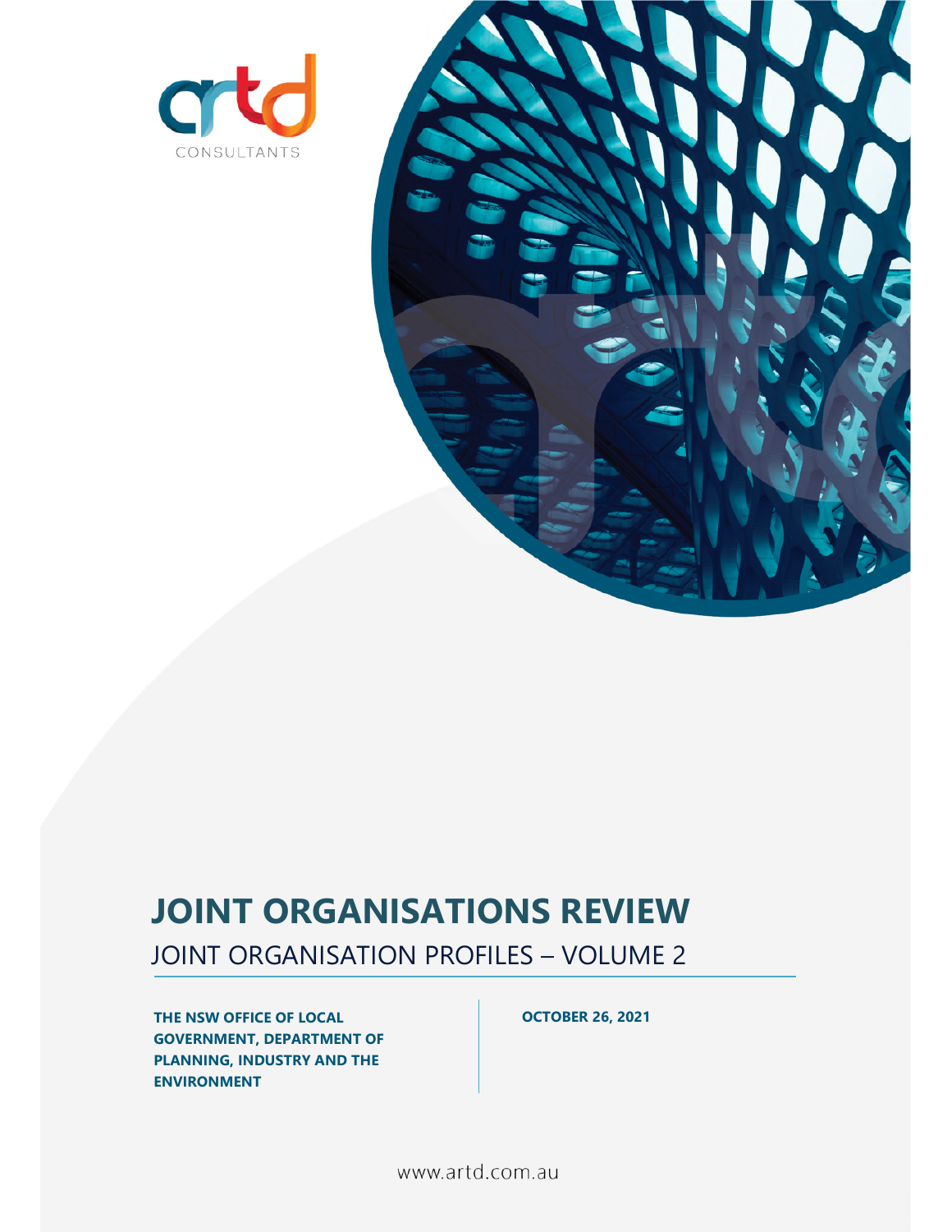artd CONSULTANTS

# JOINT ORGANISATIONS REVIEW

## JOINT ORGANISATION PROFILES – VOLUME 2

**THE NSW OFFICE OF LOCAL GOVERNMENT, DEPARTMENT OF PLANNING, INDUSTRY AND THE ENVIRONMENT**

**OCTOBER 26, 2021**

www.artd.com.au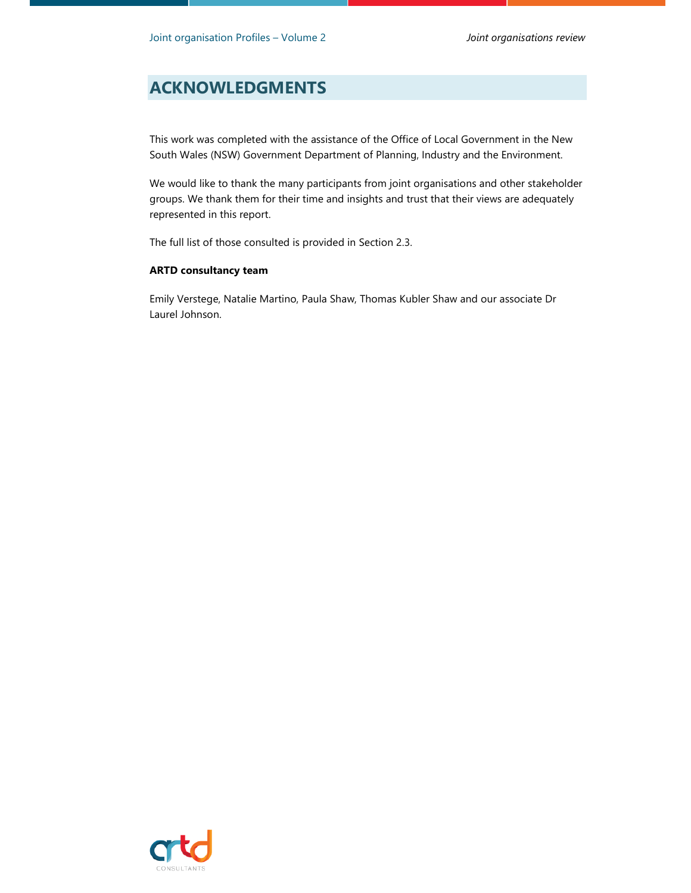## ACKNOWLEDGMENTS

This work was completed with the assistance of the Office of Local Government in the New South Wales (NSW) Government Department of Planning, Industry and the Environment.

We would like to thank the many participants from joint organisations and other stakeholder groups. We thank them for their time and insights and trust that their views are adequately represented in this report.

The full list of those consulted is provided in Section 2.3.

**ARTD consultancy team**

Emily Verstege, Natalie Martino, Paula Shaw, Thomas Kubler Shaw and our associate Dr Laurel Johnson.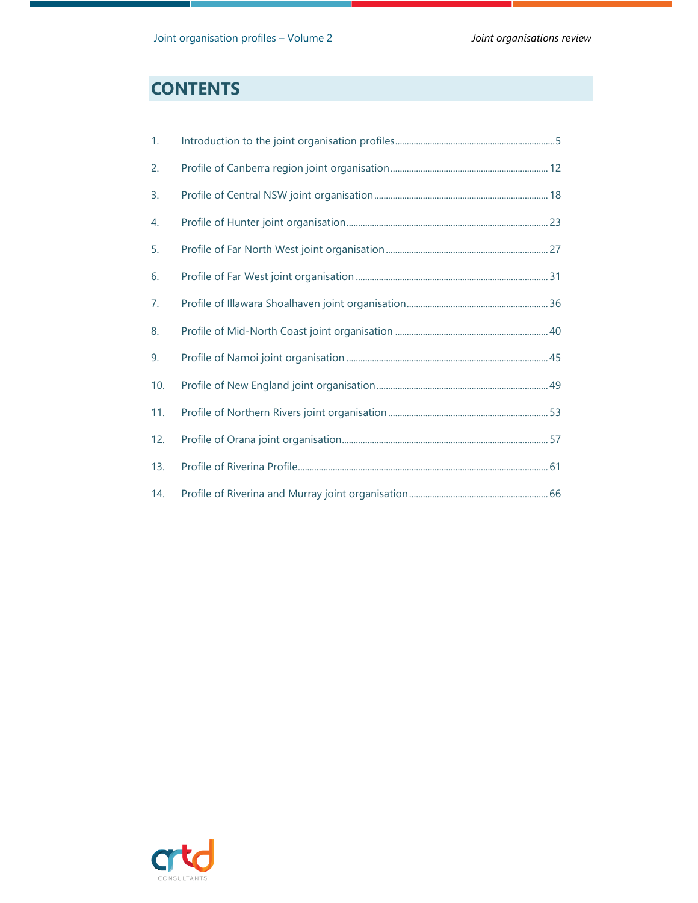# CONTENTS

1. Introduction to the joint organisation profiles ..... 5
2. Profile of Canberra region joint organisation ..... 12
3. Profile of Central NSW joint organisation ..... 18
4. Profile of Hunter joint organisation ..... 23
5. Profile of Far North West joint organisation ..... 27
6. Profile of Far West joint organisation ..... 31
7. Profile of Illawara Shoalhaven joint organisation ..... 36
8. Profile of Mid-North Coast joint organisation ..... 40
9. Profile of Namoi joint organisation ..... 45
10. Profile of New England joint organisation ..... 49
11. Profile of Northern Rivers joint organisation ..... 53
12. Profile of Orana joint organisation ..... 57
13. Profile of Riverina Profile ..... 61
14. Profile of Riverina and Murray joint organisation ..... 66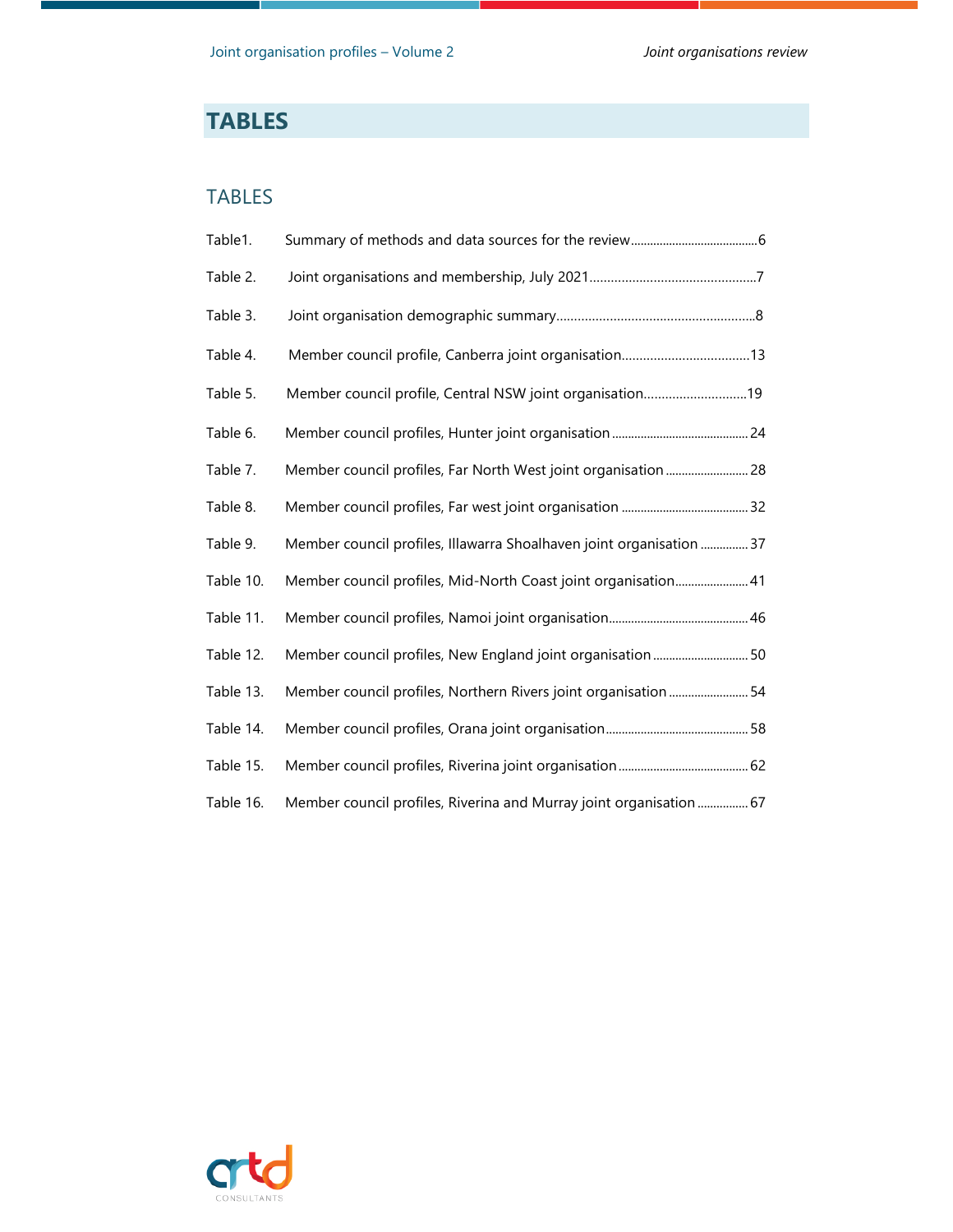# TABLES

## TABLES

Table1. Summary of methods and data sources for the review........................................6

Table 2. Joint organisations and membership, July 2021...............................................7

Table 3. Joint organisation demographic summary........................................................8

Table 4. Member council profile, Canberra joint organisation....................................13

Table 5. Member council profile, Central NSW joint organisation..............................19

Table 6. Member council profiles, Hunter joint organisation ...........................................24

Table 7. Member council profiles, Far North West joint organisation ..........................28

Table 8. Member council profiles, Far west joint organisation .........................................32

Table 9. Member council profiles, Illawarra Shoalhaven joint organisation ...............37

Table 10. Member council profiles, Mid-North Coast joint organisation........................41

Table 11. Member council profiles, Namoi joint organisation............................................46

Table 12. Member council profiles, New England joint organisation ..............................50

Table 13. Member council profiles, Northern Rivers joint organisation .........................54

Table 14. Member council profiles, Orana joint organisation.............................................58

Table 15. Member council profiles, Riverina joint organisation.........................................62

Table 16. Member council profiles, Riverina and Murray joint organisation ................67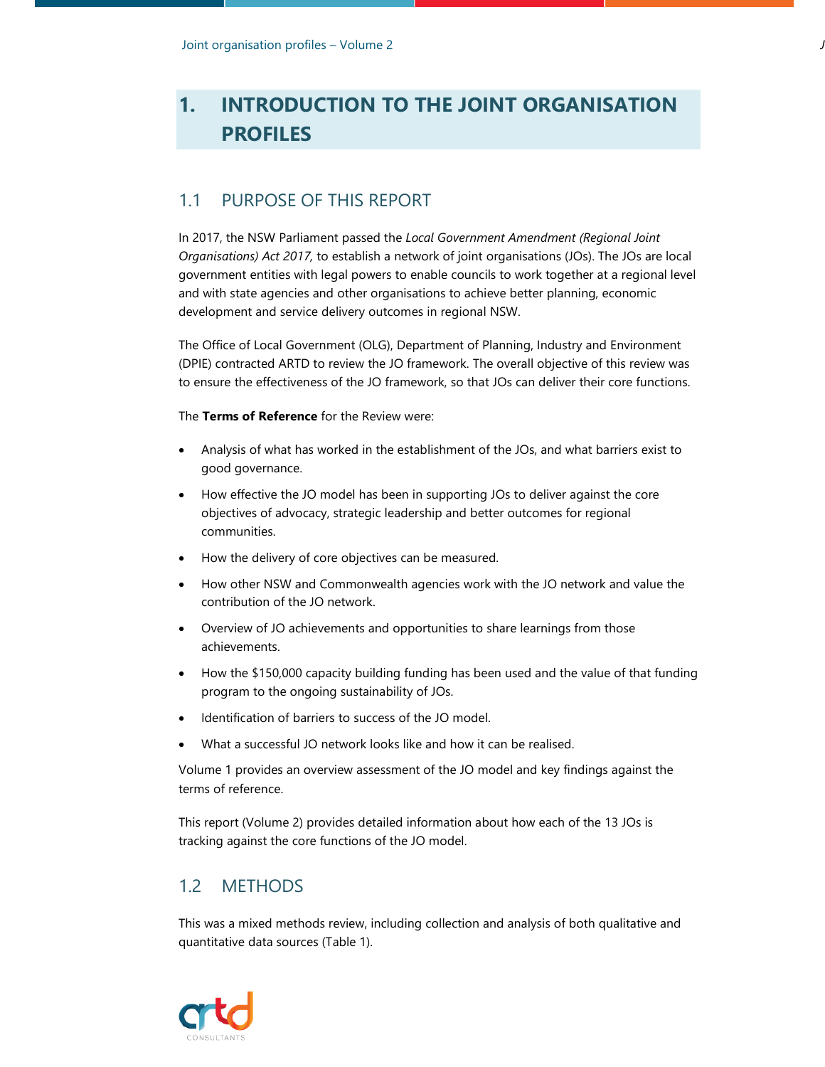# 1. INTRODUCTION TO THE JOINT ORGANISATION PROFILES

## 1.1 PURPOSE OF THIS REPORT

In 2017, the NSW Parliament passed the *Local Government Amendment (Regional Joint Organisations) Act 2017,* to establish a network of joint organisations (JOs). The JOs are local government entities with legal powers to enable councils to work together at a regional level and with state agencies and other organisations to achieve better planning, economic development and service delivery outcomes in regional NSW.

The Office of Local Government (OLG), Department of Planning, Industry and Environment (DPIE) contracted ARTD to review the JO framework. The overall objective of this review was to ensure the effectiveness of the JO framework, so that JOs can deliver their core functions.

The **Terms of Reference** for the Review were:

- Analysis of what has worked in the establishment of the JOs, and what barriers exist to good governance.
- How effective the JO model has been in supporting JOs to deliver against the core objectives of advocacy, strategic leadership and better outcomes for regional communities.
- How the delivery of core objectives can be measured.
- How other NSW and Commonwealth agencies work with the JO network and value the contribution of the JO network.
- Overview of JO achievements and opportunities to share learnings from those achievements.
- How the $150,000 capacity building funding has been used and the value of that funding program to the ongoing sustainability of JOs.
- Identification of barriers to success of the JO model.
- What a successful JO network looks like and how it can be realised.

Volume 1 provides an overview assessment of the JO model and key findings against the terms of reference.

This report (Volume 2) provides detailed information about how each of the 13 JOs is tracking against the core functions of the JO model.

## 1.2 METHODS

This was a mixed methods review, including collection and analysis of both qualitative and quantitative data sources (Table 1).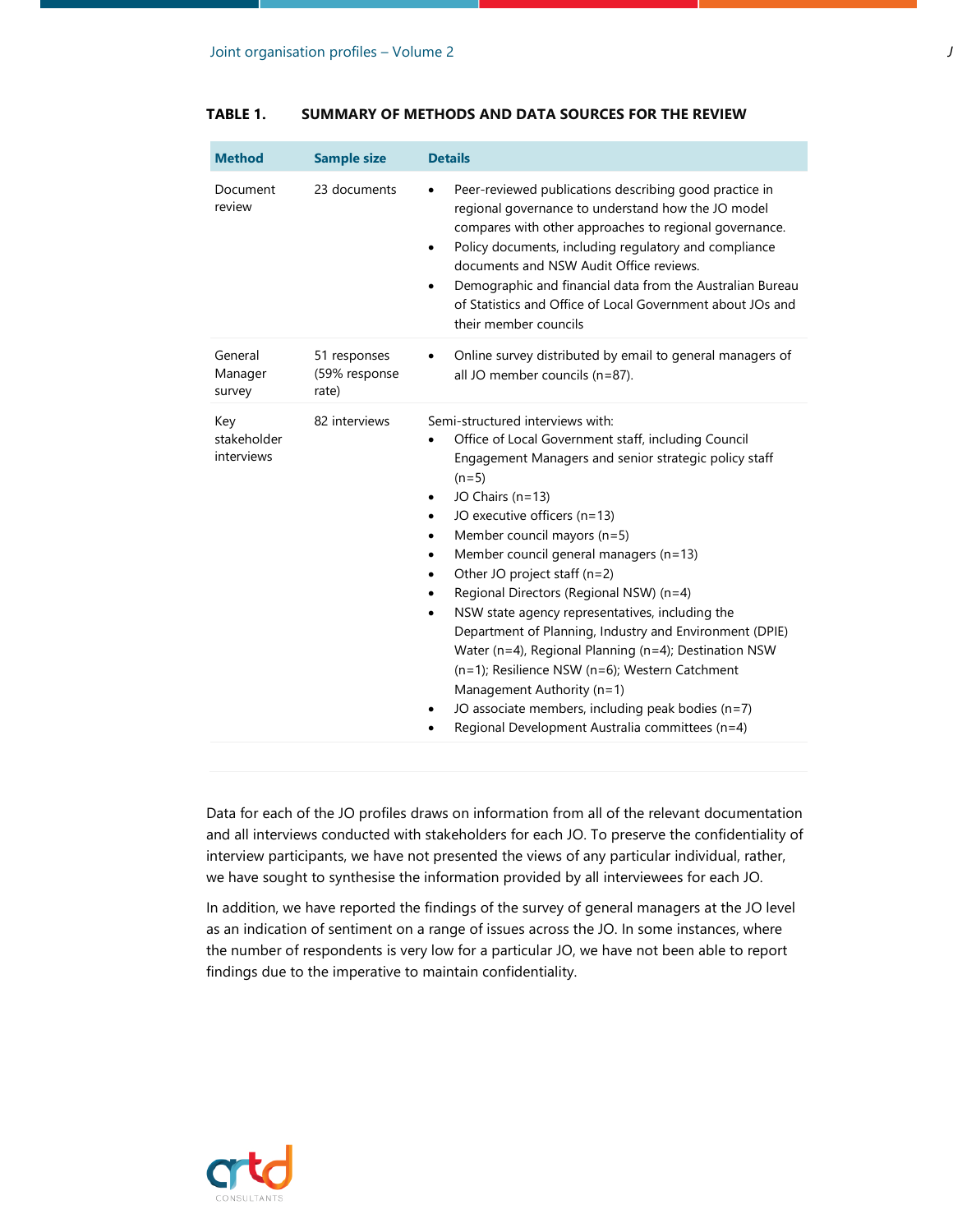**TABLE 1. SUMMARY OF METHODS AND DATA SOURCES FOR THE REVIEW**

| Method | Sample size | Details |
|---|---|---|
| Document review | 23 documents | • Peer-reviewed publications describing good practice in regional governance to understand how the JO model compares with other approaches to regional governance.<br>• Policy documents, including regulatory and compliance documents and NSW Audit Office reviews.<br>• Demographic and financial data from the Australian Bureau of Statistics and Office of Local Government about JOs and their member councils |
| General Manager survey | 51 responses (59% response rate) | • Online survey distributed by email to general managers of all JO member councils (n=87). |
| Key stakeholder interviews | 82 interviews | Semi-structured interviews with:<br>• Office of Local Government staff, including Council Engagement Managers and senior strategic policy staff (n=5)<br>• JO Chairs (n=13)<br>• JO executive officers (n=13)<br>• Member council mayors (n=5)<br>• Member council general managers (n=13)<br>• Other JO project staff (n=2)<br>• Regional Directors (Regional NSW) (n=4)<br>• NSW state agency representatives, including the Department of Planning, Industry and Environment (DPIE) Water (n=4), Regional Planning (n=4); Destination NSW (n=1); Resilience NSW (n=6); Western Catchment Management Authority (n=1)<br>• JO associate members, including peak bodies (n=7)<br>• Regional Development Australia committees (n=4) |

Data for each of the JO profiles draws on information from all of the relevant documentation and all interviews conducted with stakeholders for each JO. To preserve the confidentiality of interview participants, we have not presented the views of any particular individual, rather, we have sought to synthesise the information provided by all interviewees for each JO.

In addition, we have reported the findings of the survey of general managers at the JO level as an indication of sentiment on a range of issues across the JO. In some instances, where the number of respondents is very low for a particular JO, we have not been able to report findings due to the imperative to maintain confidentiality.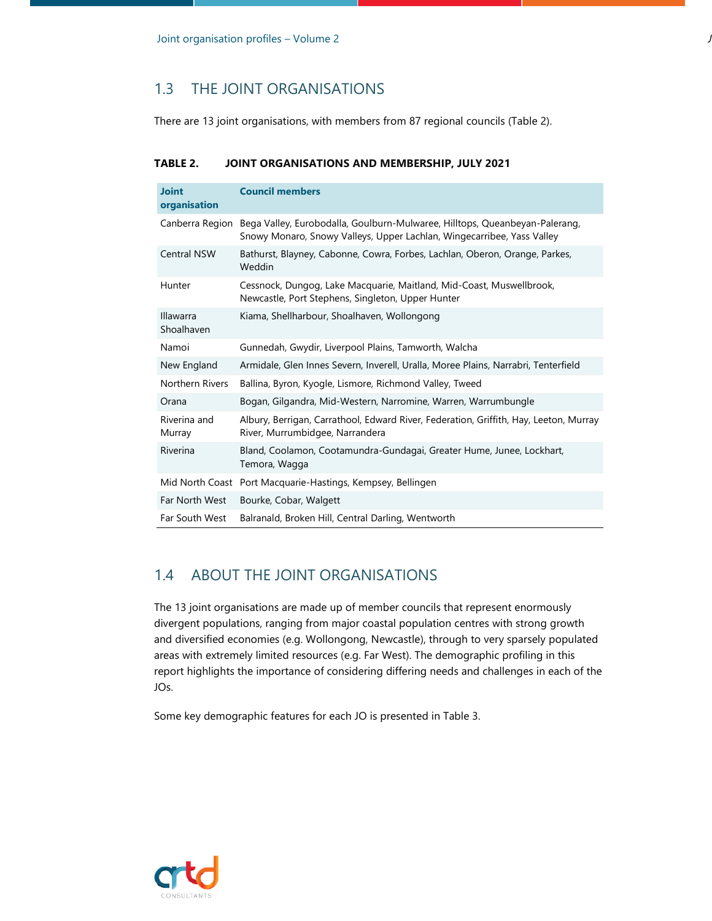## 1.3 THE JOINT ORGANISATIONS

There are 13 joint organisations, with members from 87 regional councils (Table 2).

**TABLE 2. JOINT ORGANISATIONS AND MEMBERSHIP, JULY 2021**

| Joint organisation | Council members |
|---|---|
| Canberra Region | Bega Valley, Eurobodalla, Goulburn-Mulwaree, Hilltops, Queanbeyan-Palerang, Snowy Monaro, Snowy Valleys, Upper Lachlan, Wingecarribee, Yass Valley |
| Central NSW | Bathurst, Blayney, Cabonne, Cowra, Forbes, Lachlan, Oberon, Orange, Parkes, Weddin |
| Hunter | Cessnock, Dungog, Lake Macquarie, Maitland, Mid-Coast, Muswellbrook, Newcastle, Port Stephens, Singleton, Upper Hunter |
| Illawarra Shoalhaven | Kiama, Shellharbour, Shoalhaven, Wollongong |
| Namoi | Gunnedah, Gwydir, Liverpool Plains, Tamworth, Walcha |
| New England | Armidale, Glen Innes Severn, Inverell, Uralla, Moree Plains, Narrabri, Tenterfield |
| Northern Rivers | Ballina, Byron, Kyogle, Lismore, Richmond Valley, Tweed |
| Orana | Bogan, Gilgandra, Mid-Western, Narromine, Warren, Warrumbungle |
| Riverina and Murray | Albury, Berrigan, Carrathool, Edward River, Federation, Griffith, Hay, Leeton, Murray River, Murrumbidgee, Narrandera |
| Riverina | Bland, Coolamon, Cootamundra-Gundagai, Greater Hume, Junee, Lockhart, Temora, Wagga |
| Mid North Coast | Port Macquarie-Hastings, Kempsey, Bellingen |
| Far North West | Bourke, Cobar, Walgett |
| Far South West | Balranald, Broken Hill, Central Darling, Wentworth |

## 1.4 ABOUT THE JOINT ORGANISATIONS

The 13 joint organisations are made up of member councils that represent enormously divergent populations, ranging from major coastal population centres with strong growth and diversified economies (e.g. Wollongong, Newcastle), through to very sparsely populated areas with extremely limited resources (e.g. Far West). The demographic profiling in this report highlights the importance of considering differing needs and challenges in each of the JOs.

Some key demographic features for each JO is presented in Table 3.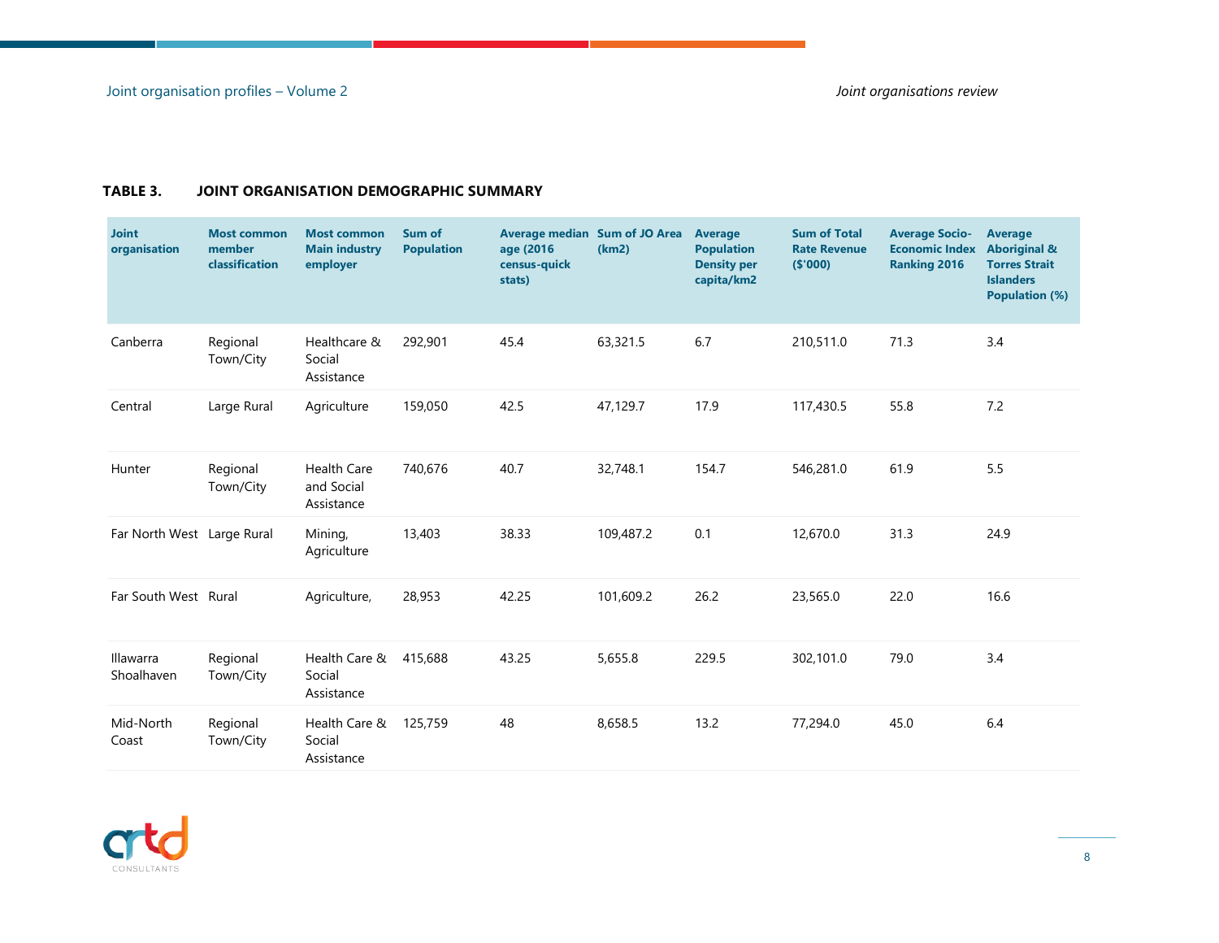**TABLE 3. JOINT ORGANISATION DEMOGRAPHIC SUMMARY**

| Joint organisation | Most common member classification | Most common Main industry employer | Sum of Population | Average median age (2016 census-quick stats) | Sum of JO Area (km2) | Average Population Density per capita/km2 | Sum of Total Rate Revenue ($'000) | Average Socio-Economic Index Ranking 2016 | Average Aboriginal & Torres Strait Islanders Population (%) |
|---|---|---|---|---|---|---|---|---|---|
| Canberra | Regional Town/City | Healthcare & Social Assistance | 292,901 | 45.4 | 63,321.5 | 6.7 | 210,511.0 | 71.3 | 3.4 |
| Central | Large Rural | Agriculture | 159,050 | 42.5 | 47,129.7 | 17.9 | 117,430.5 | 55.8 | 7.2 |
| Hunter | Regional Town/City | Health Care and Social Assistance | 740,676 | 40.7 | 32,748.1 | 154.7 | 546,281.0 | 61.9 | 5.5 |
| Far North West | Large Rural | Mining, Agriculture | 13,403 | 38.33 | 109,487.2 | 0.1 | 12,670.0 | 31.3 | 24.9 |
| Far South West | Rural | Agriculture, | 28,953 | 42.25 | 101,609.2 | 26.2 | 23,565.0 | 22.0 | 16.6 |
| Illawarra Shoalhaven | Regional Town/City | Health Care & Social Assistance | 415,688 | 43.25 | 5,655.8 | 229.5 | 302,101.0 | 79.0 | 3.4 |
| Mid-North Coast | Regional Town/City | Health Care & Social Assistance | 125,759 | 48 | 8,658.5 | 13.2 | 77,294.0 | 45.0 | 6.4 |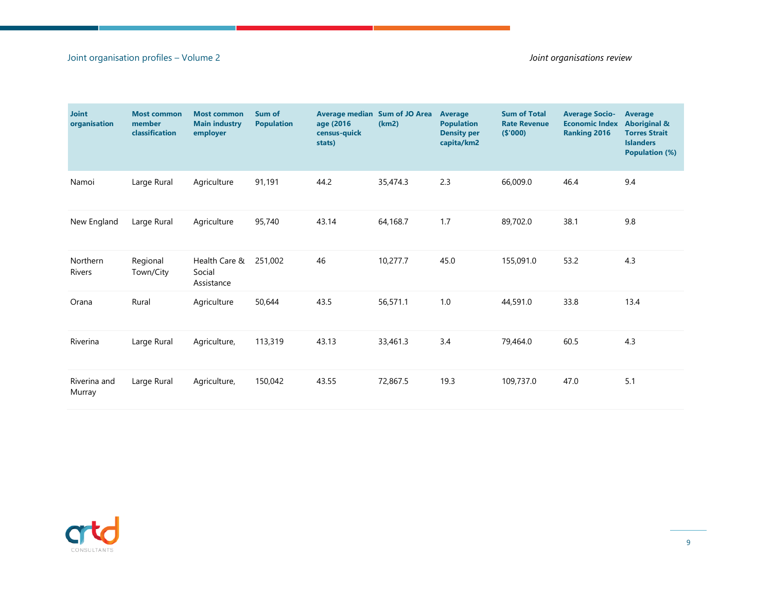| Joint organisation | Most common member classification | Most common Main industry employer | Sum of Population | Average median age (2016 census-quick stats) | Sum of JO Area (km2) | Average Population Density per capita/km2 | Sum of Total Rate Revenue ($'000) | Average Socio-Economic Index Ranking 2016 | Average Aboriginal & Torres Strait Islanders Population (%) |
|---|---|---|---|---|---|---|---|---|---|
| Namoi | Large Rural | Agriculture | 91,191 | 44.2 | 35,474.3 | 2.3 | 66,009.0 | 46.4 | 9.4 |
| New England | Large Rural | Agriculture | 95,740 | 43.14 | 64,168.7 | 1.7 | 89,702.0 | 38.1 | 9.8 |
| Northern Rivers | Regional Town/City | Health Care & Social Assistance | 251,002 | 46 | 10,277.7 | 45.0 | 155,091.0 | 53.2 | 4.3 |
| Orana | Rural | Agriculture | 50,644 | 43.5 | 56,571.1 | 1.0 | 44,591.0 | 33.8 | 13.4 |
| Riverina | Large Rural | Agriculture, | 113,319 | 43.13 | 33,461.3 | 3.4 | 79,464.0 | 60.5 | 4.3 |
| Riverina and Murray | Large Rural | Agriculture, | 150,042 | 43.55 | 72,867.5 | 19.3 | 109,737.0 | 47.0 | 5.1 |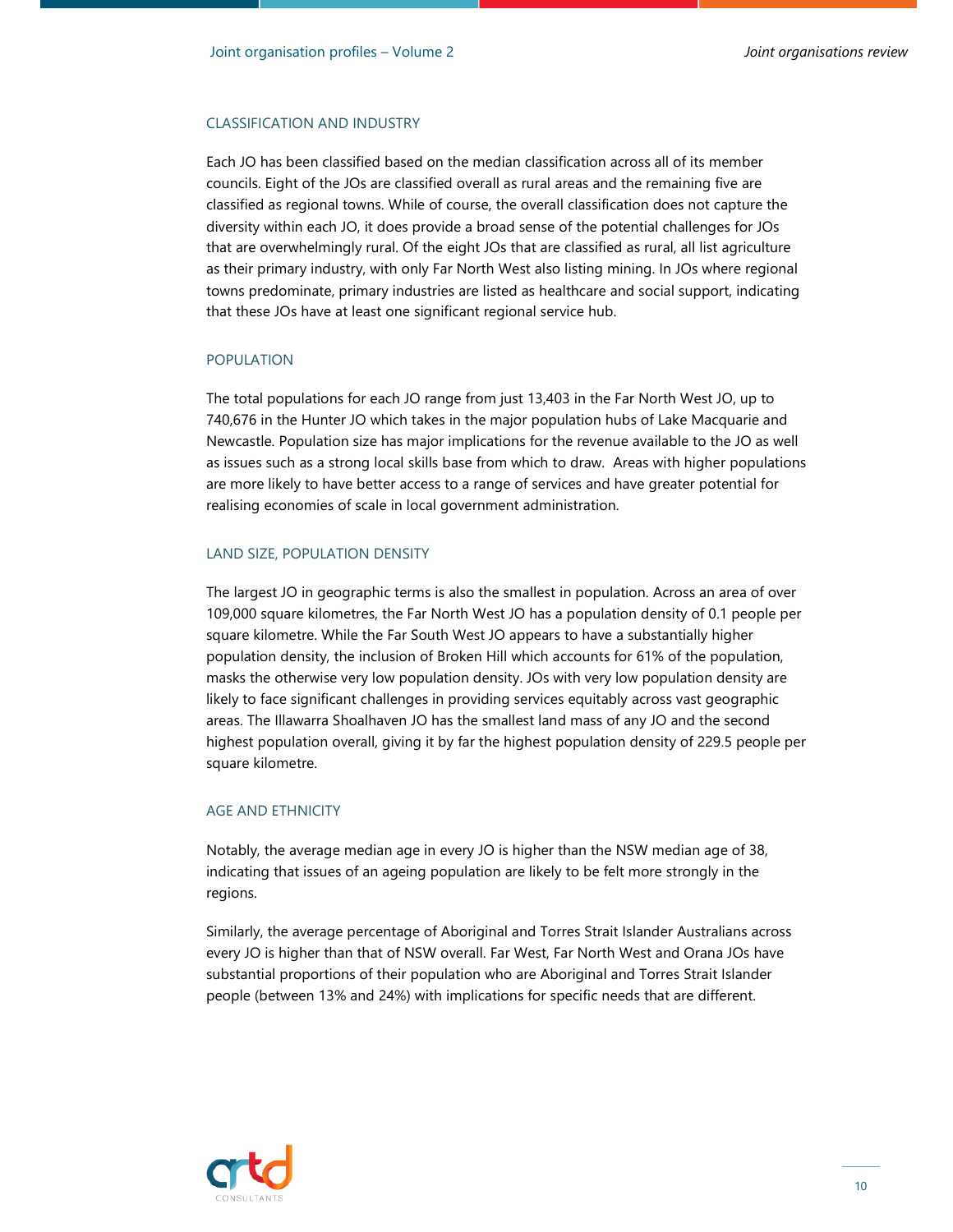### CLASSIFICATION AND INDUSTRY

Each JO has been classified based on the median classification across all of its member councils. Eight of the JOs are classified overall as rural areas and the remaining five are classified as regional towns. While of course, the overall classification does not capture the diversity within each JO, it does provide a broad sense of the potential challenges for JOs that are overwhelmingly rural. Of the eight JOs that are classified as rural, all list agriculture as their primary industry, with only Far North West also listing mining. In JOs where regional towns predominate, primary industries are listed as healthcare and social support, indicating that these JOs have at least one significant regional service hub.

### POPULATION

The total populations for each JO range from just 13,403 in the Far North West JO, up to 740,676 in the Hunter JO which takes in the major population hubs of Lake Macquarie and Newcastle. Population size has major implications for the revenue available to the JO as well as issues such as a strong local skills base from which to draw. Areas with higher populations are more likely to have better access to a range of services and have greater potential for realising economies of scale in local government administration.

### LAND SIZE, POPULATION DENSITY

The largest JO in geographic terms is also the smallest in population. Across an area of over 109,000 square kilometres, the Far North West JO has a population density of 0.1 people per square kilometre. While the Far South West JO appears to have a substantially higher population density, the inclusion of Broken Hill which accounts for 61% of the population, masks the otherwise very low population density. JOs with very low population density are likely to face significant challenges in providing services equitably across vast geographic areas. The Illawarra Shoalhaven JO has the smallest land mass of any JO and the second highest population overall, giving it by far the highest population density of 229.5 people per square kilometre.

### AGE AND ETHNICITY

Notably, the average median age in every JO is higher than the NSW median age of 38, indicating that issues of an ageing population are likely to be felt more strongly in the regions.

Similarly, the average percentage of Aboriginal and Torres Strait Islander Australians across every JO is higher than that of NSW overall. Far West, Far North West and Orana JOs have substantial proportions of their population who are Aboriginal and Torres Strait Islander people (between 13% and 24%) with implications for specific needs that are different.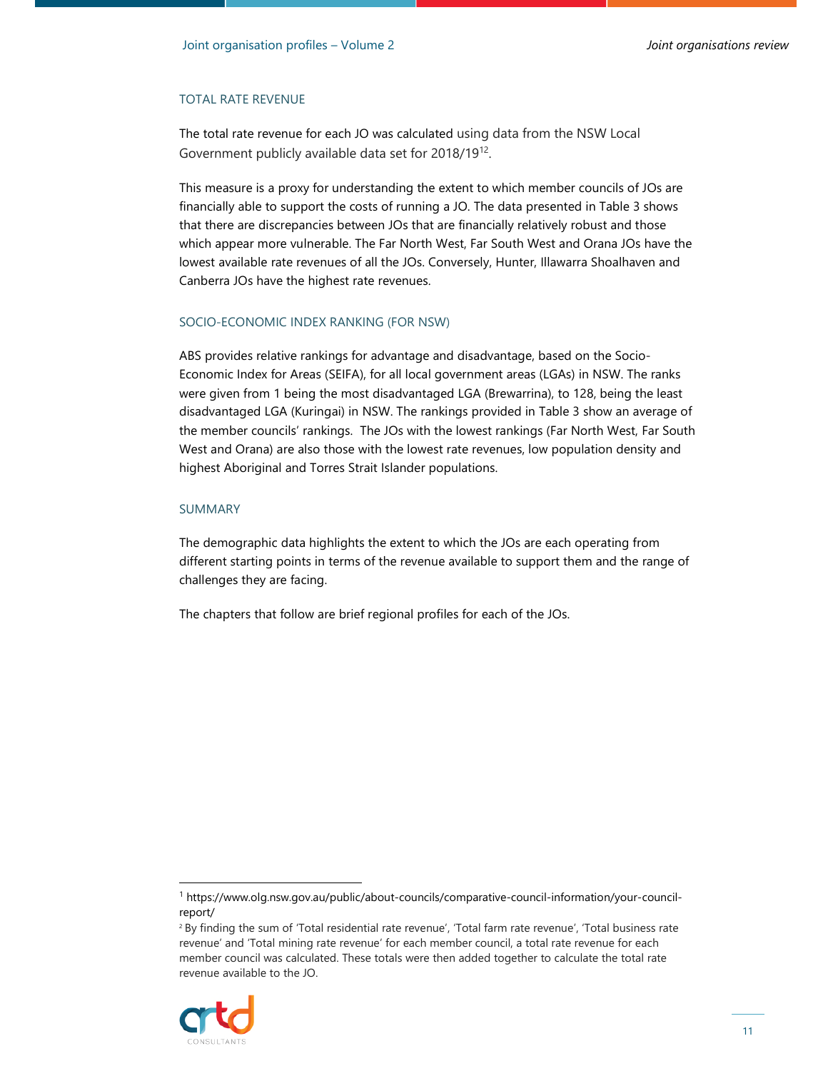### TOTAL RATE REVENUE

The total rate revenue for each JO was calculated using data from the NSW Local Government publicly available data set for 2018/19[1,2].

This measure is a proxy for understanding the extent to which member councils of JOs are financially able to support the costs of running a JO. The data presented in Table 3 shows that there are discrepancies between JOs that are financially relatively robust and those which appear more vulnerable. The Far North West, Far South West and Orana JOs have the lowest available rate revenues of all the JOs. Conversely, Hunter, Illawarra Shoalhaven and Canberra JOs have the highest rate revenues.

### SOCIO-ECONOMIC INDEX RANKING (FOR NSW)

ABS provides relative rankings for advantage and disadvantage, based on the Socio-Economic Index for Areas (SEIFA), for all local government areas (LGAs) in NSW. The ranks were given from 1 being the most disadvantaged LGA (Brewarrina), to 128, being the least disadvantaged LGA (Kuringai) in NSW. The rankings provided in Table 3 show an average of the member councils' rankings. The JOs with the lowest rankings (Far North West, Far South West and Orana) are also those with the lowest rate revenues, low population density and highest Aboriginal and Torres Strait Islander populations.

### SUMMARY

The demographic data highlights the extent to which the JOs are each operating from different starting points in terms of the revenue available to support them and the range of challenges they are facing.

The chapters that follow are brief regional profiles for each of the JOs.

---

[1] https://www.olg.nsw.gov.au/public/about-councils/comparative-council-information/your-council-report/

[2] By finding the sum of 'Total residential rate revenue', 'Total farm rate revenue', 'Total business rate revenue' and 'Total mining rate revenue' for each member council, a total rate revenue for each member council was calculated. These totals were then added together to calculate the total rate revenue available to the JO.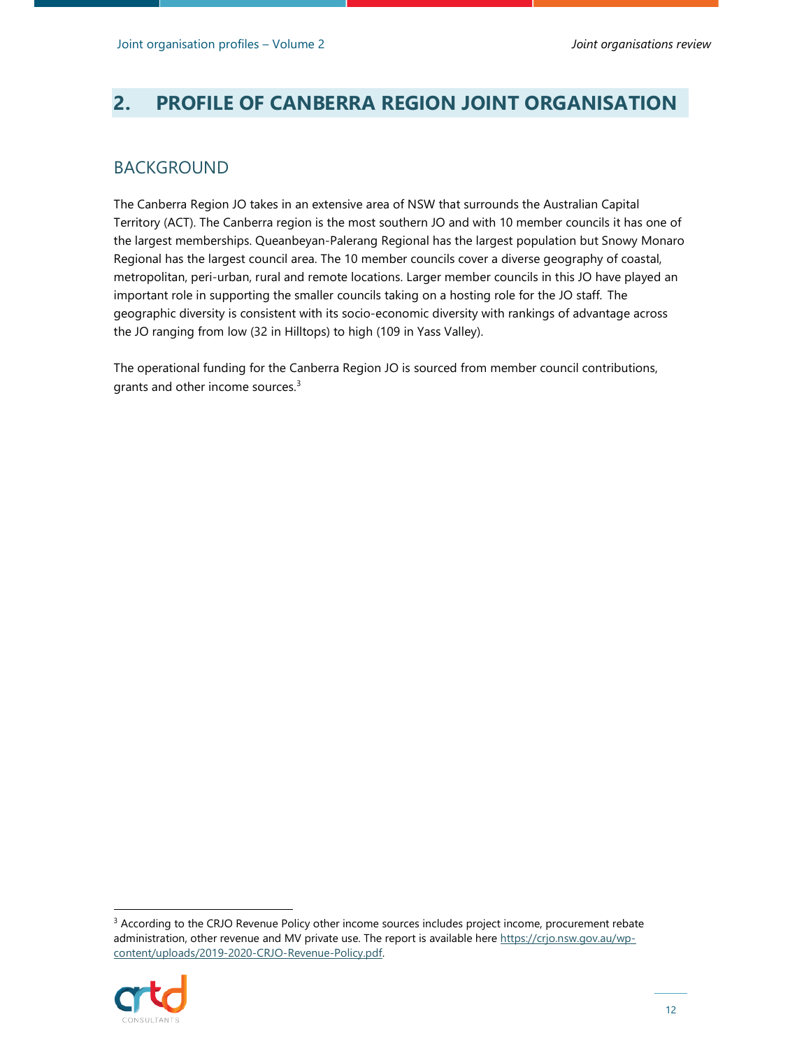# 2. PROFILE OF CANBERRA REGION JOINT ORGANISATION

## BACKGROUND

The Canberra Region JO takes in an extensive area of NSW that surrounds the Australian Capital Territory (ACT). The Canberra region is the most southern JO and with 10 member councils it has one of the largest memberships. Queanbeyan-Palerang Regional has the largest population but Snowy Monaro Regional has the largest council area. The 10 member councils cover a diverse geography of coastal, metropolitan, peri-urban, rural and remote locations. Larger member councils in this JO have played an important role in supporting the smaller councils taking on a hosting role for the JO staff. The geographic diversity is consistent with its socio-economic diversity with rankings of advantage across the JO ranging from low (32 in Hilltops) to high (109 in Yass Valley).

The operational funding for the Canberra Region JO is sourced from member council contributions, grants and other income sources.[3]

[3] According to the CRJO Revenue Policy other income sources includes project income, procurement rebate administration, other revenue and MV private use. The report is available here https://crjo.nsw.gov.au/wp-content/uploads/2019-2020-CRJO-Revenue-Policy.pdf.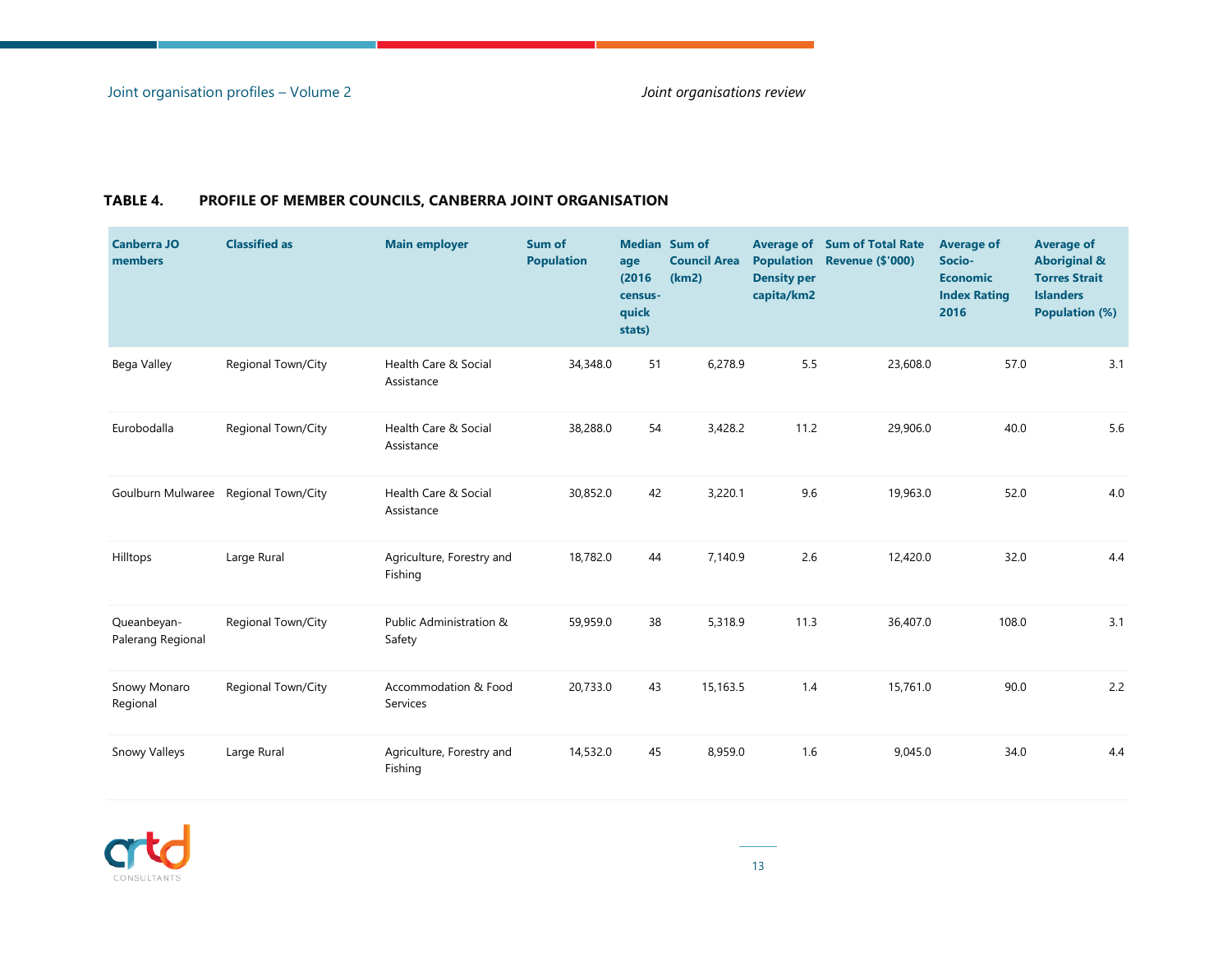**TABLE 4. PROFILE OF MEMBER COUNCILS, CANBERRA JOINT ORGANISATION**

| Canberra JO members | Classified as | Main employer | Sum of Population | Median age (2016 census-quick stats) | Sum of Council Area (km2) | Average of Population Density per capita/km2 | Sum of Total Rate Revenue ($'000) | Average of Socio-Economic Index Rating 2016 | Average of Aboriginal & Torres Strait Islanders Population (%) |
|---|---|---|---|---|---|---|---|---|---|
| Bega Valley | Regional Town/City | Health Care & Social Assistance | 34,348.0 | 51 | 6,278.9 | 5.5 | 23,608.0 | 57.0 | 3.1 |
| Eurobodalla | Regional Town/City | Health Care & Social Assistance | 38,288.0 | 54 | 3,428.2 | 11.2 | 29,906.0 | 40.0 | 5.6 |
| Goulburn Mulwaree | Regional Town/City | Health Care & Social Assistance | 30,852.0 | 42 | 3,220.1 | 9.6 | 19,963.0 | 52.0 | 4.0 |
| Hilltops | Large Rural | Agriculture, Forestry and Fishing | 18,782.0 | 44 | 7,140.9 | 2.6 | 12,420.0 | 32.0 | 4.4 |
| Queanbeyan-Palerang Regional | Regional Town/City | Public Administration & Safety | 59,959.0 | 38 | 5,318.9 | 11.3 | 36,407.0 | 108.0 | 3.1 |
| Snowy Monaro Regional | Regional Town/City | Accommodation & Food Services | 20,733.0 | 43 | 15,163.5 | 1.4 | 15,761.0 | 90.0 | 2.2 |
| Snowy Valleys | Large Rural | Agriculture, Forestry and Fishing | 14,532.0 | 45 | 8,959.0 | 1.6 | 9,045.0 | 34.0 | 4.4 |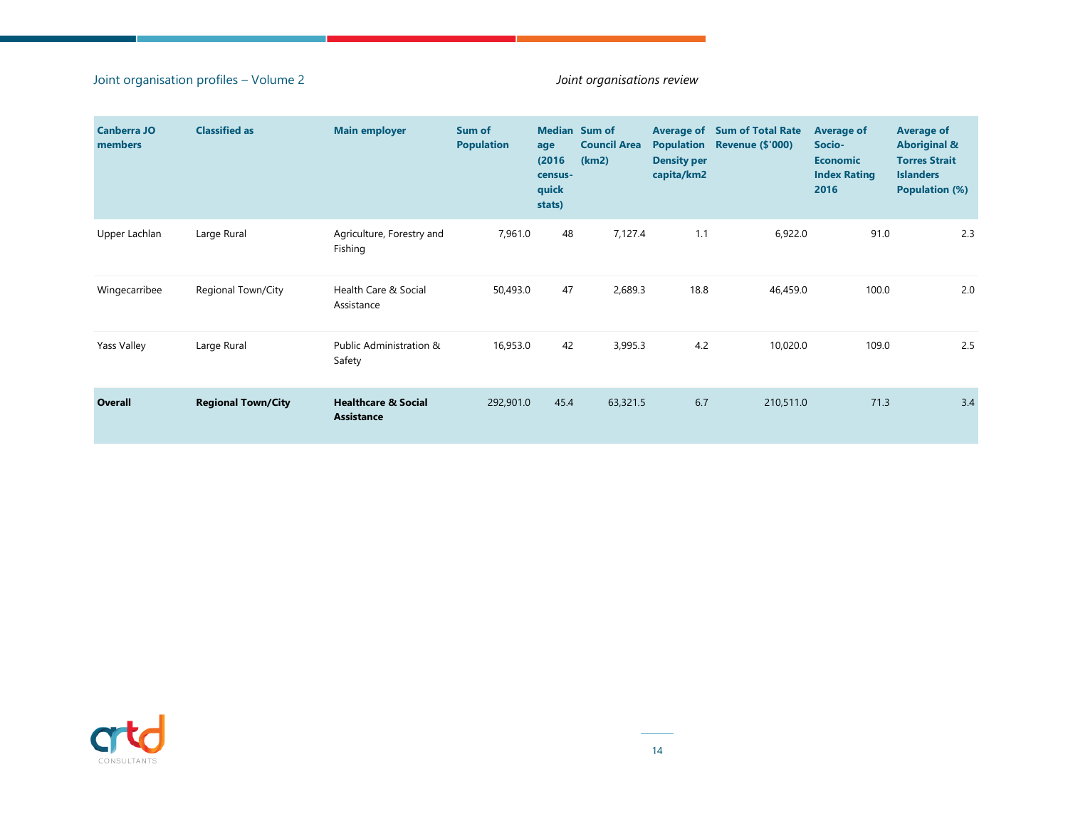| Canberra JO members | Classified as | Main employer | Sum of Population | Median age (2016 census-quick stats) | Sum of Council Area (km2) | Average of Population Density per capita/km2 | Sum of Total Rate Revenue ($'000) | Average of Socio-Economic Index Rating 2016 | Average of Aboriginal & Torres Strait Islanders Population (%) |
|---|---|---|---|---|---|---|---|---|---|
| Upper Lachlan | Large Rural | Agriculture, Forestry and Fishing | 7,961.0 | 48 | 7,127.4 | 1.1 | 6,922.0 | 91.0 | 2.3 |
| Wingecarribee | Regional Town/City | Health Care & Social Assistance | 50,493.0 | 47 | 2,689.3 | 18.8 | 46,459.0 | 100.0 | 2.0 |
| Yass Valley | Large Rural | Public Administration & Safety | 16,953.0 | 42 | 3,995.3 | 4.2 | 10,020.0 | 109.0 | 2.5 |
| **Overall** | **Regional Town/City** | **Healthcare & Social Assistance** | 292,901.0 | 45.4 | 63,321.5 | 6.7 | 210,511.0 | 71.3 | 3.4 |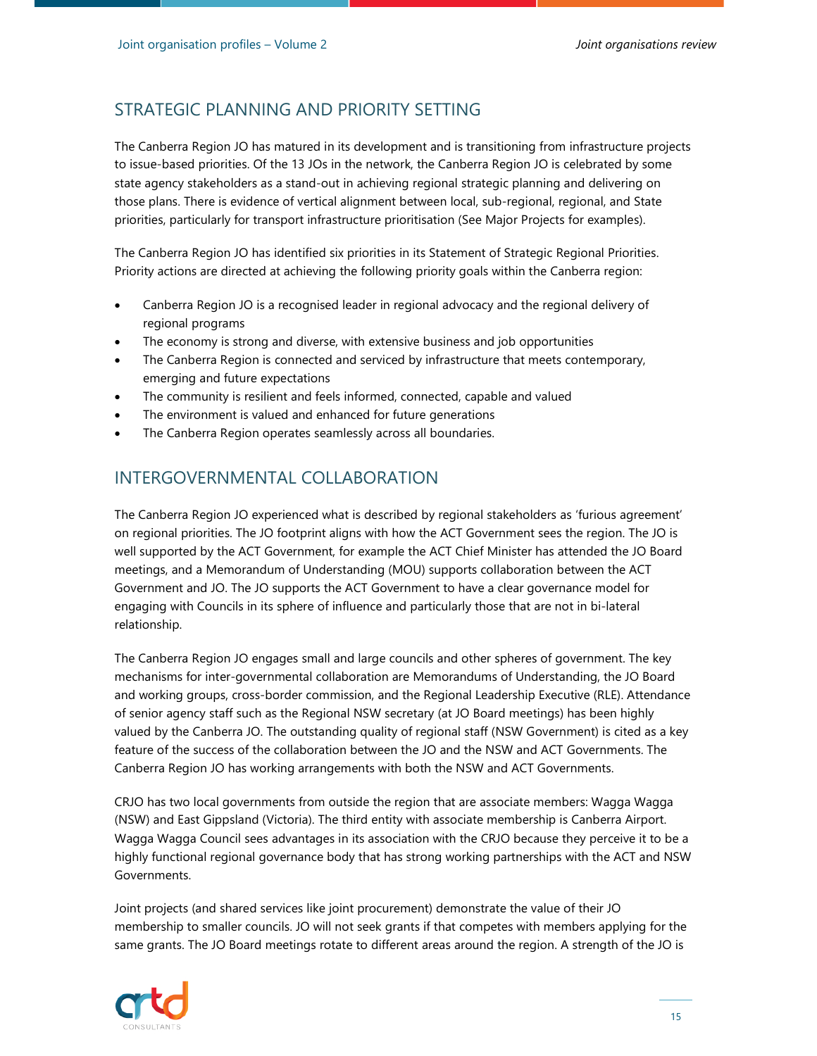## STRATEGIC PLANNING AND PRIORITY SETTING

The Canberra Region JO has matured in its development and is transitioning from infrastructure projects to issue-based priorities. Of the 13 JOs in the network, the Canberra Region JO is celebrated by some state agency stakeholders as a stand-out in achieving regional strategic planning and delivering on those plans. There is evidence of vertical alignment between local, sub-regional, regional, and State priorities, particularly for transport infrastructure prioritisation (See Major Projects for examples).

The Canberra Region JO has identified six priorities in its Statement of Strategic Regional Priorities. Priority actions are directed at achieving the following priority goals within the Canberra region:

- Canberra Region JO is a recognised leader in regional advocacy and the regional delivery of regional programs
- The economy is strong and diverse, with extensive business and job opportunities
- The Canberra Region is connected and serviced by infrastructure that meets contemporary, emerging and future expectations
- The community is resilient and feels informed, connected, capable and valued
- The environment is valued and enhanced for future generations
- The Canberra Region operates seamlessly across all boundaries.

## INTERGOVERNMENTAL COLLABORATION

The Canberra Region JO experienced what is described by regional stakeholders as 'furious agreement' on regional priorities. The JO footprint aligns with how the ACT Government sees the region. The JO is well supported by the ACT Government, for example the ACT Chief Minister has attended the JO Board meetings, and a Memorandum of Understanding (MOU) supports collaboration between the ACT Government and JO. The JO supports the ACT Government to have a clear governance model for engaging with Councils in its sphere of influence and particularly those that are not in bi-lateral relationship.

The Canberra Region JO engages small and large councils and other spheres of government. The key mechanisms for inter-governmental collaboration are Memorandums of Understanding, the JO Board and working groups, cross-border commission, and the Regional Leadership Executive (RLE). Attendance of senior agency staff such as the Regional NSW secretary (at JO Board meetings) has been highly valued by the Canberra JO. The outstanding quality of regional staff (NSW Government) is cited as a key feature of the success of the collaboration between the JO and the NSW and ACT Governments. The Canberra Region JO has working arrangements with both the NSW and ACT Governments.

CRJO has two local governments from outside the region that are associate members: Wagga Wagga (NSW) and East Gippsland (Victoria). The third entity with associate membership is Canberra Airport. Wagga Wagga Council sees advantages in its association with the CRJO because they perceive it to be a highly functional regional governance body that has strong working partnerships with the ACT and NSW Governments.

Joint projects (and shared services like joint procurement) demonstrate the value of their JO membership to smaller councils. JO will not seek grants if that competes with members applying for the same grants. The JO Board meetings rotate to different areas around the region. A strength of the JO is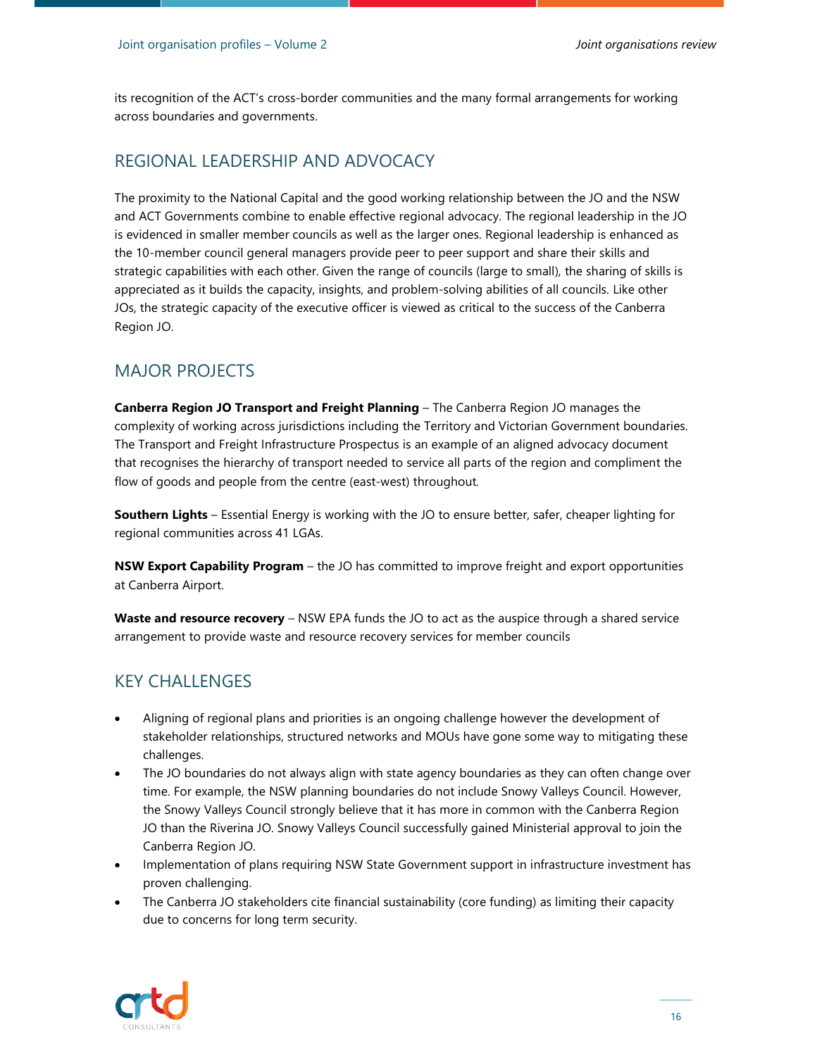its recognition of the ACT's cross-border communities and the many formal arrangements for working across boundaries and governments.

## REGIONAL LEADERSHIP AND ADVOCACY

The proximity to the National Capital and the good working relationship between the JO and the NSW and ACT Governments combine to enable effective regional advocacy. The regional leadership in the JO is evidenced in smaller member councils as well as the larger ones. Regional leadership is enhanced as the 10-member council general managers provide peer to peer support and share their skills and strategic capabilities with each other. Given the range of councils (large to small), the sharing of skills is appreciated as it builds the capacity, insights, and problem-solving abilities of all councils. Like other JOs, the strategic capacity of the executive officer is viewed as critical to the success of the Canberra Region JO.

## MAJOR PROJECTS

**Canberra Region JO Transport and Freight Planning** – The Canberra Region JO manages the complexity of working across jurisdictions including the Territory and Victorian Government boundaries. The Transport and Freight Infrastructure Prospectus is an example of an aligned advocacy document that recognises the hierarchy of transport needed to service all parts of the region and compliment the flow of goods and people from the centre (east-west) throughout.

**Southern Lights** – Essential Energy is working with the JO to ensure better, safer, cheaper lighting for regional communities across 41 LGAs.

**NSW Export Capability Program** – the JO has committed to improve freight and export opportunities at Canberra Airport.

**Waste and resource recovery** – NSW EPA funds the JO to act as the auspice through a shared service arrangement to provide waste and resource recovery services for member councils

## KEY CHALLENGES

- Aligning of regional plans and priorities is an ongoing challenge however the development of stakeholder relationships, structured networks and MOUs have gone some way to mitigating these challenges.
- The JO boundaries do not always align with state agency boundaries as they can often change over time. For example, the NSW planning boundaries do not include Snowy Valleys Council. However, the Snowy Valleys Council strongly believe that it has more in common with the Canberra Region JO than the Riverina JO. Snowy Valleys Council successfully gained Ministerial approval to join the Canberra Region JO.
- Implementation of plans requiring NSW State Government support in infrastructure investment has proven challenging.
- The Canberra JO stakeholders cite financial sustainability (core funding) as limiting their capacity due to concerns for long term security.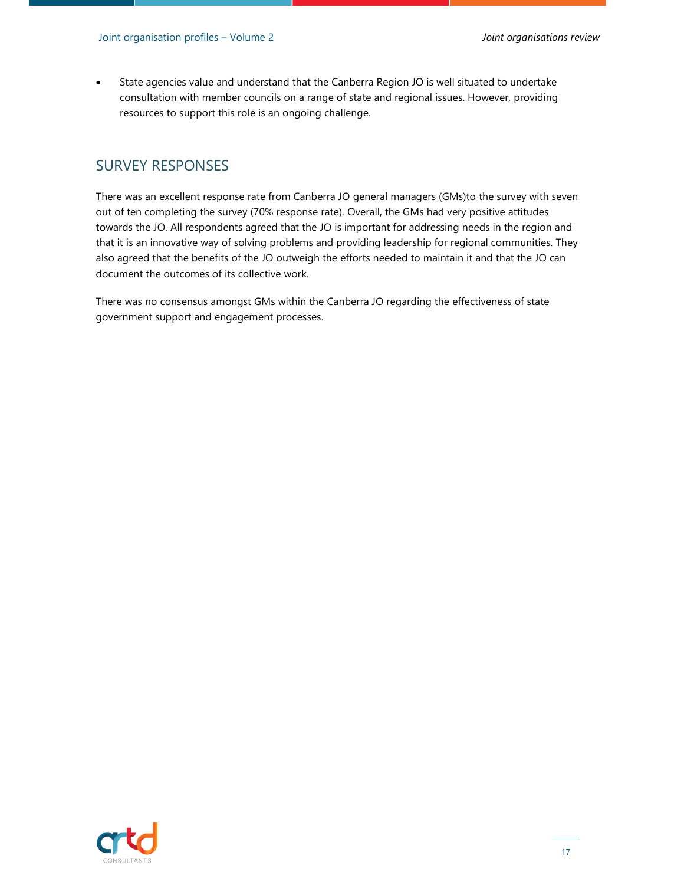- State agencies value and understand that the Canberra Region JO is well situated to undertake consultation with member councils on a range of state and regional issues. However, providing resources to support this role is an ongoing challenge.

## SURVEY RESPONSES

There was an excellent response rate from Canberra JO general managers (GMs)to the survey with seven out of ten completing the survey (70% response rate). Overall, the GMs had very positive attitudes towards the JO. All respondents agreed that the JO is important for addressing needs in the region and that it is an innovative way of solving problems and providing leadership for regional communities. They also agreed that the benefits of the JO outweigh the efforts needed to maintain it and that the JO can document the outcomes of its collective work.

There was no consensus amongst GMs within the Canberra JO regarding the effectiveness of state government support and engagement processes.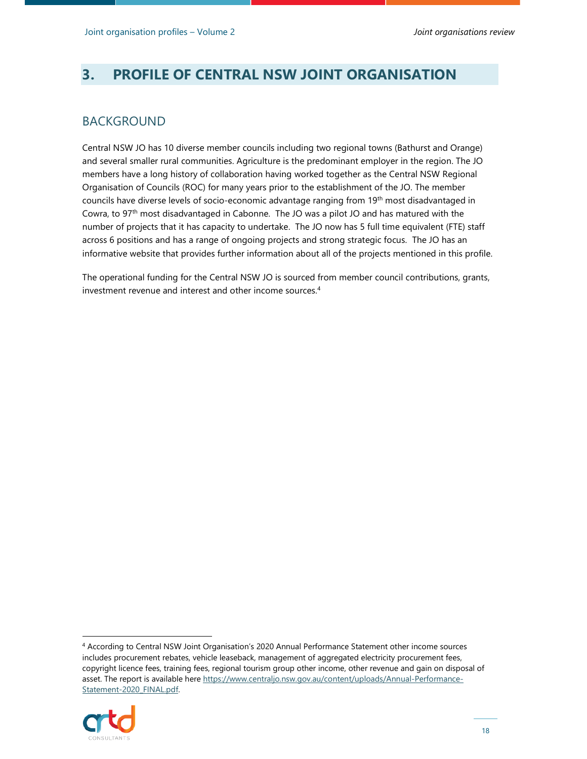# 3. PROFILE OF CENTRAL NSW JOINT ORGANISATION

## BACKGROUND

Central NSW JO has 10 diverse member councils including two regional towns (Bathurst and Orange) and several smaller rural communities. Agriculture is the predominant employer in the region. The JO members have a long history of collaboration having worked together as the Central NSW Regional Organisation of Councils (ROC) for many years prior to the establishment of the JO. The member councils have diverse levels of socio-economic advantage ranging from 19th most disadvantaged in Cowra, to 97th most disadvantaged in Cabonne. The JO was a pilot JO and has matured with the number of projects that it has capacity to undertake. The JO now has 5 full time equivalent (FTE) staff across 6 positions and has a range of ongoing projects and strong strategic focus. The JO has an informative website that provides further information about all of the projects mentioned in this profile.

The operational funding for the Central NSW JO is sourced from member council contributions, grants, investment revenue and interest and other income sources.[4]

[4] According to Central NSW Joint Organisation's 2020 Annual Performance Statement other income sources includes procurement rebates, vehicle leaseback, management of aggregated electricity procurement fees, copyright licence fees, training fees, regional tourism group other income, other revenue and gain on disposal of asset. The report is available here https://www.centraljo.nsw.gov.au/content/uploads/Annual-Performance-Statement-2020_FINAL.pdf.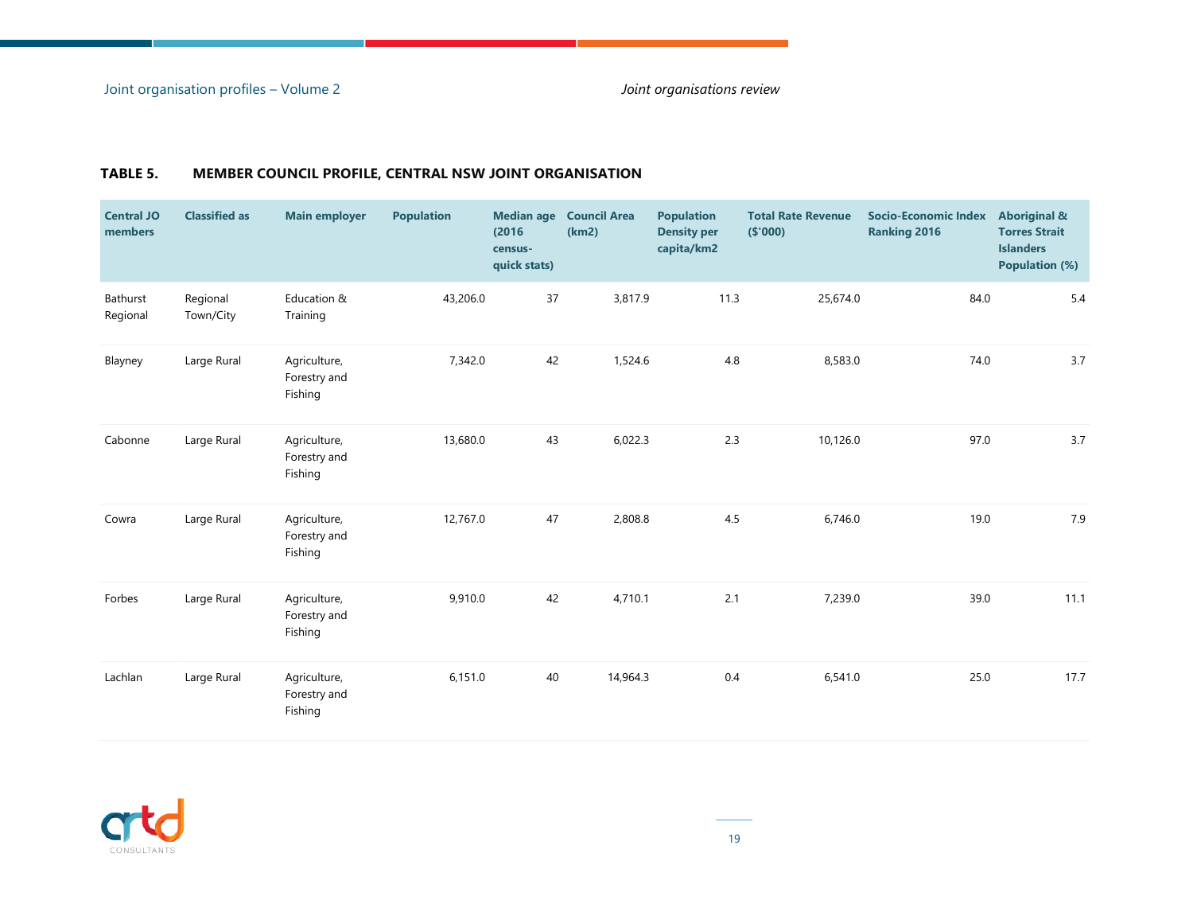**TABLE 5. MEMBER COUNCIL PROFILE, CENTRAL NSW JOINT ORGANISATION**

| Central JO members | Classified as | Main employer | Population | Median age (2016 census-quick stats) | Council Area (km2) | Population Density per capita/km2 | Total Rate Revenue ($'000) | Socio-Economic Index Ranking 2016 | Aboriginal & Torres Strait Islanders Population (%) |
|---|---|---|---|---|---|---|---|---|---|
| Bathurst Regional | Regional Town/City | Education & Training | 43,206.0 | 37 | 3,817.9 | 11.3 | 25,674.0 | 84.0 | 5.4 |
| Blayney | Large Rural | Agriculture, Forestry and Fishing | 7,342.0 | 42 | 1,524.6 | 4.8 | 8,583.0 | 74.0 | 3.7 |
| Cabonne | Large Rural | Agriculture, Forestry and Fishing | 13,680.0 | 43 | 6,022.3 | 2.3 | 10,126.0 | 97.0 | 3.7 |
| Cowra | Large Rural | Agriculture, Forestry and Fishing | 12,767.0 | 47 | 2,808.8 | 4.5 | 6,746.0 | 19.0 | 7.9 |
| Forbes | Large Rural | Agriculture, Forestry and Fishing | 9,910.0 | 42 | 4,710.1 | 2.1 | 7,239.0 | 39.0 | 11.1 |
| Lachlan | Large Rural | Agriculture, Forestry and Fishing | 6,151.0 | 40 | 14,964.3 | 0.4 | 6,541.0 | 25.0 | 17.7 |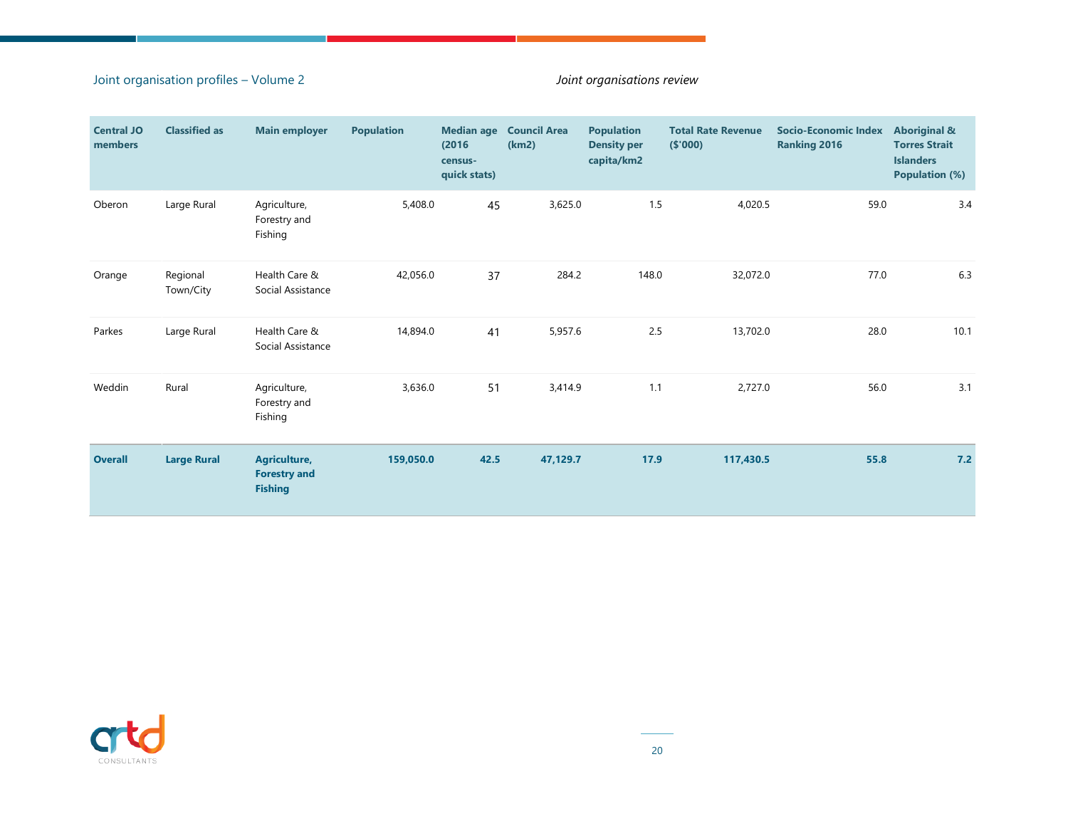| Central JO members | Classified as | Main employer | Population | Median age (2016 census- quick stats) | Council Area (km2) | Population Density per capita/km2 | Total Rate Revenue ($'000) | Socio-Economic Index Ranking 2016 | Aboriginal & Torres Strait Islanders Population (%) |
|---|---|---|---|---|---|---|---|---|---|
| Oberon | Large Rural | Agriculture, Forestry and Fishing | 5,408.0 | 45 | 3,625.0 | 1.5 | 4,020.5 | 59.0 | 3.4 |
| Orange | Regional Town/City | Health Care & Social Assistance | 42,056.0 | 37 | 284.2 | 148.0 | 32,072.0 | 77.0 | 6.3 |
| Parkes | Large Rural | Health Care & Social Assistance | 14,894.0 | 41 | 5,957.6 | 2.5 | 13,702.0 | 28.0 | 10.1 |
| Weddin | Rural | Agriculture, Forestry and Fishing | 3,636.0 | 51 | 3,414.9 | 1.1 | 2,727.0 | 56.0 | 3.1 |
| **Overall** | **Large Rural** | **Agriculture, Forestry and Fishing** | **159,050.0** | **42.5** | **47,129.7** | **17.9** | **117,430.5** | **55.8** | **7.2** |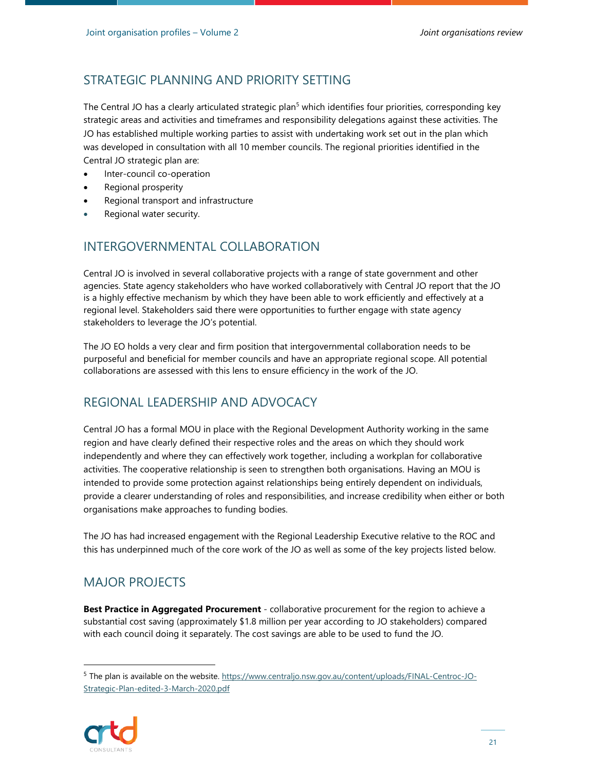## STRATEGIC PLANNING AND PRIORITY SETTING

The Central JO has a clearly articulated strategic plan[5] which identifies four priorities, corresponding key strategic areas and activities and timeframes and responsibility delegations against these activities. The JO has established multiple working parties to assist with undertaking work set out in the plan which was developed in consultation with all 10 member councils. The regional priorities identified in the Central JO strategic plan are:

- Inter-council co-operation
- Regional prosperity
- Regional transport and infrastructure
- Regional water security.

## INTERGOVERNMENTAL COLLABORATION

Central JO is involved in several collaborative projects with a range of state government and other agencies. State agency stakeholders who have worked collaboratively with Central JO report that the JO is a highly effective mechanism by which they have been able to work efficiently and effectively at a regional level. Stakeholders said there were opportunities to further engage with state agency stakeholders to leverage the JO's potential.

The JO EO holds a very clear and firm position that intergovernmental collaboration needs to be purposeful and beneficial for member councils and have an appropriate regional scope. All potential collaborations are assessed with this lens to ensure efficiency in the work of the JO.

## REGIONAL LEADERSHIP AND ADVOCACY

Central JO has a formal MOU in place with the Regional Development Authority working in the same region and have clearly defined their respective roles and the areas on which they should work independently and where they can effectively work together, including a workplan for collaborative activities. The cooperative relationship is seen to strengthen both organisations. Having an MOU is intended to provide some protection against relationships being entirely dependent on individuals, provide a clearer understanding of roles and responsibilities, and increase credibility when either or both organisations make approaches to funding bodies.

The JO has had increased engagement with the Regional Leadership Executive relative to the ROC and this has underpinned much of the core work of the JO as well as some of the key projects listed below.

## MAJOR PROJECTS

**Best Practice in Aggregated Procurement** - collaborative procurement for the region to achieve a substantial cost saving (approximately $1.8 million per year according to JO stakeholders) compared with each council doing it separately. The cost savings are able to be used to fund the JO.

---

[5] The plan is available on the website. https://www.centraljo.nsw.gov.au/content/uploads/FINAL-Centroc-JO-Strategic-Plan-edited-3-March-2020.pdf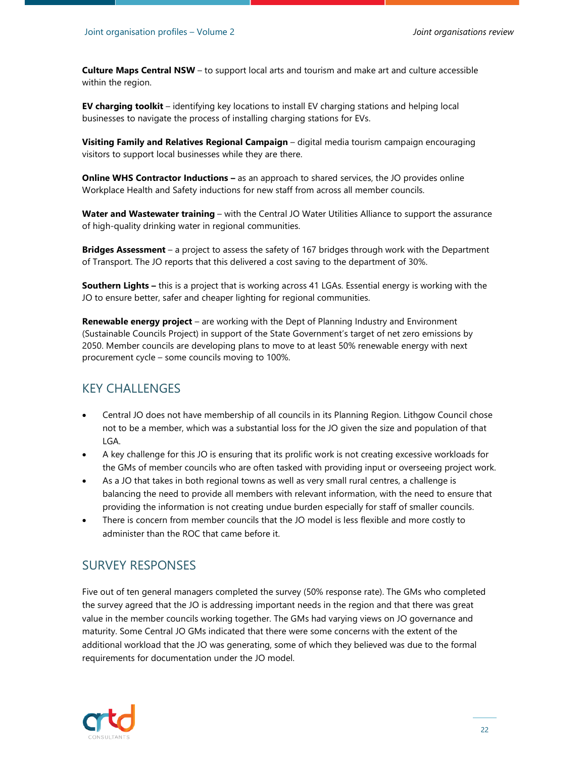**Culture Maps Central NSW** – to support local arts and tourism and make art and culture accessible within the region.

**EV charging toolkit** – identifying key locations to install EV charging stations and helping local businesses to navigate the process of installing charging stations for EVs.

**Visiting Family and Relatives Regional Campaign** – digital media tourism campaign encouraging visitors to support local businesses while they are there.

**Online WHS Contractor Inductions –** as an approach to shared services, the JO provides online Workplace Health and Safety inductions for new staff from across all member councils.

**Water and Wastewater training** – with the Central JO Water Utilities Alliance to support the assurance of high-quality drinking water in regional communities.

**Bridges Assessment** – a project to assess the safety of 167 bridges through work with the Department of Transport. The JO reports that this delivered a cost saving to the department of 30%.

**Southern Lights –** this is a project that is working across 41 LGAs. Essential energy is working with the JO to ensure better, safer and cheaper lighting for regional communities.

**Renewable energy project** – are working with the Dept of Planning Industry and Environment (Sustainable Councils Project) in support of the State Government's target of net zero emissions by 2050. Member councils are developing plans to move to at least 50% renewable energy with next procurement cycle – some councils moving to 100%.

## KEY CHALLENGES

- Central JO does not have membership of all councils in its Planning Region. Lithgow Council chose not to be a member, which was a substantial loss for the JO given the size and population of that LGA.
- A key challenge for this JO is ensuring that its prolific work is not creating excessive workloads for the GMs of member councils who are often tasked with providing input or overseeing project work.
- As a JO that takes in both regional towns as well as very small rural centres, a challenge is balancing the need to provide all members with relevant information, with the need to ensure that providing the information is not creating undue burden especially for staff of smaller councils.
- There is concern from member councils that the JO model is less flexible and more costly to administer than the ROC that came before it.

## SURVEY RESPONSES

Five out of ten general managers completed the survey (50% response rate). The GMs who completed the survey agreed that the JO is addressing important needs in the region and that there was great value in the member councils working together. The GMs had varying views on JO governance and maturity. Some Central JO GMs indicated that there were some concerns with the extent of the additional workload that the JO was generating, some of which they believed was due to the formal requirements for documentation under the JO model.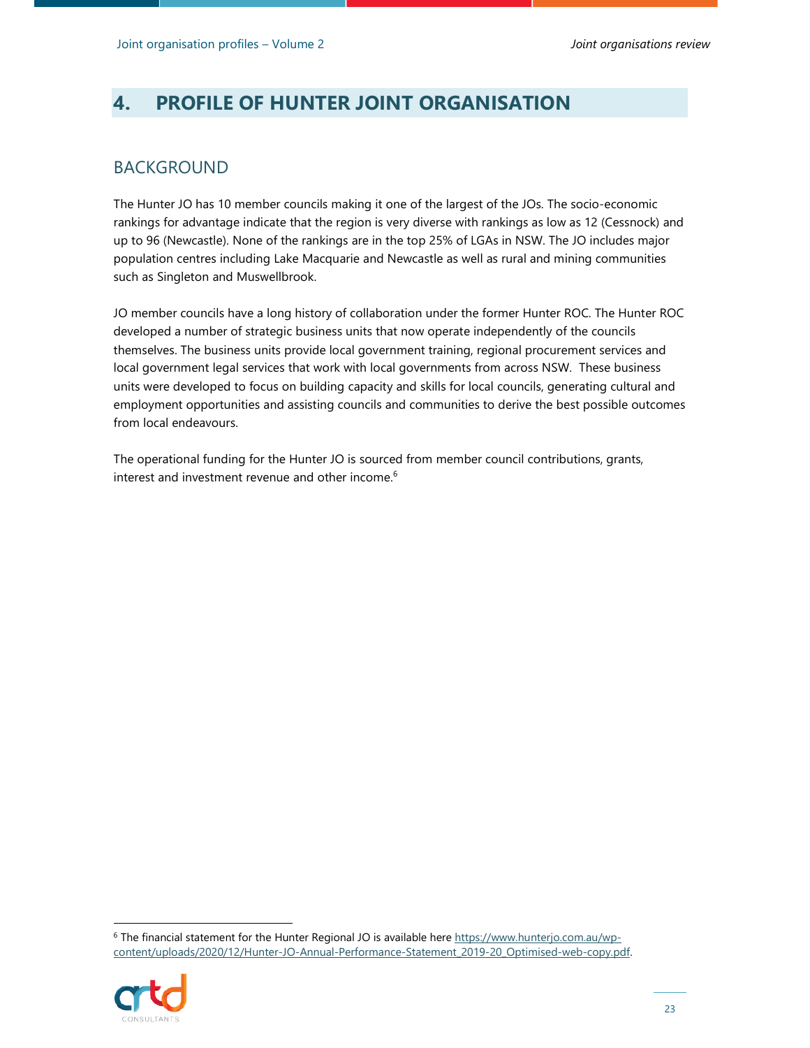# 4. PROFILE OF HUNTER JOINT ORGANISATION

## BACKGROUND

The Hunter JO has 10 member councils making it one of the largest of the JOs. The socio-economic rankings for advantage indicate that the region is very diverse with rankings as low as 12 (Cessnock) and up to 96 (Newcastle). None of the rankings are in the top 25% of LGAs in NSW. The JO includes major population centres including Lake Macquarie and Newcastle as well as rural and mining communities such as Singleton and Muswellbrook.

JO member councils have a long history of collaboration under the former Hunter ROC. The Hunter ROC developed a number of strategic business units that now operate independently of the councils themselves. The business units provide local government training, regional procurement services and local government legal services that work with local governments from across NSW. These business units were developed to focus on building capacity and skills for local councils, generating cultural and employment opportunities and assisting councils and communities to derive the best possible outcomes from local endeavours.

The operational funding for the Hunter JO is sourced from member council contributions, grants, interest and investment revenue and other income.[6]

[6] The financial statement for the Hunter Regional JO is available here https://www.hunterjo.com.au/wp-content/uploads/2020/12/Hunter-JO-Annual-Performance-Statement_2019-20_Optimised-web-copy.pdf.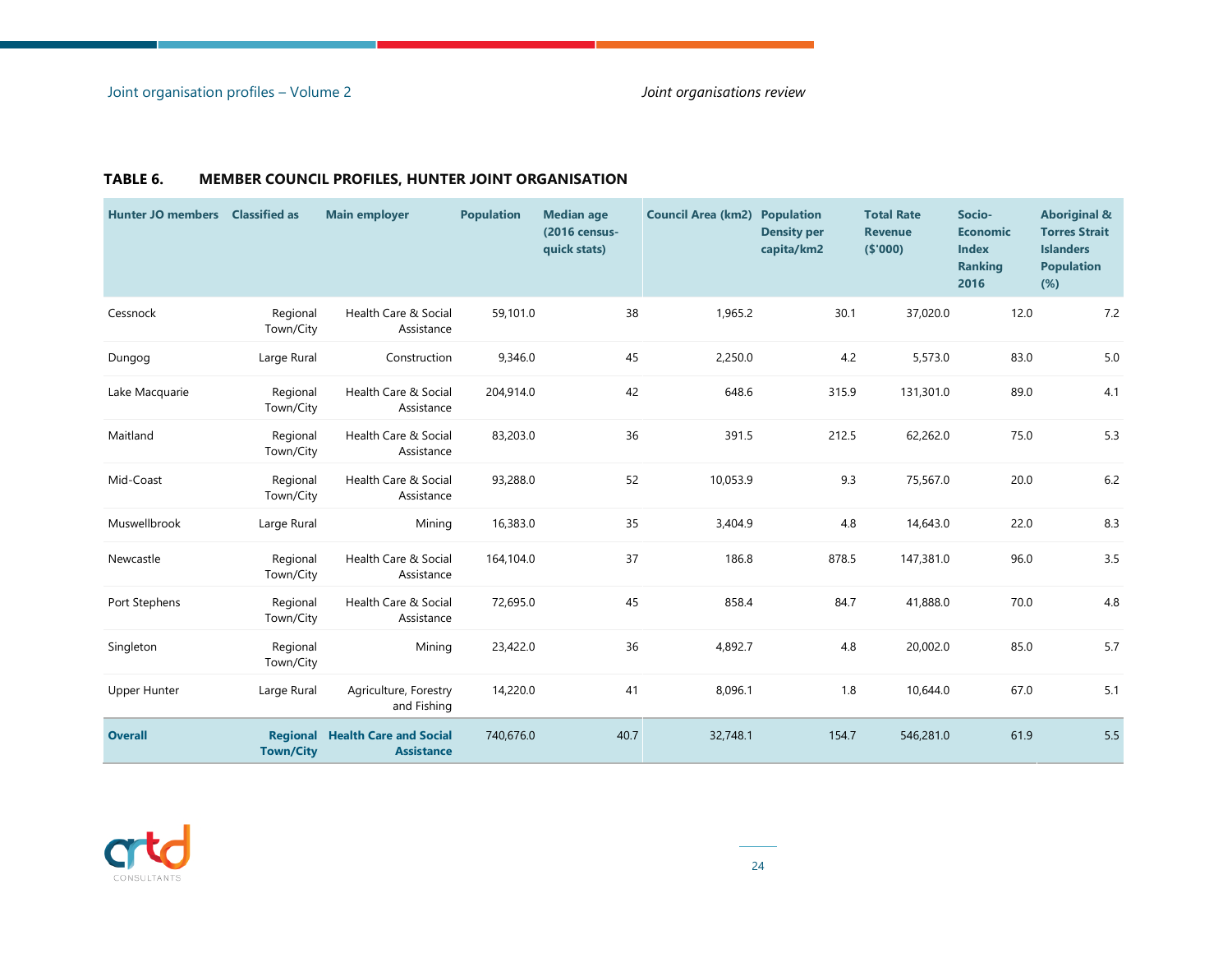**TABLE 6. MEMBER COUNCIL PROFILES, HUNTER JOINT ORGANISATION**

| Hunter JO members | Classified as | Main employer | Population | Median age (2016 census-quick stats) | Council Area (km2) | Population Density per capita/km2 | Total Rate Revenue ($'000) | Socio-Economic Index Ranking 2016 | Aboriginal & Torres Strait Islanders Population (%) |
|---|---|---|---|---|---|---|---|---|---|
| Cessnock | Regional Town/City | Health Care & Social Assistance | 59,101.0 | 38 | 1,965.2 | 30.1 | 37,020.0 | 12.0 | 7.2 |
| Dungog | Large Rural | Construction | 9,346.0 | 45 | 2,250.0 | 4.2 | 5,573.0 | 83.0 | 5.0 |
| Lake Macquarie | Regional Town/City | Health Care & Social Assistance | 204,914.0 | 42 | 648.6 | 315.9 | 131,301.0 | 89.0 | 4.1 |
| Maitland | Regional Town/City | Health Care & Social Assistance | 83,203.0 | 36 | 391.5 | 212.5 | 62,262.0 | 75.0 | 5.3 |
| Mid-Coast | Regional Town/City | Health Care & Social Assistance | 93,288.0 | 52 | 10,053.9 | 9.3 | 75,567.0 | 20.0 | 6.2 |
| Muswellbrook | Large Rural | Mining | 16,383.0 | 35 | 3,404.9 | 4.8 | 14,643.0 | 22.0 | 8.3 |
| Newcastle | Regional Town/City | Health Care & Social Assistance | 164,104.0 | 37 | 186.8 | 878.5 | 147,381.0 | 96.0 | 3.5 |
| Port Stephens | Regional Town/City | Health Care & Social Assistance | 72,695.0 | 45 | 858.4 | 84.7 | 41,888.0 | 70.0 | 4.8 |
| Singleton | Regional Town/City | Mining | 23,422.0 | 36 | 4,892.7 | 4.8 | 20,002.0 | 85.0 | 5.7 |
| Upper Hunter | Large Rural | Agriculture, Forestry and Fishing | 14,220.0 | 41 | 8,096.1 | 1.8 | 10,644.0 | 67.0 | 5.1 |
| **Overall** | **Regional Town/City** | **Health Care and Social Assistance** | 740,676.0 | 40.7 | 32,748.1 | 154.7 | 546,281.0 | 61.9 | 5.5 |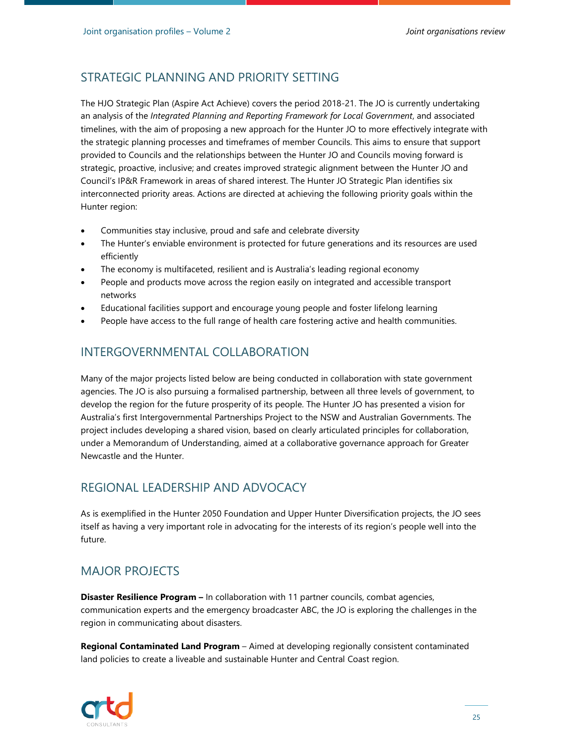## STRATEGIC PLANNING AND PRIORITY SETTING

The HJO Strategic Plan (Aspire Act Achieve) covers the period 2018-21. The JO is currently undertaking an analysis of the *Integrated Planning and Reporting Framework for Local Government*, and associated timelines, with the aim of proposing a new approach for the Hunter JO to more effectively integrate with the strategic planning processes and timeframes of member Councils. This aims to ensure that support provided to Councils and the relationships between the Hunter JO and Councils moving forward is strategic, proactive, inclusive; and creates improved strategic alignment between the Hunter JO and Council's IP&R Framework in areas of shared interest. The Hunter JO Strategic Plan identifies six interconnected priority areas. Actions are directed at achieving the following priority goals within the Hunter region:

- Communities stay inclusive, proud and safe and celebrate diversity
- The Hunter's enviable environment is protected for future generations and its resources are used efficiently
- The economy is multifaceted, resilient and is Australia's leading regional economy
- People and products move across the region easily on integrated and accessible transport networks
- Educational facilities support and encourage young people and foster lifelong learning
- People have access to the full range of health care fostering active and health communities.

## INTERGOVERNMENTAL COLLABORATION

Many of the major projects listed below are being conducted in collaboration with state government agencies. The JO is also pursuing a formalised partnership, between all three levels of government, to develop the region for the future prosperity of its people. The Hunter JO has presented a vision for Australia's first Intergovernmental Partnerships Project to the NSW and Australian Governments. The project includes developing a shared vision, based on clearly articulated principles for collaboration, under a Memorandum of Understanding, aimed at a collaborative governance approach for Greater Newcastle and the Hunter.

## REGIONAL LEADERSHIP AND ADVOCACY

As is exemplified in the Hunter 2050 Foundation and Upper Hunter Diversification projects, the JO sees itself as having a very important role in advocating for the interests of its region's people well into the future.

## MAJOR PROJECTS

**Disaster Resilience Program –** In collaboration with 11 partner councils, combat agencies, communication experts and the emergency broadcaster ABC, the JO is exploring the challenges in the region in communicating about disasters.

**Regional Contaminated Land Program** – Aimed at developing regionally consistent contaminated land policies to create a liveable and sustainable Hunter and Central Coast region.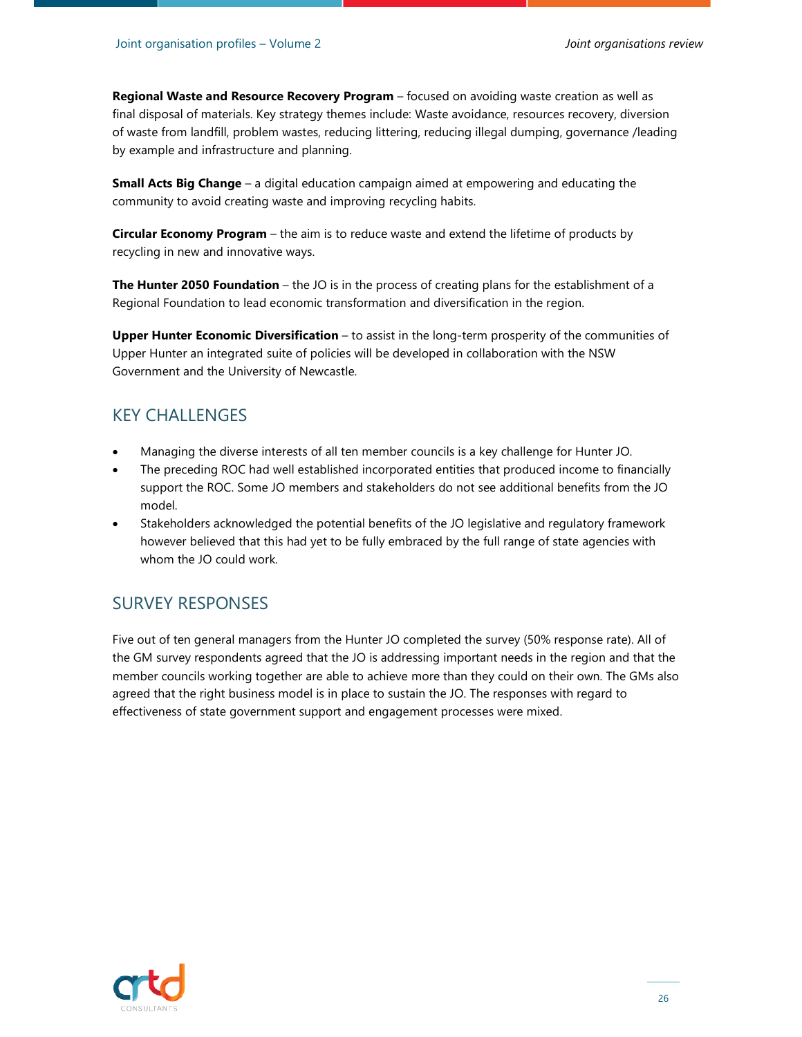**Regional Waste and Resource Recovery Program** – focused on avoiding waste creation as well as final disposal of materials. Key strategy themes include: Waste avoidance, resources recovery, diversion of waste from landfill, problem wastes, reducing littering, reducing illegal dumping, governance /leading by example and infrastructure and planning.

**Small Acts Big Change** – a digital education campaign aimed at empowering and educating the community to avoid creating waste and improving recycling habits.

**Circular Economy Program** – the aim is to reduce waste and extend the lifetime of products by recycling in new and innovative ways.

**The Hunter 2050 Foundation** – the JO is in the process of creating plans for the establishment of a Regional Foundation to lead economic transformation and diversification in the region.

**Upper Hunter Economic Diversification** – to assist in the long-term prosperity of the communities of Upper Hunter an integrated suite of policies will be developed in collaboration with the NSW Government and the University of Newcastle.

## KEY CHALLENGES

- Managing the diverse interests of all ten member councils is a key challenge for Hunter JO.
- The preceding ROC had well established incorporated entities that produced income to financially support the ROC. Some JO members and stakeholders do not see additional benefits from the JO model.
- Stakeholders acknowledged the potential benefits of the JO legislative and regulatory framework however believed that this had yet to be fully embraced by the full range of state agencies with whom the JO could work.

## SURVEY RESPONSES

Five out of ten general managers from the Hunter JO completed the survey (50% response rate). All of the GM survey respondents agreed that the JO is addressing important needs in the region and that the member councils working together are able to achieve more than they could on their own. The GMs also agreed that the right business model is in place to sustain the JO. The responses with regard to effectiveness of state government support and engagement processes were mixed.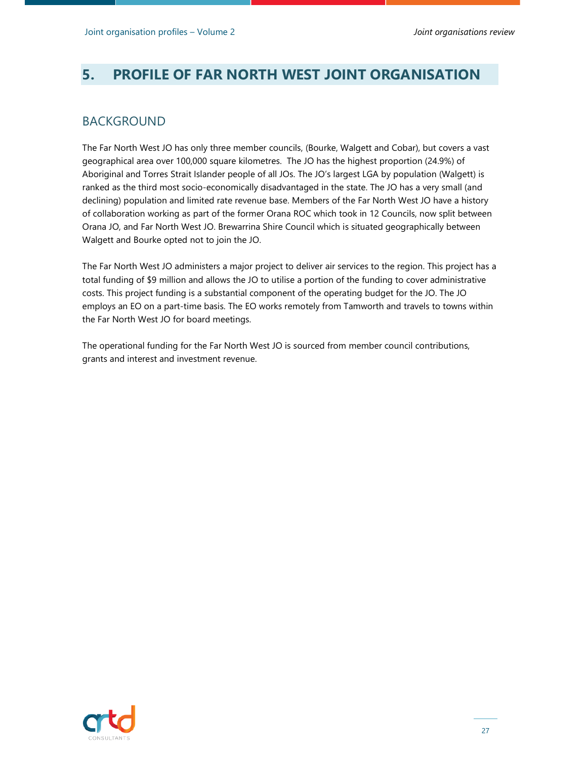# 5. PROFILE OF FAR NORTH WEST JOINT ORGANISATION

## BACKGROUND

The Far North West JO has only three member councils, (Bourke, Walgett and Cobar), but covers a vast geographical area over 100,000 square kilometres. The JO has the highest proportion (24.9%) of Aboriginal and Torres Strait Islander people of all JOs. The JO's largest LGA by population (Walgett) is ranked as the third most socio-economically disadvantaged in the state. The JO has a very small (and declining) population and limited rate revenue base. Members of the Far North West JO have a history of collaboration working as part of the former Orana ROC which took in 12 Councils, now split between Orana JO, and Far North West JO. Brewarrina Shire Council which is situated geographically between Walgett and Bourke opted not to join the JO.

The Far North West JO administers a major project to deliver air services to the region. This project has a total funding of $9 million and allows the JO to utilise a portion of the funding to cover administrative costs. This project funding is a substantial component of the operating budget for the JO. The JO employs an EO on a part-time basis. The EO works remotely from Tamworth and travels to towns within the Far North West JO for board meetings.

The operational funding for the Far North West JO is sourced from member council contributions, grants and interest and investment revenue.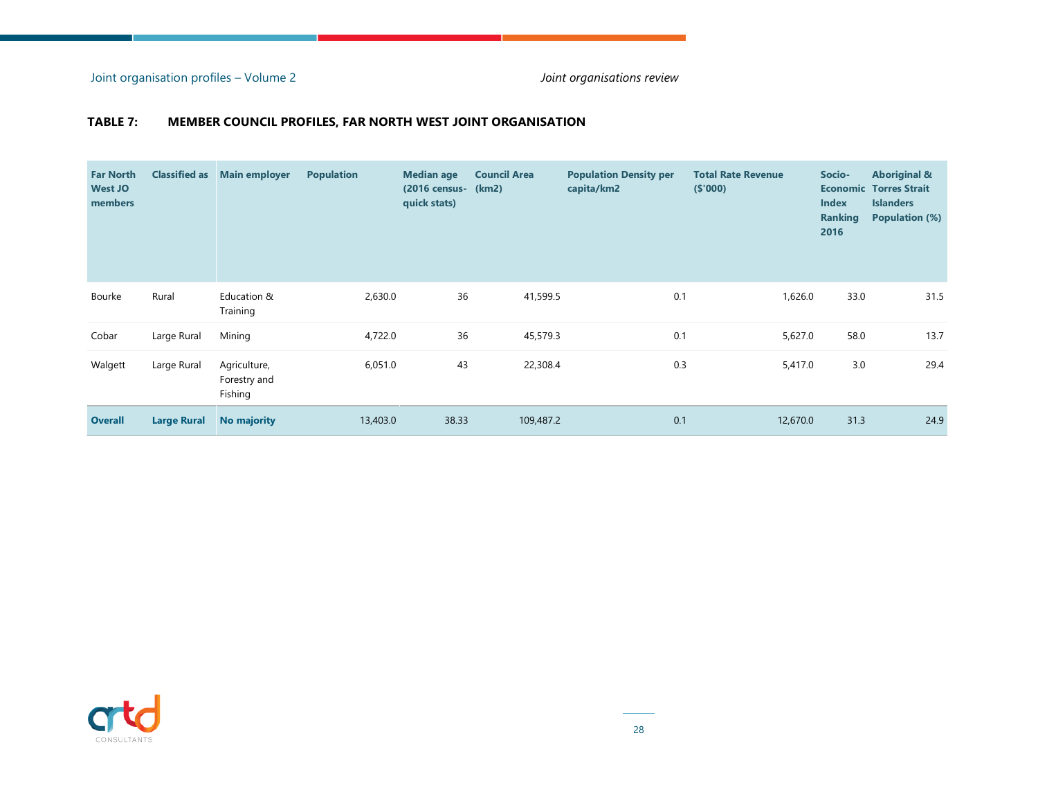**TABLE 7: MEMBER COUNCIL PROFILES, FAR NORTH WEST JOINT ORGANISATION**

| Far North West JO members | Classified as | Main employer | Population | Median age (2016 census- quick stats) | Council Area (km2) | Population Density per capita/km2 | Total Rate Revenue ($'000) | Socio-Economic Index Ranking 2016 | Aboriginal & Torres Strait Islanders Population (%) |
|---|---|---|---|---|---|---|---|---|---|
| Bourke | Rural | Education & Training | 2,630.0 | 36 | 41,599.5 | 0.1 | 1,626.0 | 33.0 | 31.5 |
| Cobar | Large Rural | Mining | 4,722.0 | 36 | 45,579.3 | 0.1 | 5,627.0 | 58.0 | 13.7 |
| Walgett | Large Rural | Agriculture, Forestry and Fishing | 6,051.0 | 43 | 22,308.4 | 0.3 | 5,417.0 | 3.0 | 29.4 |
| **Overall** | **Large Rural** | **No majority** | 13,403.0 | 38.33 | 109,487.2 | 0.1 | 12,670.0 | 31.3 | 24.9 |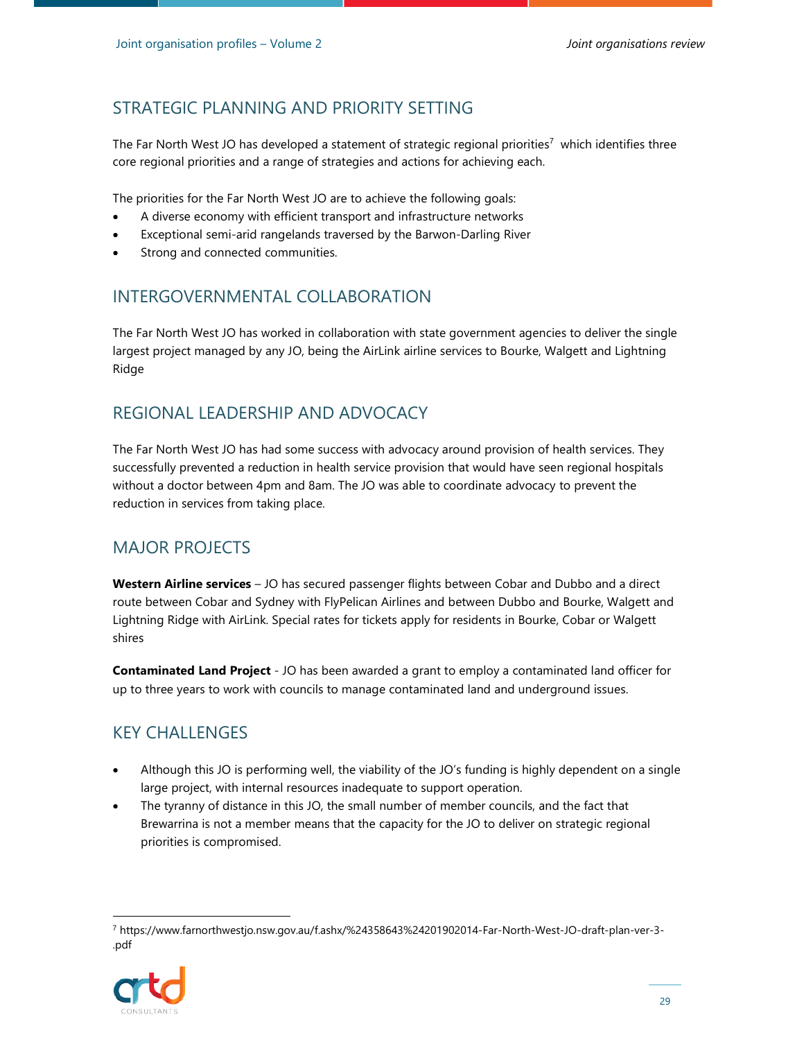## STRATEGIC PLANNING AND PRIORITY SETTING

The Far North West JO has developed a statement of strategic regional priorities[7] which identifies three core regional priorities and a range of strategies and actions for achieving each.

The priorities for the Far North West JO are to achieve the following goals:

- A diverse economy with efficient transport and infrastructure networks
- Exceptional semi-arid rangelands traversed by the Barwon-Darling River
- Strong and connected communities.

## INTERGOVERNMENTAL COLLABORATION

The Far North West JO has worked in collaboration with state government agencies to deliver the single largest project managed by any JO, being the AirLink airline services to Bourke, Walgett and Lightning Ridge

## REGIONAL LEADERSHIP AND ADVOCACY

The Far North West JO has had some success with advocacy around provision of health services. They successfully prevented a reduction in health service provision that would have seen regional hospitals without a doctor between 4pm and 8am. The JO was able to coordinate advocacy to prevent the reduction in services from taking place.

## MAJOR PROJECTS

**Western Airline services** – JO has secured passenger flights between Cobar and Dubbo and a direct route between Cobar and Sydney with FlyPelican Airlines and between Dubbo and Bourke, Walgett and Lightning Ridge with AirLink. Special rates for tickets apply for residents in Bourke, Cobar or Walgett shires

**Contaminated Land Project** - JO has been awarded a grant to employ a contaminated land officer for up to three years to work with councils to manage contaminated land and underground issues.

## KEY CHALLENGES

- Although this JO is performing well, the viability of the JO's funding is highly dependent on a single large project, with internal resources inadequate to support operation.
- The tyranny of distance in this JO, the small number of member councils, and the fact that Brewarrina is not a member means that the capacity for the JO to deliver on strategic regional priorities is compromised.

[7] https://www.farnorthwestjo.nsw.gov.au/f.ashx/%24358643%24201902014-Far-North-West-JO-draft-plan-ver-3-.pdf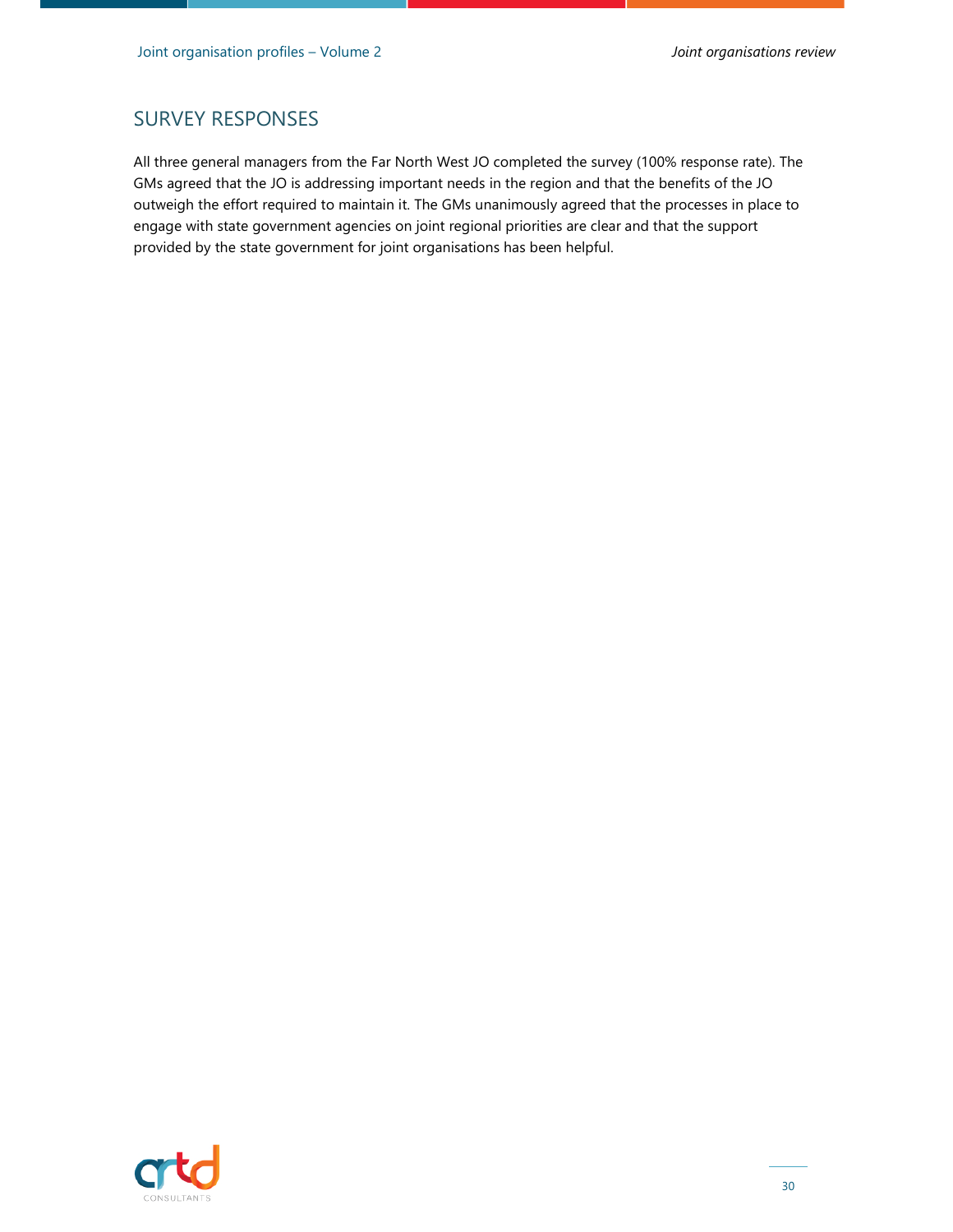## SURVEY RESPONSES

All three general managers from the Far North West JO completed the survey (100% response rate). The GMs agreed that the JO is addressing important needs in the region and that the benefits of the JO outweigh the effort required to maintain it. The GMs unanimously agreed that the processes in place to engage with state government agencies on joint regional priorities are clear and that the support provided by the state government for joint organisations has been helpful.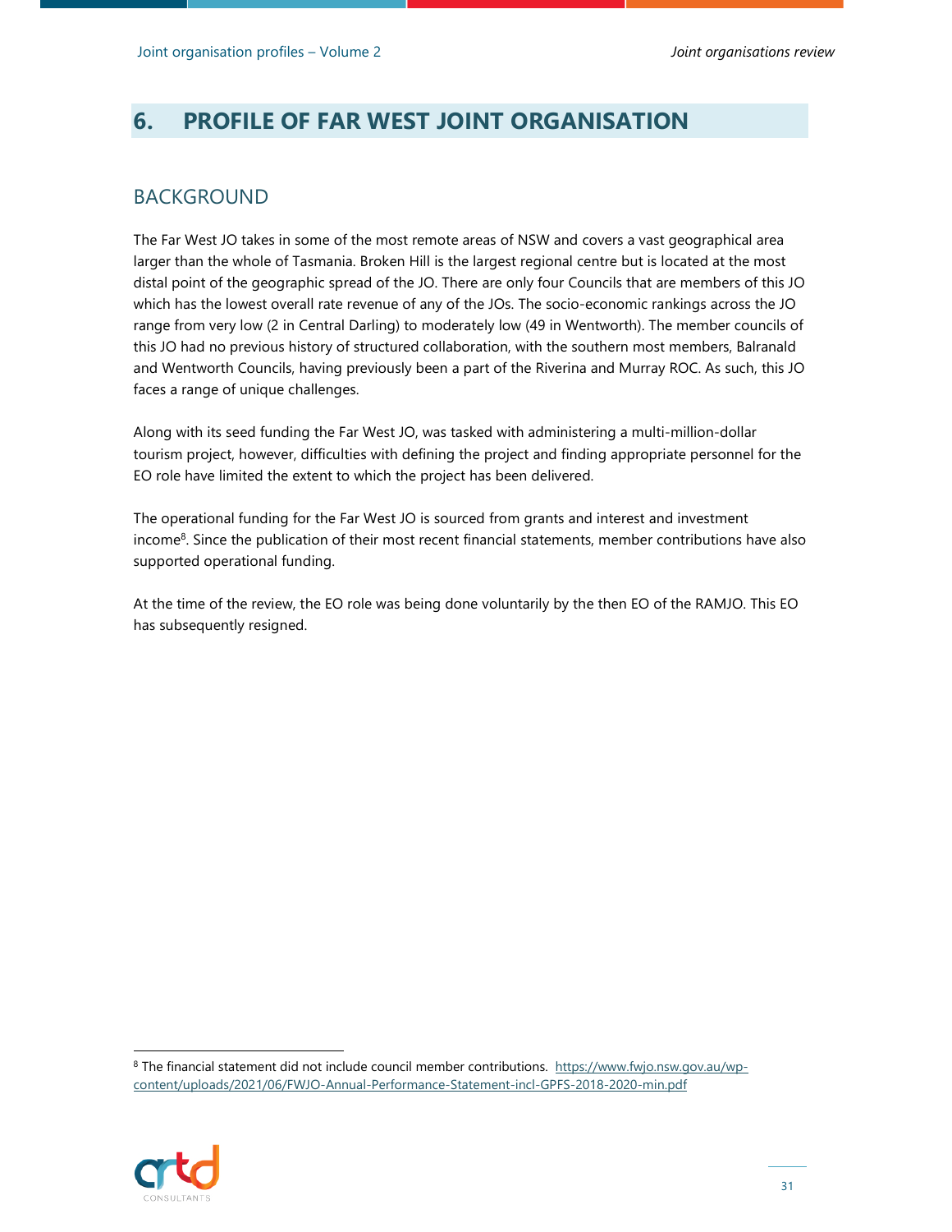# 6. PROFILE OF FAR WEST JOINT ORGANISATION

## BACKGROUND

The Far West JO takes in some of the most remote areas of NSW and covers a vast geographical area larger than the whole of Tasmania. Broken Hill is the largest regional centre but is located at the most distal point of the geographic spread of the JO. There are only four Councils that are members of this JO which has the lowest overall rate revenue of any of the JOs. The socio-economic rankings across the JO range from very low (2 in Central Darling) to moderately low (49 in Wentworth). The member councils of this JO had no previous history of structured collaboration, with the southern most members, Balranald and Wentworth Councils, having previously been a part of the Riverina and Murray ROC. As such, this JO faces a range of unique challenges.

Along with its seed funding the Far West JO, was tasked with administering a multi-million-dollar tourism project, however, difficulties with defining the project and finding appropriate personnel for the EO role have limited the extent to which the project has been delivered.

The operational funding for the Far West JO is sourced from grants and interest and investment income[8]. Since the publication of their most recent financial statements, member contributions have also supported operational funding.

At the time of the review, the EO role was being done voluntarily by the then EO of the RAMJO. This EO has subsequently resigned.

---

[8] The financial statement did not include council member contributions. https://www.fwjo.nsw.gov.au/wp-content/uploads/2021/06/FWJO-Annual-Performance-Statement-incl-GPFS-2018-2020-min.pdf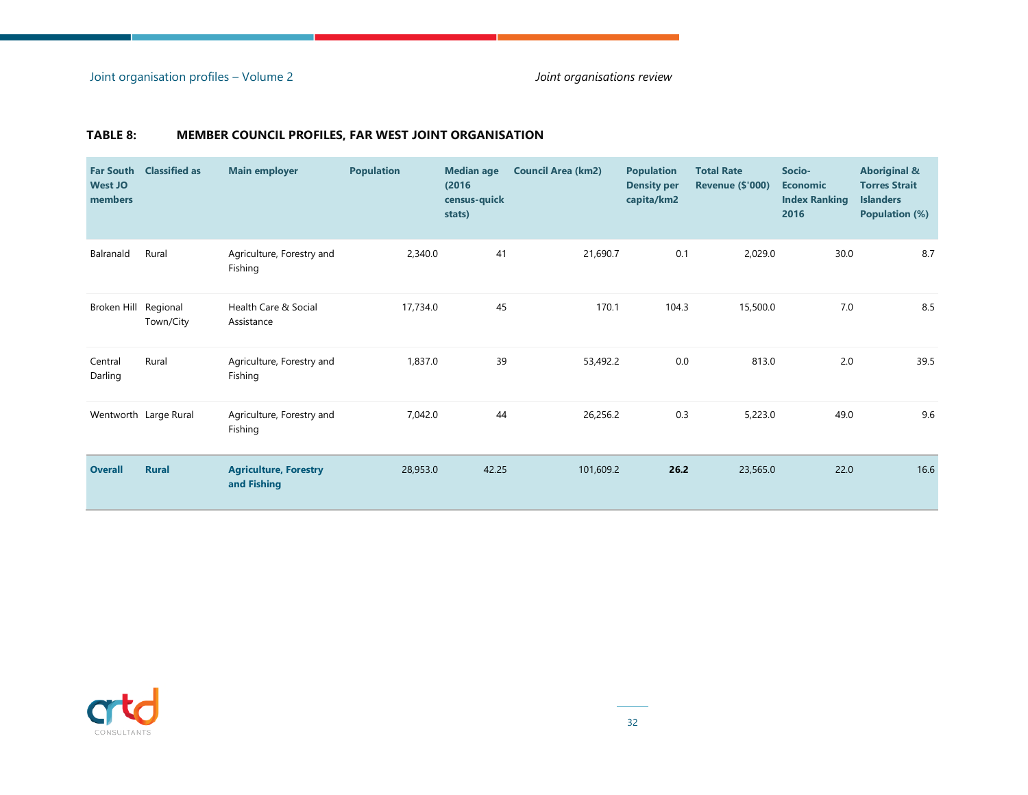**TABLE 8: MEMBER COUNCIL PROFILES, FAR WEST JOINT ORGANISATION**

| Far South West JO members | Classified as | Main employer | Population | Median age (2016 census-quick stats) | Council Area (km2) | Population Density per capita/km2 | Total Rate Revenue ($'000) | Socio-Economic Index Ranking 2016 | Aboriginal & Torres Strait Islanders Population (%) |
|---|---|---|---|---|---|---|---|---|---|
| Balranald | Rural | Agriculture, Forestry and Fishing | 2,340.0 | 41 | 21,690.7 | 0.1 | 2,029.0 | 30.0 | 8.7 |
| Broken Hill | Regional Town/City | Health Care & Social Assistance | 17,734.0 | 45 | 170.1 | 104.3 | 15,500.0 | 7.0 | 8.5 |
| Central Darling | Rural | Agriculture, Forestry and Fishing | 1,837.0 | 39 | 53,492.2 | 0.0 | 813.0 | 2.0 | 39.5 |
| Wentworth | Large Rural | Agriculture, Forestry and Fishing | 7,042.0 | 44 | 26,256.2 | 0.3 | 5,223.0 | 49.0 | 9.6 |
| **Overall** | **Rural** | **Agriculture, Forestry and Fishing** | 28,953.0 | 42.25 | 101,609.2 | **26.2** | 23,565.0 | 22.0 | 16.6 |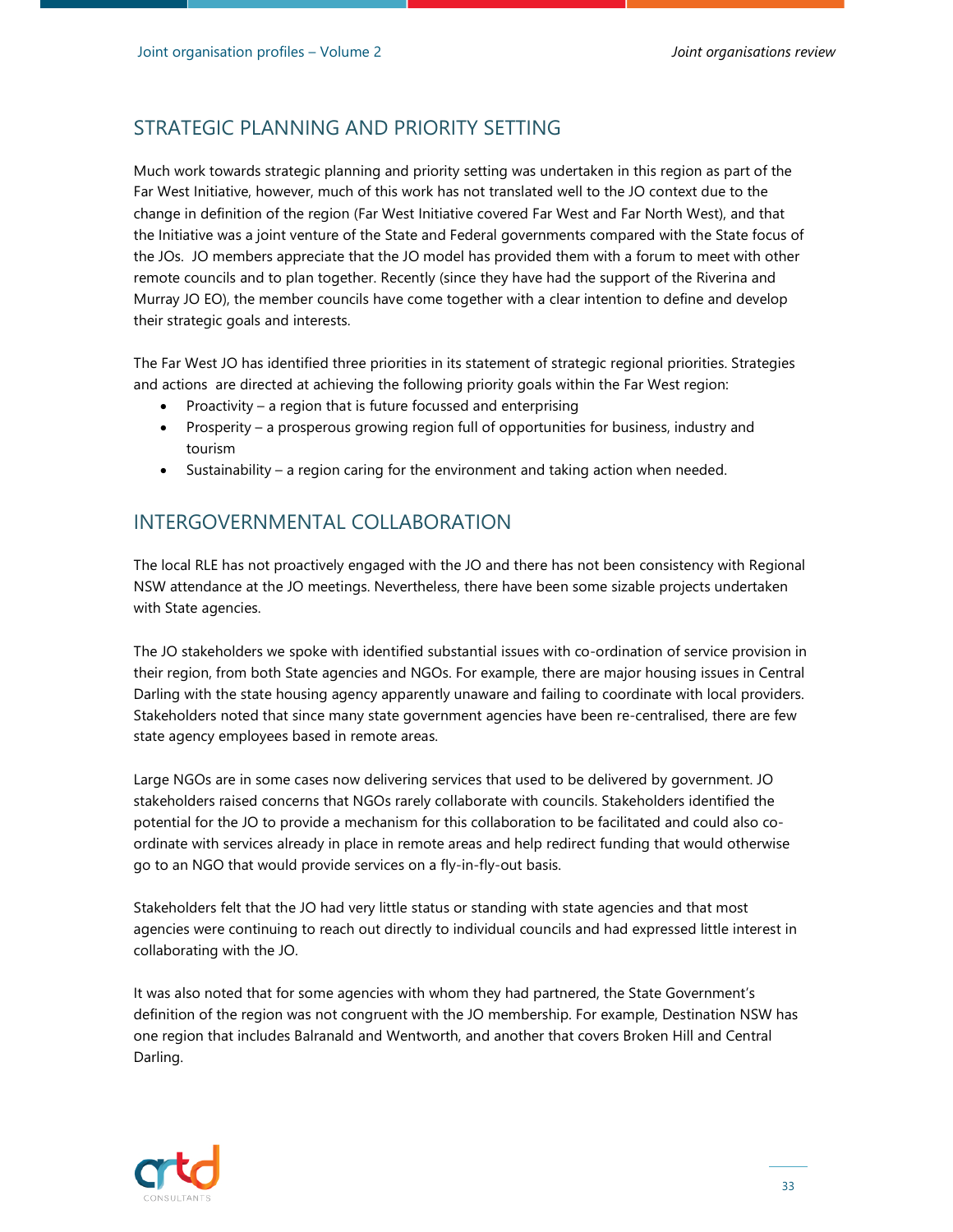## STRATEGIC PLANNING AND PRIORITY SETTING

Much work towards strategic planning and priority setting was undertaken in this region as part of the Far West Initiative, however, much of this work has not translated well to the JO context due to the change in definition of the region (Far West Initiative covered Far West and Far North West), and that the Initiative was a joint venture of the State and Federal governments compared with the State focus of the JOs. JO members appreciate that the JO model has provided them with a forum to meet with other remote councils and to plan together. Recently (since they have had the support of the Riverina and Murray JO EO), the member councils have come together with a clear intention to define and develop their strategic goals and interests.

The Far West JO has identified three priorities in its statement of strategic regional priorities. Strategies and actions are directed at achieving the following priority goals within the Far West region:

- Proactivity – a region that is future focussed and enterprising
- Prosperity – a prosperous growing region full of opportunities for business, industry and tourism
- Sustainability – a region caring for the environment and taking action when needed.

## INTERGOVERNMENTAL COLLABORATION

The local RLE has not proactively engaged with the JO and there has not been consistency with Regional NSW attendance at the JO meetings. Nevertheless, there have been some sizable projects undertaken with State agencies.

The JO stakeholders we spoke with identified substantial issues with co-ordination of service provision in their region, from both State agencies and NGOs. For example, there are major housing issues in Central Darling with the state housing agency apparently unaware and failing to coordinate with local providers. Stakeholders noted that since many state government agencies have been re-centralised, there are few state agency employees based in remote areas.

Large NGOs are in some cases now delivering services that used to be delivered by government. JO stakeholders raised concerns that NGOs rarely collaborate with councils. Stakeholders identified the potential for the JO to provide a mechanism for this collaboration to be facilitated and could also co-ordinate with services already in place in remote areas and help redirect funding that would otherwise go to an NGO that would provide services on a fly-in-fly-out basis.

Stakeholders felt that the JO had very little status or standing with state agencies and that most agencies were continuing to reach out directly to individual councils and had expressed little interest in collaborating with the JO.

It was also noted that for some agencies with whom they had partnered, the State Government's definition of the region was not congruent with the JO membership. For example, Destination NSW has one region that includes Balranald and Wentworth, and another that covers Broken Hill and Central Darling.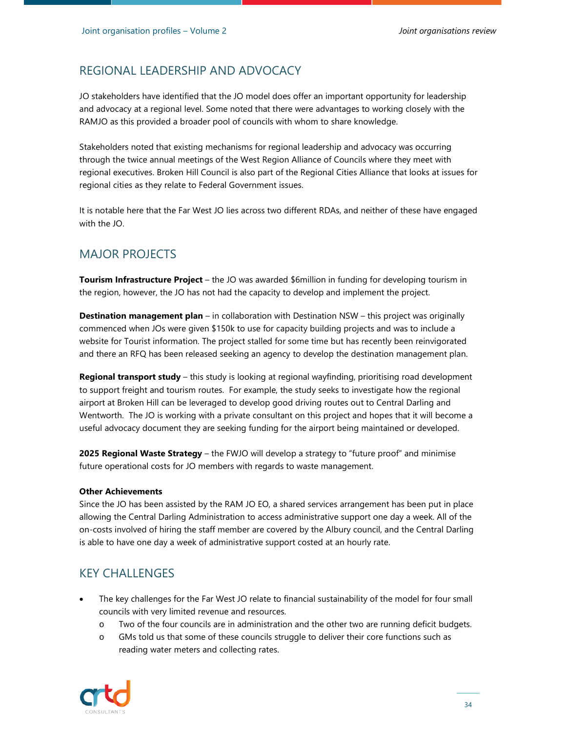## REGIONAL LEADERSHIP AND ADVOCACY

JO stakeholders have identified that the JO model does offer an important opportunity for leadership and advocacy at a regional level. Some noted that there were advantages to working closely with the RAMJO as this provided a broader pool of councils with whom to share knowledge.

Stakeholders noted that existing mechanisms for regional leadership and advocacy was occurring through the twice annual meetings of the West Region Alliance of Councils where they meet with regional executives. Broken Hill Council is also part of the Regional Cities Alliance that looks at issues for regional cities as they relate to Federal Government issues.

It is notable here that the Far West JO lies across two different RDAs, and neither of these have engaged with the JO.

## MAJOR PROJECTS

**Tourism Infrastructure Project** – the JO was awarded $6million in funding for developing tourism in the region, however, the JO has not had the capacity to develop and implement the project.

**Destination management plan** – in collaboration with Destination NSW – this project was originally commenced when JOs were given $150k to use for capacity building projects and was to include a website for Tourist information. The project stalled for some time but has recently been reinvigorated and there an RFQ has been released seeking an agency to develop the destination management plan.

**Regional transport study** – this study is looking at regional wayfinding, prioritising road development to support freight and tourism routes. For example, the study seeks to investigate how the regional airport at Broken Hill can be leveraged to develop good driving routes out to Central Darling and Wentworth. The JO is working with a private consultant on this project and hopes that it will become a useful advocacy document they are seeking funding for the airport being maintained or developed.

**2025 Regional Waste Strategy** – the FWJO will develop a strategy to "future proof" and minimise future operational costs for JO members with regards to waste management.

**Other Achievements**

Since the JO has been assisted by the RAM JO EO, a shared services arrangement has been put in place allowing the Central Darling Administration to access administrative support one day a week. All of the on-costs involved of hiring the staff member are covered by the Albury council, and the Central Darling is able to have one day a week of administrative support costed at an hourly rate.

## KEY CHALLENGES

- The key challenges for the Far West JO relate to financial sustainability of the model for four small councils with very limited revenue and resources.
  - Two of the four councils are in administration and the other two are running deficit budgets.
  - GMs told us that some of these councils struggle to deliver their core functions such as reading water meters and collecting rates.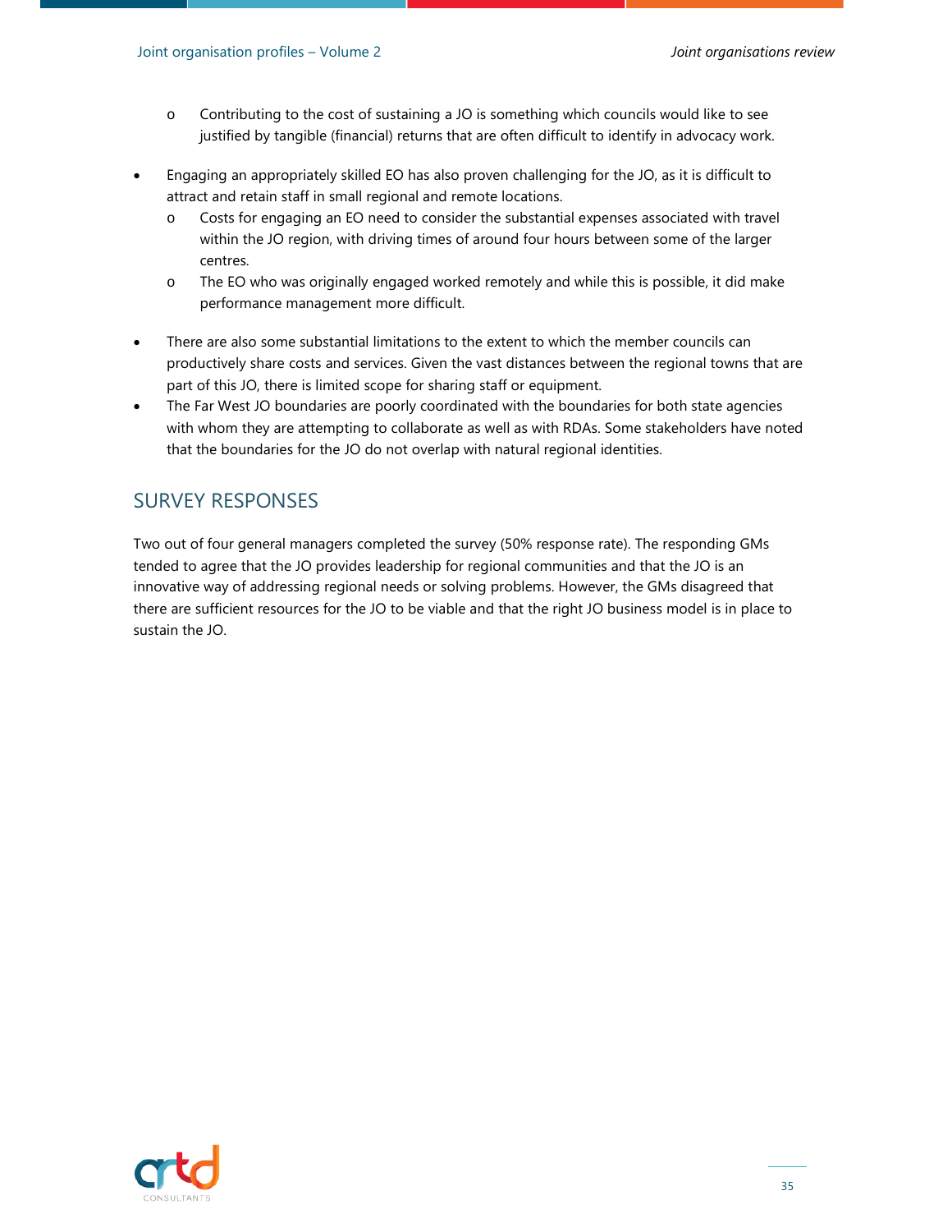- Contributing to the cost of sustaining a JO is something which councils would like to see justified by tangible (financial) returns that are often difficult to identify in advocacy work.
- Engaging an appropriately skilled EO has also proven challenging for the JO, as it is difficult to attract and retain staff in small regional and remote locations.
    - Costs for engaging an EO need to consider the substantial expenses associated with travel within the JO region, with driving times of around four hours between some of the larger centres.
    - The EO who was originally engaged worked remotely and while this is possible, it did make performance management more difficult.
- There are also some substantial limitations to the extent to which the member councils can productively share costs and services. Given the vast distances between the regional towns that are part of this JO, there is limited scope for sharing staff or equipment.
- The Far West JO boundaries are poorly coordinated with the boundaries for both state agencies with whom they are attempting to collaborate as well as with RDAs. Some stakeholders have noted that the boundaries for the JO do not overlap with natural regional identities.

## SURVEY RESPONSES

Two out of four general managers completed the survey (50% response rate). The responding GMs tended to agree that the JO provides leadership for regional communities and that the JO is an innovative way of addressing regional needs or solving problems. However, the GMs disagreed that there are sufficient resources for the JO to be viable and that the right JO business model is in place to sustain the JO.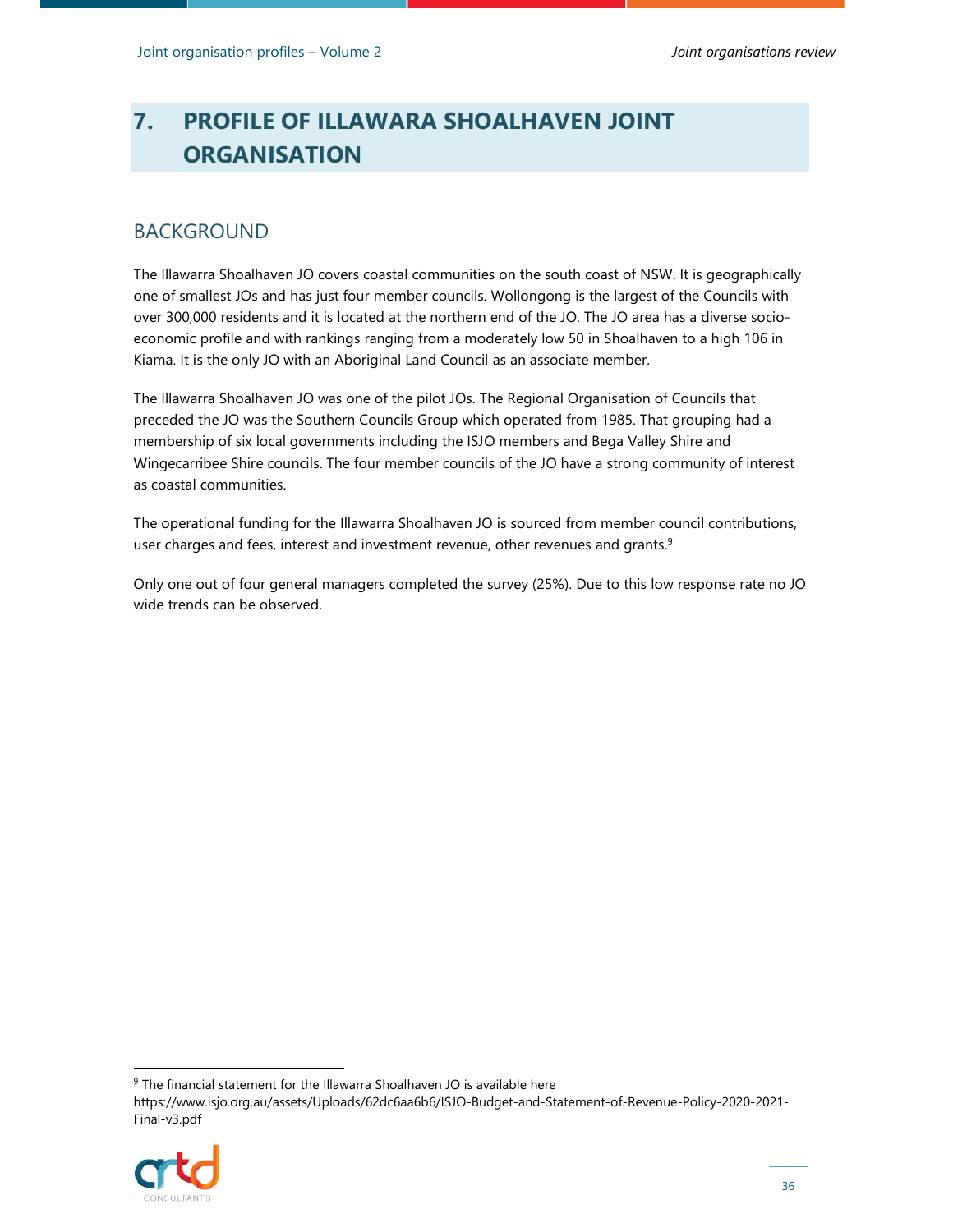# 7. PROFILE OF ILLAWARA SHOALHAVEN JOINT ORGANISATION

## BACKGROUND

The Illawarra Shoalhaven JO covers coastal communities on the south coast of NSW. It is geographically one of smallest JOs and has just four member councils. Wollongong is the largest of the Councils with over 300,000 residents and it is located at the northern end of the JO. The JO area has a diverse socio-economic profile and with rankings ranging from a moderately low 50 in Shoalhaven to a high 106 in Kiama. It is the only JO with an Aboriginal Land Council as an associate member.

The Illawarra Shoalhaven JO was one of the pilot JOs. The Regional Organisation of Councils that preceded the JO was the Southern Councils Group which operated from 1985. That grouping had a membership of six local governments including the ISJO members and Bega Valley Shire and Wingecarribee Shire councils. The four member councils of the JO have a strong community of interest as coastal communities.

The operational funding for the Illawarra Shoalhaven JO is sourced from member council contributions, user charges and fees, interest and investment revenue, other revenues and grants.[9]

Only one out of four general managers completed the survey (25%). Due to this low response rate no JO wide trends can be observed.

---

[9] The financial statement for the Illawarra Shoalhaven JO is available here https://www.isjo.org.au/assets/Uploads/62dc6aa6b6/ISJO-Budget-and-Statement-of-Revenue-Policy-2020-2021-Final-v3.pdf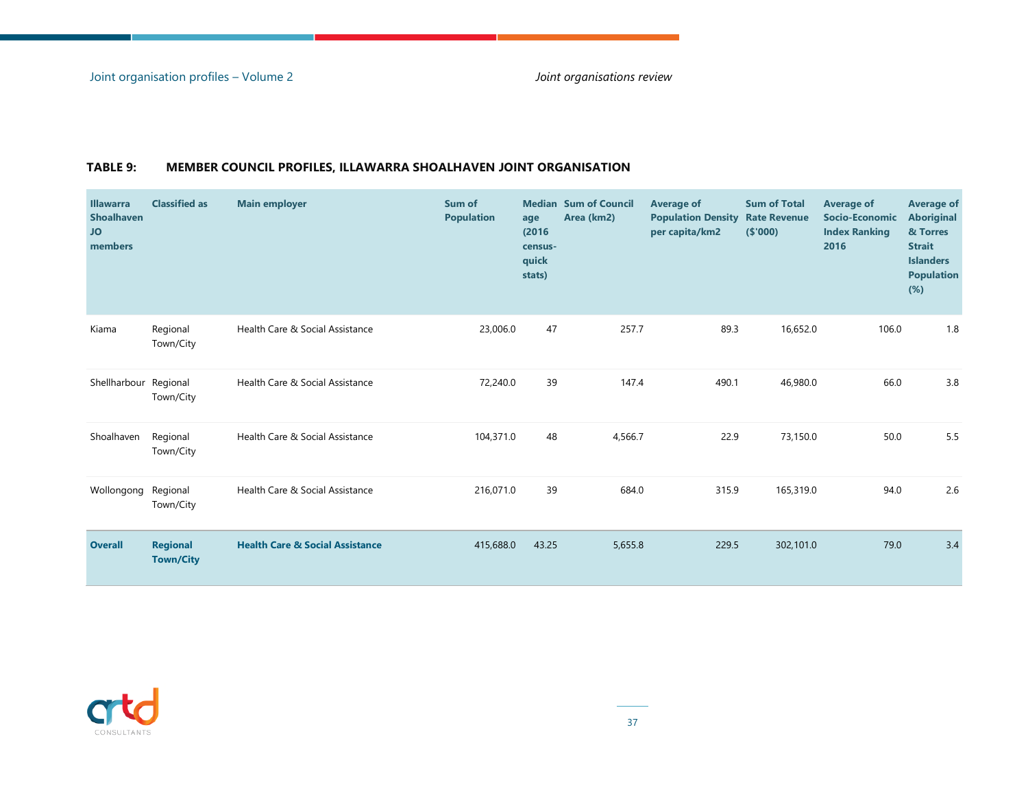**TABLE 9: MEMBER COUNCIL PROFILES, ILLAWARRA SHOALHAVEN JOINT ORGANISATION**

| Illawarra Shoalhaven JO members | Classified as | Main employer | Sum of Population | Median age (2016 census-quick stats) | Sum of Council Area (km2) | Average of Population Density per capita/km2 | Sum of Total Rate Revenue ($'000) | Average of Socio-Economic Index Ranking 2016 | Average of Aboriginal & Torres Strait Islanders Population (%) |
|---|---|---|---|---|---|---|---|---|---|
| Kiama | Regional Town/City | Health Care & Social Assistance | 23,006.0 | 47 | 257.7 | 89.3 | 16,652.0 | 106.0 | 1.8 |
| Shellharbour | Regional Town/City | Health Care & Social Assistance | 72,240.0 | 39 | 147.4 | 490.1 | 46,980.0 | 66.0 | 3.8 |
| Shoalhaven | Regional Town/City | Health Care & Social Assistance | 104,371.0 | 48 | 4,566.7 | 22.9 | 73,150.0 | 50.0 | 5.5 |
| Wollongong | Regional Town/City | Health Care & Social Assistance | 216,071.0 | 39 | 684.0 | 315.9 | 165,319.0 | 94.0 | 2.6 |
| **Overall** | **Regional Town/City** | **Health Care & Social Assistance** | 415,688.0 | 43.25 | 5,655.8 | 229.5 | 302,101.0 | 79.0 | 3.4 |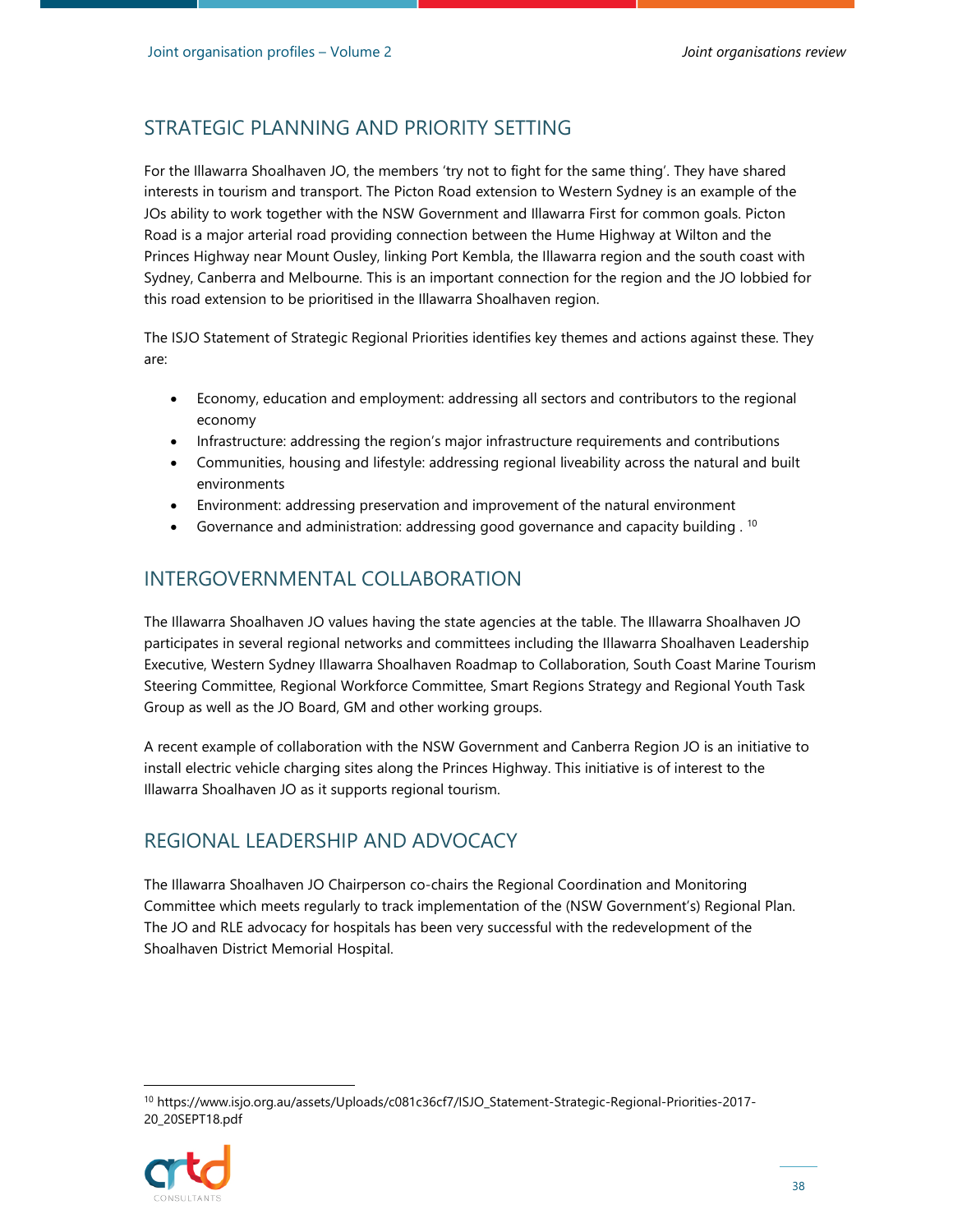## STRATEGIC PLANNING AND PRIORITY SETTING

For the Illawarra Shoalhaven JO, the members 'try not to fight for the same thing'. They have shared interests in tourism and transport. The Picton Road extension to Western Sydney is an example of the JOs ability to work together with the NSW Government and Illawarra First for common goals. Picton Road is a major arterial road providing connection between the Hume Highway at Wilton and the Princes Highway near Mount Ousley, linking Port Kembla, the Illawarra region and the south coast with Sydney, Canberra and Melbourne. This is an important connection for the region and the JO lobbied for this road extension to be prioritised in the Illawarra Shoalhaven region.

The ISJO Statement of Strategic Regional Priorities identifies key themes and actions against these. They are:

- Economy, education and employment: addressing all sectors and contributors to the regional economy
- Infrastructure: addressing the region's major infrastructure requirements and contributions
- Communities, housing and lifestyle: addressing regional liveability across the natural and built environments
- Environment: addressing preservation and improvement of the natural environment
- Governance and administration: addressing good governance and capacity building . [10]

## INTERGOVERNMENTAL COLLABORATION

The Illawarra Shoalhaven JO values having the state agencies at the table. The Illawarra Shoalhaven JO participates in several regional networks and committees including the Illawarra Shoalhaven Leadership Executive, Western Sydney Illawarra Shoalhaven Roadmap to Collaboration, South Coast Marine Tourism Steering Committee, Regional Workforce Committee, Smart Regions Strategy and Regional Youth Task Group as well as the JO Board, GM and other working groups.

A recent example of collaboration with the NSW Government and Canberra Region JO is an initiative to install electric vehicle charging sites along the Princes Highway. This initiative is of interest to the Illawarra Shoalhaven JO as it supports regional tourism.

## REGIONAL LEADERSHIP AND ADVOCACY

The Illawarra Shoalhaven JO Chairperson co-chairs the Regional Coordination and Monitoring Committee which meets regularly to track implementation of the (NSW Government's) Regional Plan. The JO and RLE advocacy for hospitals has been very successful with the redevelopment of the Shoalhaven District Memorial Hospital.

---

[10] https://www.isjo.org.au/assets/Uploads/c081c36cf7/ISJO_Statement-Strategic-Regional-Priorities-2017-20_20SEPT18.pdf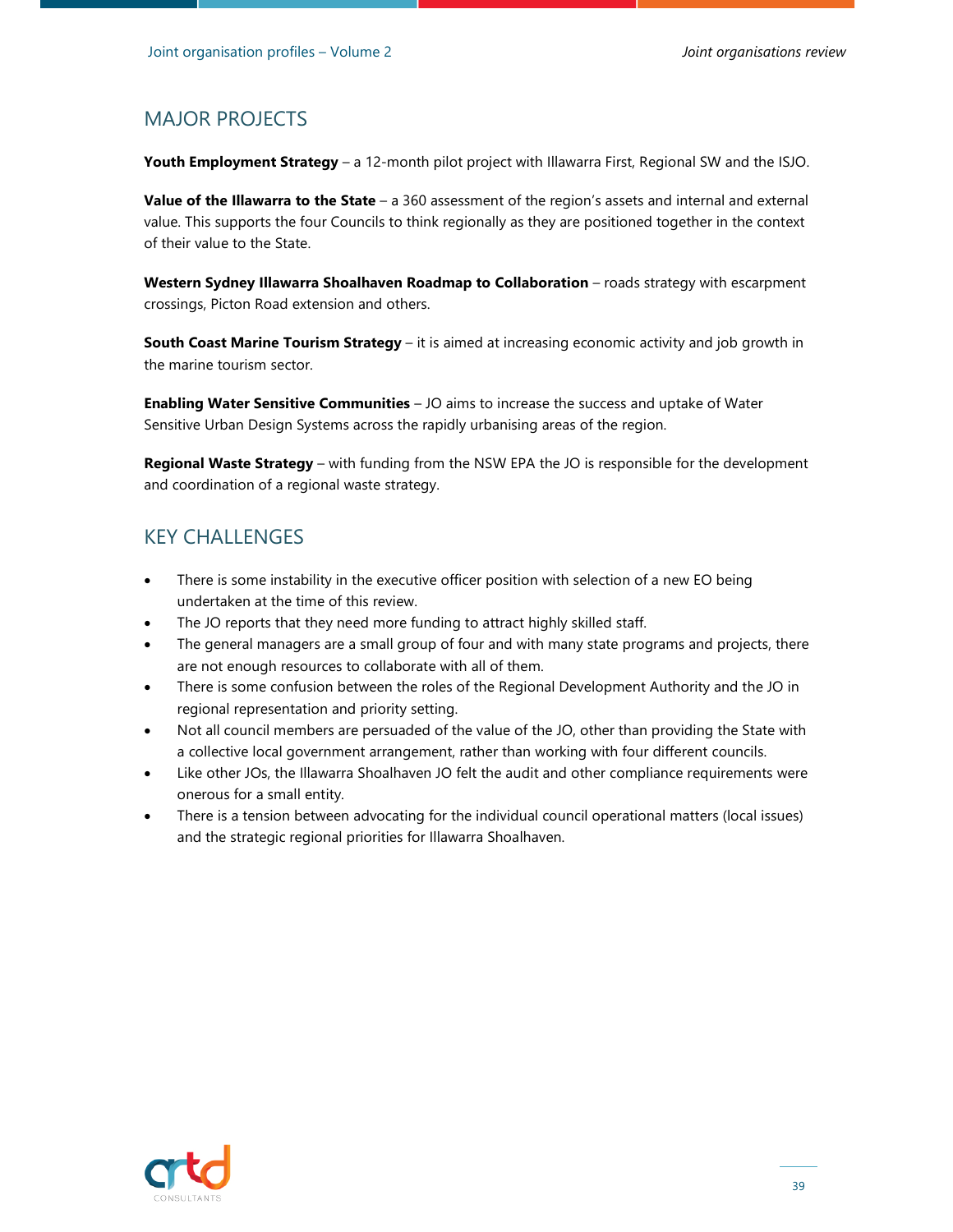## MAJOR PROJECTS

**Youth Employment Strategy** – a 12-month pilot project with Illawarra First, Regional SW and the ISJO.

**Value of the Illawarra to the State** – a 360 assessment of the region's assets and internal and external value. This supports the four Councils to think regionally as they are positioned together in the context of their value to the State.

**Western Sydney Illawarra Shoalhaven Roadmap to Collaboration** – roads strategy with escarpment crossings, Picton Road extension and others.

**South Coast Marine Tourism Strategy** – it is aimed at increasing economic activity and job growth in the marine tourism sector.

**Enabling Water Sensitive Communities** – JO aims to increase the success and uptake of Water Sensitive Urban Design Systems across the rapidly urbanising areas of the region.

**Regional Waste Strategy** – with funding from the NSW EPA the JO is responsible for the development and coordination of a regional waste strategy.

## KEY CHALLENGES

- There is some instability in the executive officer position with selection of a new EO being undertaken at the time of this review.
- The JO reports that they need more funding to attract highly skilled staff.
- The general managers are a small group of four and with many state programs and projects, there are not enough resources to collaborate with all of them.
- There is some confusion between the roles of the Regional Development Authority and the JO in regional representation and priority setting.
- Not all council members are persuaded of the value of the JO, other than providing the State with a collective local government arrangement, rather than working with four different councils.
- Like other JOs, the Illawarra Shoalhaven JO felt the audit and other compliance requirements were onerous for a small entity.
- There is a tension between advocating for the individual council operational matters (local issues) and the strategic regional priorities for Illawarra Shoalhaven.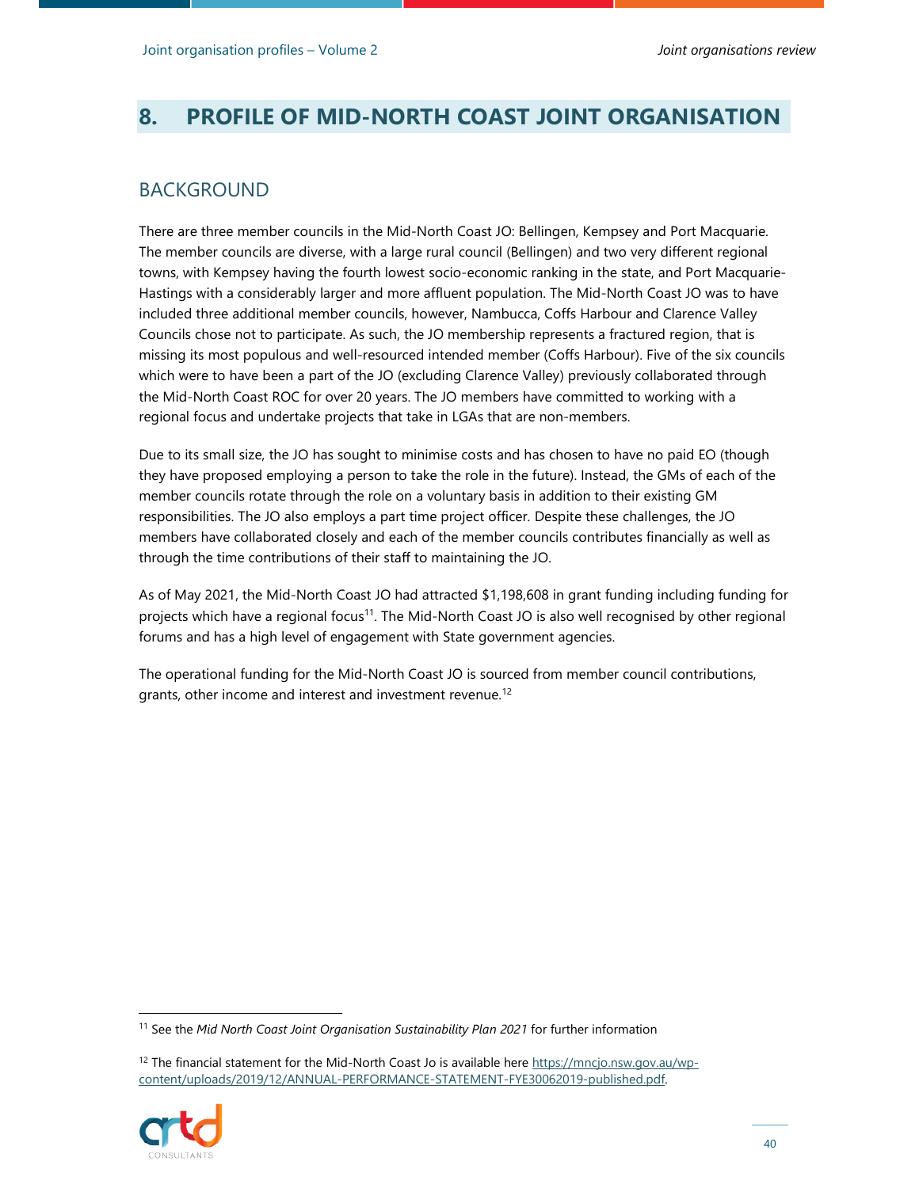# 8. PROFILE OF MID-NORTH COAST JOINT ORGANISATION

## BACKGROUND

There are three member councils in the Mid-North Coast JO: Bellingen, Kempsey and Port Macquarie. The member councils are diverse, with a large rural council (Bellingen) and two very different regional towns, with Kempsey having the fourth lowest socio-economic ranking in the state, and Port Macquarie-Hastings with a considerably larger and more affluent population. The Mid-North Coast JO was to have included three additional member councils, however, Nambucca, Coffs Harbour and Clarence Valley Councils chose not to participate. As such, the JO membership represents a fractured region, that is missing its most populous and well-resourced intended member (Coffs Harbour). Five of the six councils which were to have been a part of the JO (excluding Clarence Valley) previously collaborated through the Mid-North Coast ROC for over 20 years. The JO members have committed to working with a regional focus and undertake projects that take in LGAs that are non-members.

Due to its small size, the JO has sought to minimise costs and has chosen to have no paid EO (though they have proposed employing a person to take the role in the future). Instead, the GMs of each of the member councils rotate through the role on a voluntary basis in addition to their existing GM responsibilities. The JO also employs a part time project officer. Despite these challenges, the JO members have collaborated closely and each of the member councils contributes financially as well as through the time contributions of their staff to maintaining the JO.

As of May 2021, the Mid-North Coast JO had attracted $1,198,608 in grant funding including funding for projects which have a regional focus[11]. The Mid-North Coast JO is also well recognised by other regional forums and has a high level of engagement with State government agencies.

The operational funding for the Mid-North Coast JO is sourced from member council contributions, grants, other income and interest and investment revenue.[12]

---

[11] See the *Mid North Coast Joint Organisation Sustainability Plan 2021* for further information

[12] The financial statement for the Mid-North Coast Jo is available here https://mncjo.nsw.gov.au/wp-content/uploads/2019/12/ANNUAL-PERFORMANCE-STATEMENT-FYE30062019-published.pdf.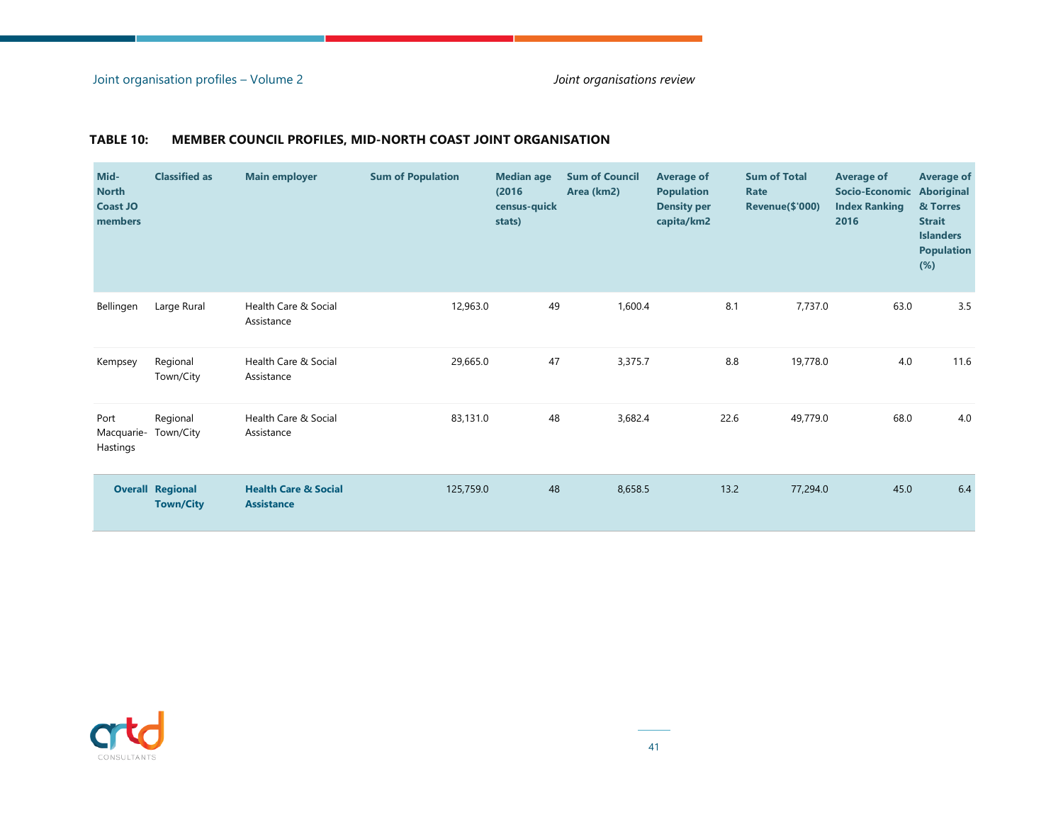**TABLE 10: MEMBER COUNCIL PROFILES, MID-NORTH COAST JOINT ORGANISATION**

| Mid-North Coast JO members | Classified as | Main employer | Sum of Population | Median age (2016 census-quick stats) | Sum of Council Area (km2) | Average of Population Density per capita/km2 | Sum of Total Rate Revenue($'000) | Average of Socio-Economic Index Ranking 2016 | Average of Aboriginal & Torres Strait Islanders Population (%) |
|---|---|---|---|---|---|---|---|---|---|
| Bellingen | Large Rural | Health Care & Social Assistance | 12,963.0 | 49 | 1,600.4 | 8.1 | 7,737.0 | 63.0 | 3.5 |
| Kempsey | Regional Town/City | Health Care & Social Assistance | 29,665.0 | 47 | 3,375.7 | 8.8 | 19,778.0 | 4.0 | 11.6 |
| Port Macquarie-Hastings | Regional Town/City | Health Care & Social Assistance | 83,131.0 | 48 | 3,682.4 | 22.6 | 49,779.0 | 68.0 | 4.0 |
| **Overall** | **Regional Town/City** | **Health Care & Social Assistance** | 125,759.0 | 48 | 8,658.5 | 13.2 | 77,294.0 | 45.0 | 6.4 |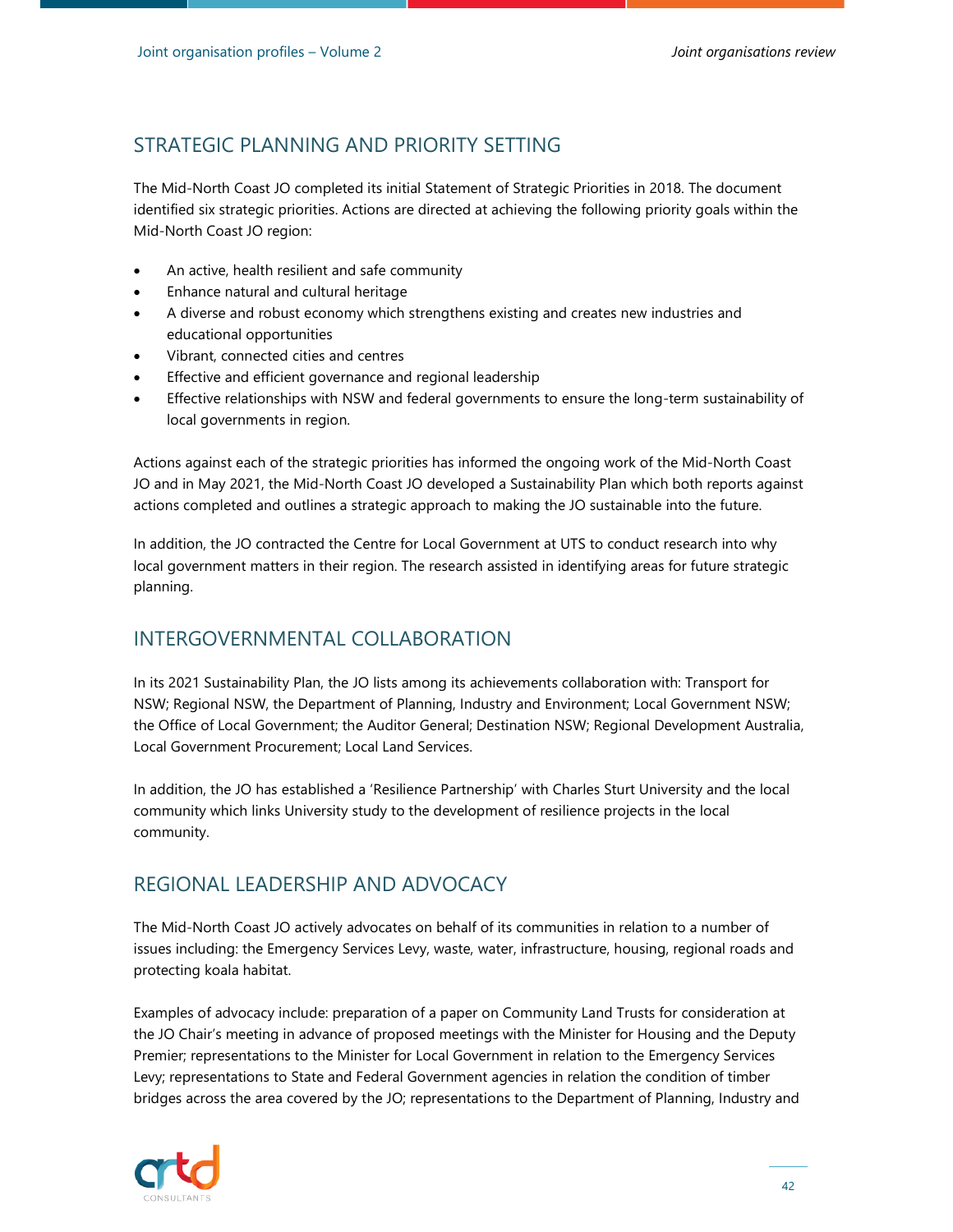## STRATEGIC PLANNING AND PRIORITY SETTING

The Mid-North Coast JO completed its initial Statement of Strategic Priorities in 2018. The document identified six strategic priorities. Actions are directed at achieving the following priority goals within the Mid-North Coast JO region:

- An active, health resilient and safe community
- Enhance natural and cultural heritage
- A diverse and robust economy which strengthens existing and creates new industries and educational opportunities
- Vibrant, connected cities and centres
- Effective and efficient governance and regional leadership
- Effective relationships with NSW and federal governments to ensure the long-term sustainability of local governments in region.

Actions against each of the strategic priorities has informed the ongoing work of the Mid-North Coast JO and in May 2021, the Mid-North Coast JO developed a Sustainability Plan which both reports against actions completed and outlines a strategic approach to making the JO sustainable into the future.

In addition, the JO contracted the Centre for Local Government at UTS to conduct research into why local government matters in their region. The research assisted in identifying areas for future strategic planning.

## INTERGOVERNMENTAL COLLABORATION

In its 2021 Sustainability Plan, the JO lists among its achievements collaboration with: Transport for NSW; Regional NSW, the Department of Planning, Industry and Environment; Local Government NSW; the Office of Local Government; the Auditor General; Destination NSW; Regional Development Australia, Local Government Procurement; Local Land Services.

In addition, the JO has established a 'Resilience Partnership' with Charles Sturt University and the local community which links University study to the development of resilience projects in the local community.

## REGIONAL LEADERSHIP AND ADVOCACY

The Mid-North Coast JO actively advocates on behalf of its communities in relation to a number of issues including: the Emergency Services Levy, waste, water, infrastructure, housing, regional roads and protecting koala habitat.

Examples of advocacy include: preparation of a paper on Community Land Trusts for consideration at the JO Chair's meeting in advance of proposed meetings with the Minister for Housing and the Deputy Premier; representations to the Minister for Local Government in relation to the Emergency Services Levy; representations to State and Federal Government agencies in relation the condition of timber bridges across the area covered by the JO; representations to the Department of Planning, Industry and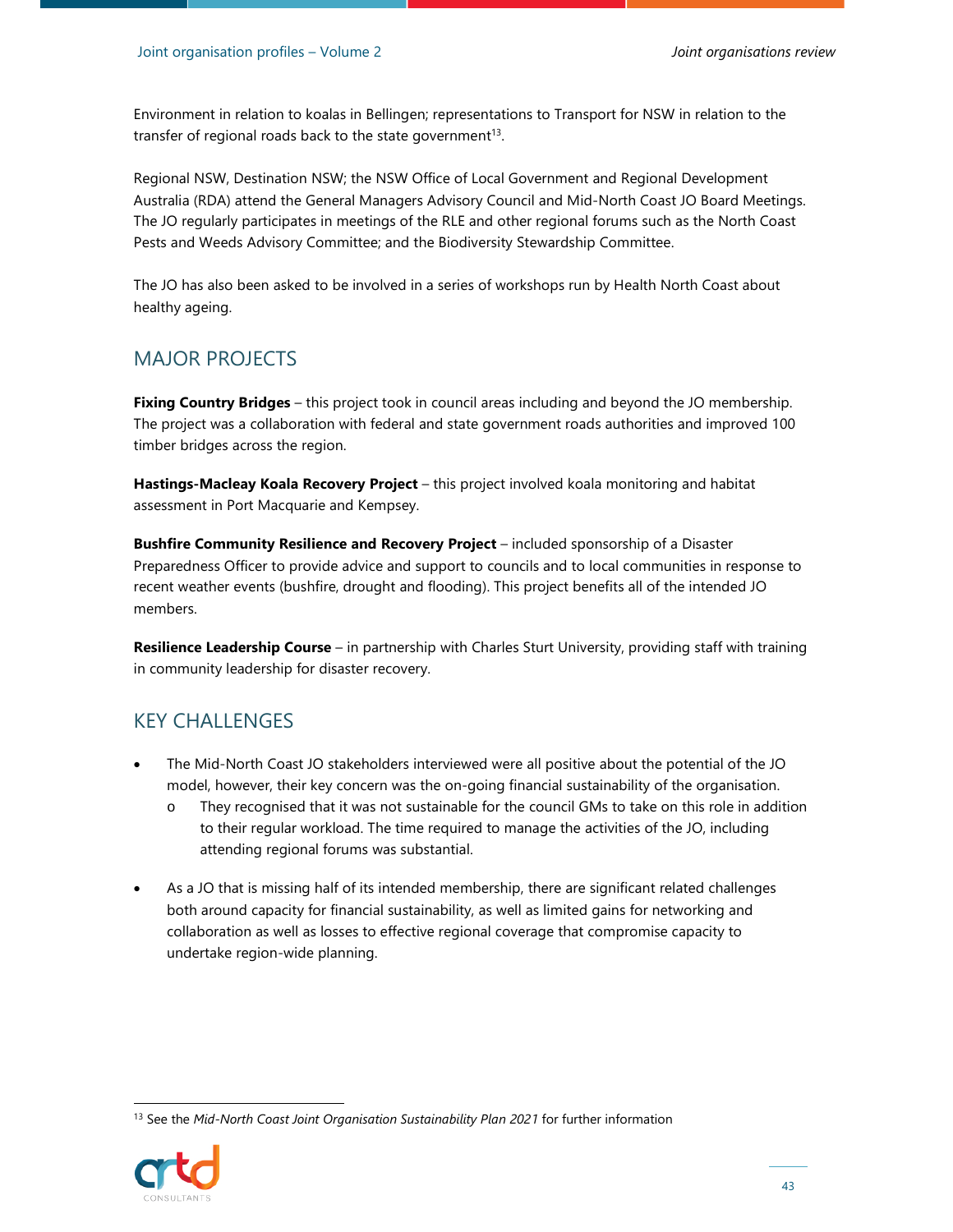Environment in relation to koalas in Bellingen; representations to Transport for NSW in relation to the transfer of regional roads back to the state government[13].

Regional NSW, Destination NSW; the NSW Office of Local Government and Regional Development Australia (RDA) attend the General Managers Advisory Council and Mid-North Coast JO Board Meetings. The JO regularly participates in meetings of the RLE and other regional forums such as the North Coast Pests and Weeds Advisory Committee; and the Biodiversity Stewardship Committee.

The JO has also been asked to be involved in a series of workshops run by Health North Coast about healthy ageing.

## MAJOR PROJECTS

**Fixing Country Bridges** – this project took in council areas including and beyond the JO membership. The project was a collaboration with federal and state government roads authorities and improved 100 timber bridges across the region.

**Hastings-Macleay Koala Recovery Project** – this project involved koala monitoring and habitat assessment in Port Macquarie and Kempsey.

**Bushfire Community Resilience and Recovery Project** – included sponsorship of a Disaster Preparedness Officer to provide advice and support to councils and to local communities in response to recent weather events (bushfire, drought and flooding). This project benefits all of the intended JO members.

**Resilience Leadership Course** – in partnership with Charles Sturt University, providing staff with training in community leadership for disaster recovery.

## KEY CHALLENGES

- The Mid-North Coast JO stakeholders interviewed were all positive about the potential of the JO model, however, their key concern was the on-going financial sustainability of the organisation.
  - They recognised that it was not sustainable for the council GMs to take on this role in addition to their regular workload. The time required to manage the activities of the JO, including attending regional forums was substantial.
- As a JO that is missing half of its intended membership, there are significant related challenges both around capacity for financial sustainability, as well as limited gains for networking and collaboration as well as losses to effective regional coverage that compromise capacity to undertake region-wide planning.

[13] See the *Mid-North Coast Joint Organisation Sustainability Plan 2021* for further information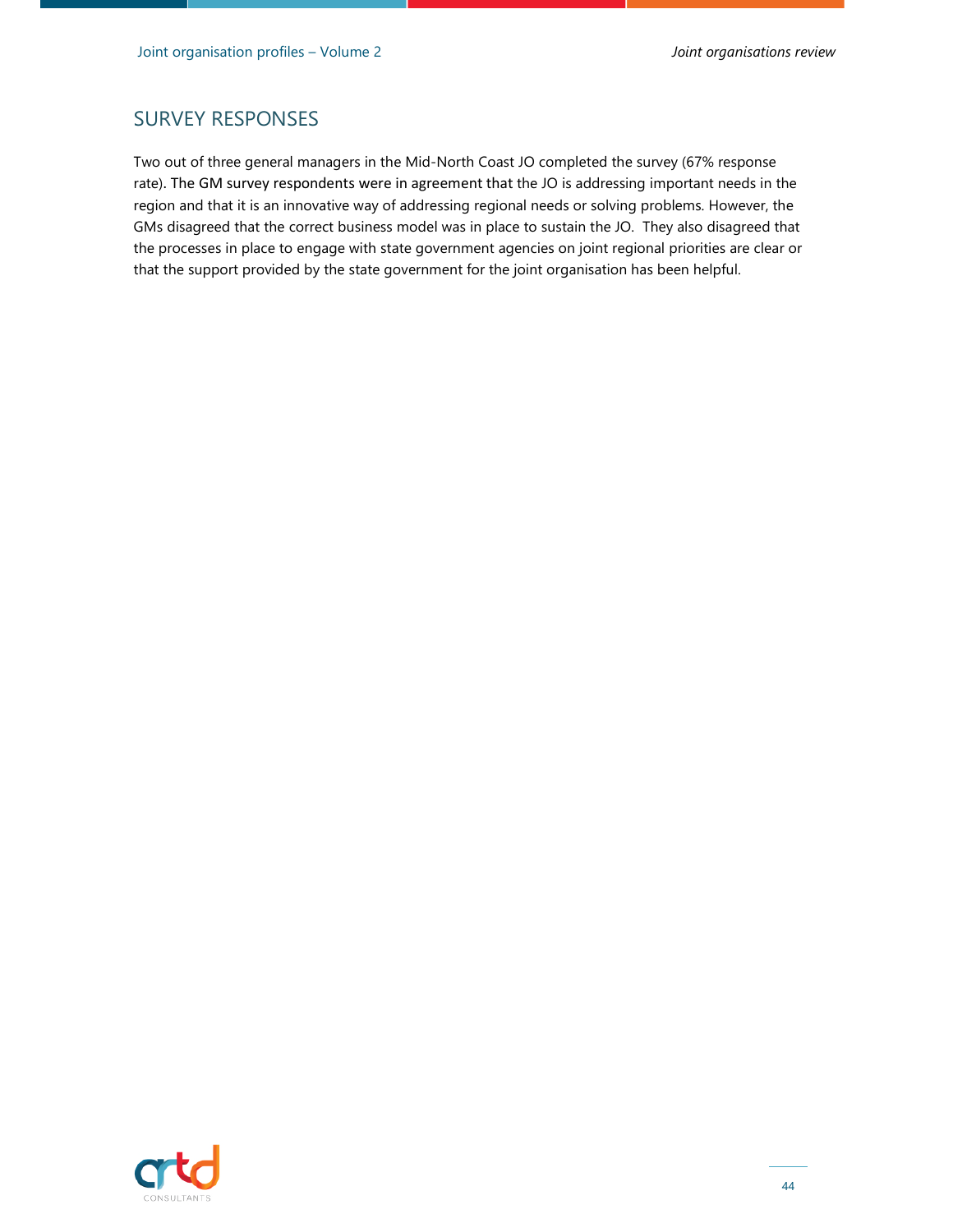## SURVEY RESPONSES

Two out of three general managers in the Mid-North Coast JO completed the survey (67% response rate). The GM survey respondents were in agreement that the JO is addressing important needs in the region and that it is an innovative way of addressing regional needs or solving problems. However, the GMs disagreed that the correct business model was in place to sustain the JO. They also disagreed that the processes in place to engage with state government agencies on joint regional priorities are clear or that the support provided by the state government for the joint organisation has been helpful.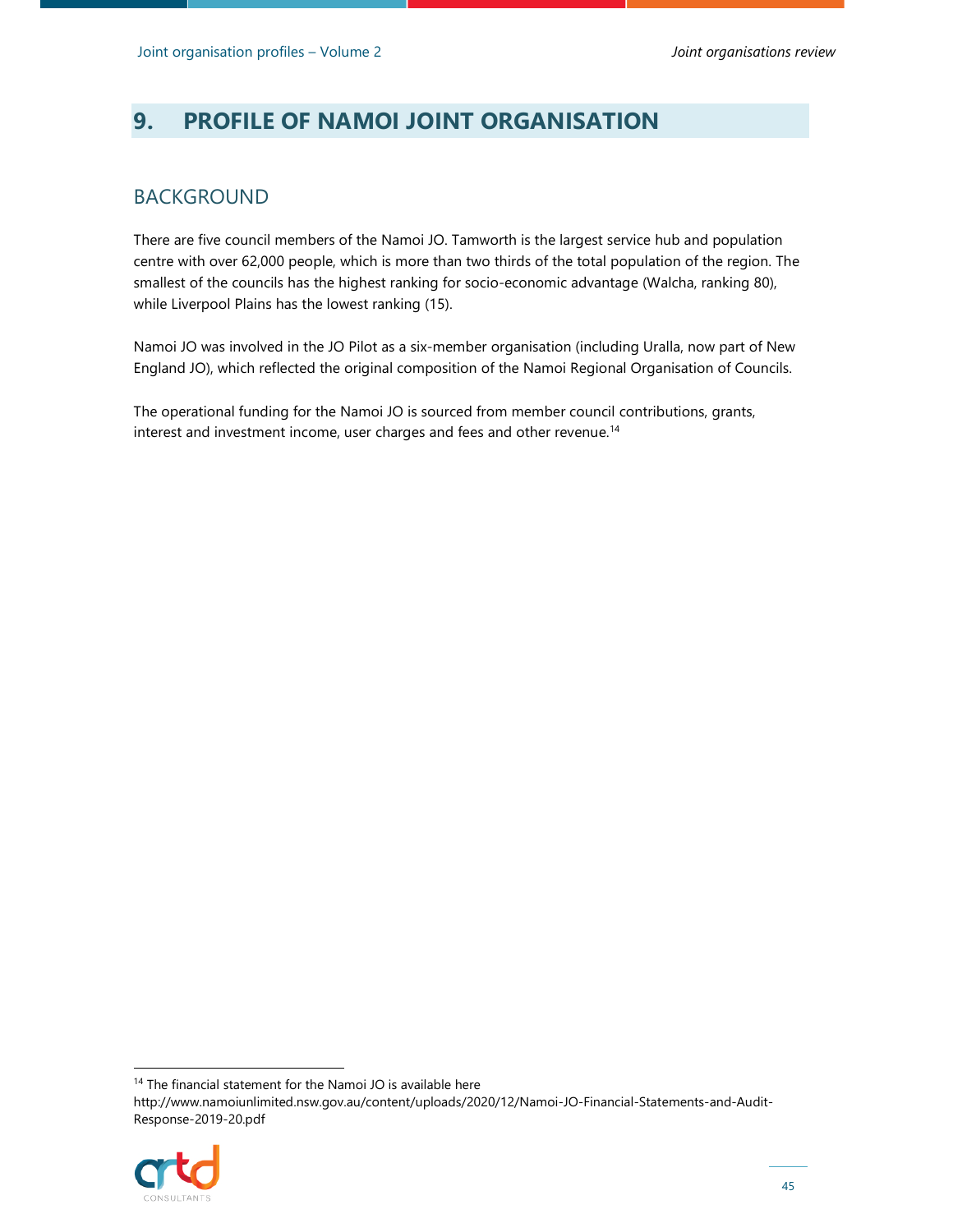# 9. PROFILE OF NAMOI JOINT ORGANISATION

## BACKGROUND

There are five council members of the Namoi JO. Tamworth is the largest service hub and population centre with over 62,000 people, which is more than two thirds of the total population of the region. The smallest of the councils has the highest ranking for socio-economic advantage (Walcha, ranking 80), while Liverpool Plains has the lowest ranking (15).

Namoi JO was involved in the JO Pilot as a six-member organisation (including Uralla, now part of New England JO), which reflected the original composition of the Namoi Regional Organisation of Councils.

The operational funding for the Namoi JO is sourced from member council contributions, grants, interest and investment income, user charges and fees and other revenue.[14]

---

[14] The financial statement for the Namoi JO is available here http://www.namoiunlimited.nsw.gov.au/content/uploads/2020/12/Namoi-JO-Financial-Statements-and-Audit-Response-2019-20.pdf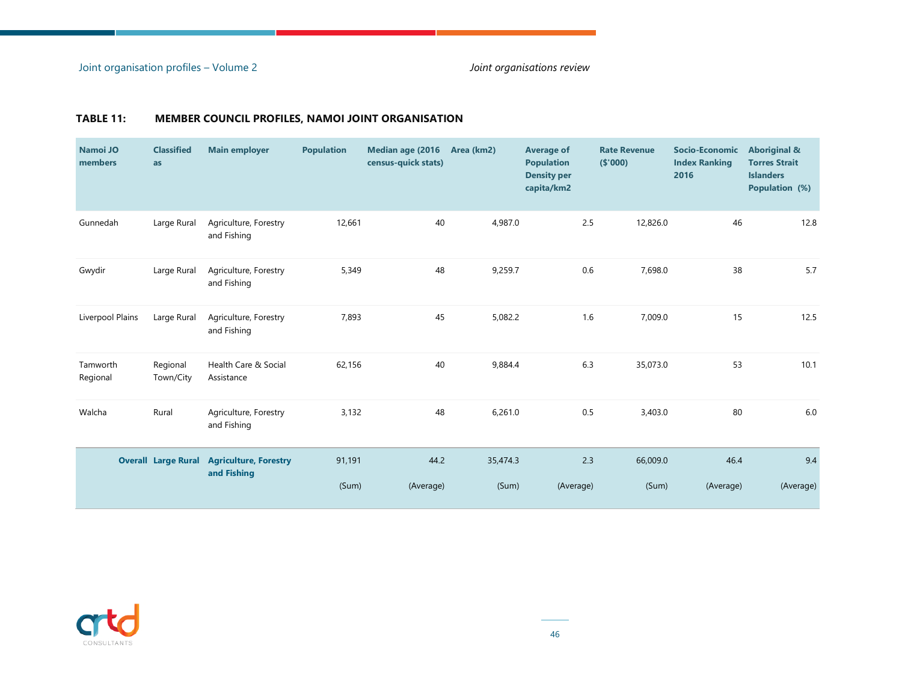**TABLE 11: MEMBER COUNCIL PROFILES, NAMOI JOINT ORGANISATION**

| Namoi JO members | Classified as | Main employer | Population | Median age (2016 census-quick stats) | Area (km2) | Average of Population Density per capita/km2 | Rate Revenue ($'000) | Socio-Economic Index Ranking 2016 | Aboriginal & Torres Strait Islanders Population (%) |
|---|---|---|---|---|---|---|---|---|---|
| Gunnedah | Large Rural | Agriculture, Forestry and Fishing | 12,661 | 40 | 4,987.0 | 2.5 | 12,826.0 | 46 | 12.8 |
| Gwydir | Large Rural | Agriculture, Forestry and Fishing | 5,349 | 48 | 9,259.7 | 0.6 | 7,698.0 | 38 | 5.7 |
| Liverpool Plains | Large Rural | Agriculture, Forestry and Fishing | 7,893 | 45 | 5,082.2 | 1.6 | 7,009.0 | 15 | 12.5 |
| Tamworth Regional | Regional Town/City | Health Care & Social Assistance | 62,156 | 40 | 9,884.4 | 6.3 | 35,073.0 | 53 | 10.1 |
| Walcha | Rural | Agriculture, Forestry and Fishing | 3,132 | 48 | 6,261.0 | 0.5 | 3,403.0 | 80 | 6.0 |
| **Overall** | **Large Rural** | **Agriculture, Forestry and Fishing** | 91,191 (Sum) | 44.2 (Average) | 35,474.3 (Sum) | 2.3 (Average) | 66,009.0 (Sum) | 46.4 (Average) | 9.4 (Average) |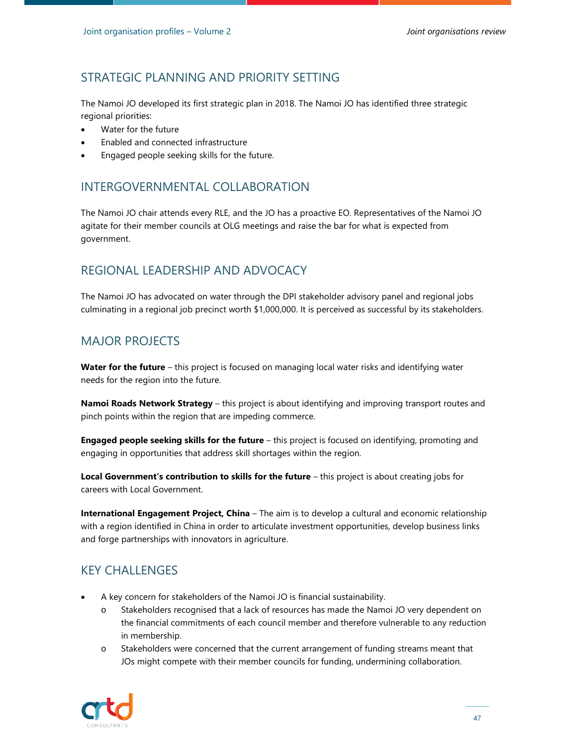## STRATEGIC PLANNING AND PRIORITY SETTING

The Namoi JO developed its first strategic plan in 2018. The Namoi JO has identified three strategic regional priorities:

- Water for the future
- Enabled and connected infrastructure
- Engaged people seeking skills for the future.

## INTERGOVERNMENTAL COLLABORATION

The Namoi JO chair attends every RLE, and the JO has a proactive EO. Representatives of the Namoi JO agitate for their member councils at OLG meetings and raise the bar for what is expected from government.

## REGIONAL LEADERSHIP AND ADVOCACY

The Namoi JO has advocated on water through the DPI stakeholder advisory panel and regional jobs culminating in a regional job precinct worth $1,000,000. It is perceived as successful by its stakeholders.

## MAJOR PROJECTS

**Water for the future** – this project is focused on managing local water risks and identifying water needs for the region into the future.

**Namoi Roads Network Strategy** – this project is about identifying and improving transport routes and pinch points within the region that are impeding commerce.

**Engaged people seeking skills for the future** – this project is focused on identifying, promoting and engaging in opportunities that address skill shortages within the region.

**Local Government's contribution to skills for the future** – this project is about creating jobs for careers with Local Government.

**International Engagement Project, China** – The aim is to develop a cultural and economic relationship with a region identified in China in order to articulate investment opportunities, develop business links and forge partnerships with innovators in agriculture.

## KEY CHALLENGES

- A key concern for stakeholders of the Namoi JO is financial sustainability.
  - Stakeholders recognised that a lack of resources has made the Namoi JO very dependent on the financial commitments of each council member and therefore vulnerable to any reduction in membership.
  - Stakeholders were concerned that the current arrangement of funding streams meant that JOs might compete with their member councils for funding, undermining collaboration.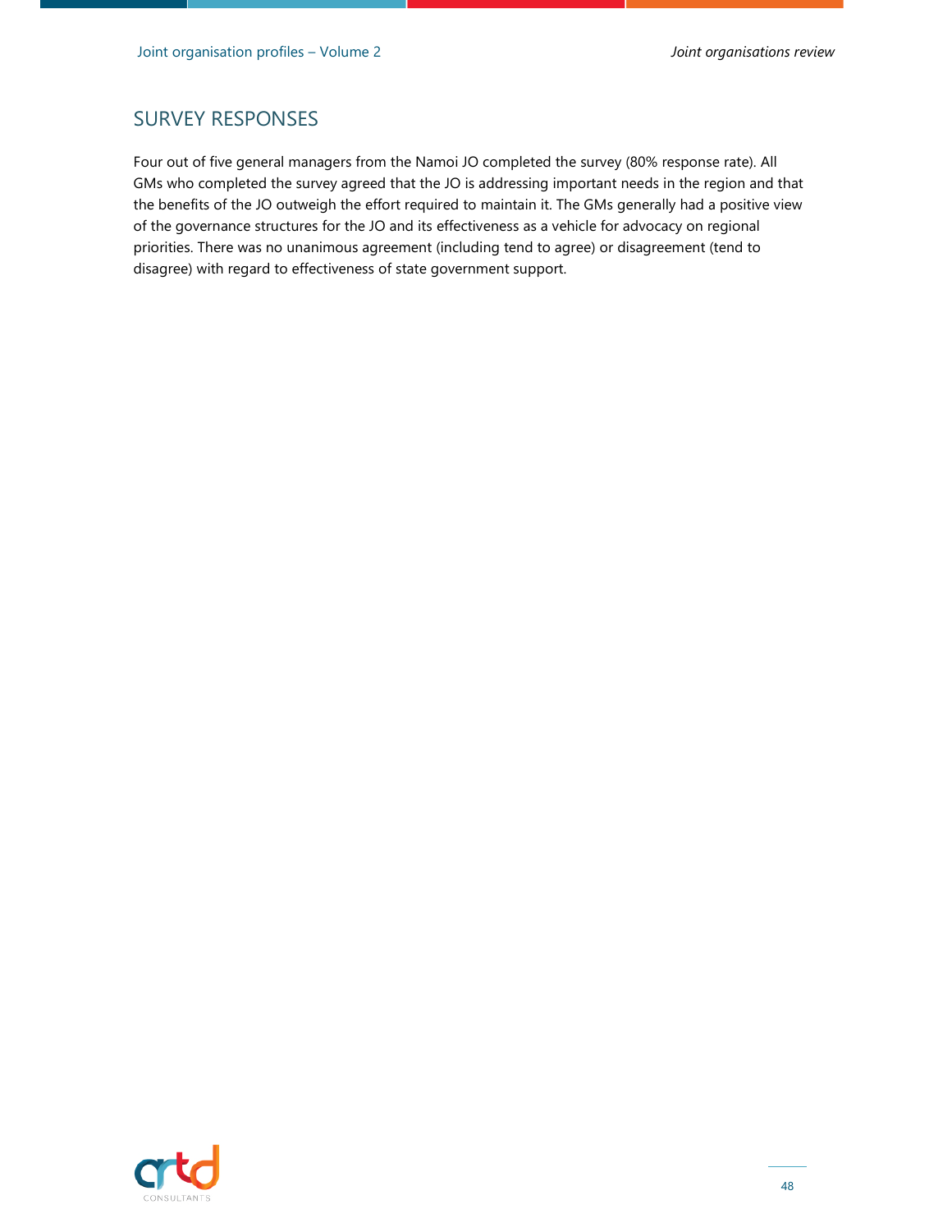## SURVEY RESPONSES

Four out of five general managers from the Namoi JO completed the survey (80% response rate). All GMs who completed the survey agreed that the JO is addressing important needs in the region and that the benefits of the JO outweigh the effort required to maintain it. The GMs generally had a positive view of the governance structures for the JO and its effectiveness as a vehicle for advocacy on regional priorities. There was no unanimous agreement (including tend to agree) or disagreement (tend to disagree) with regard to effectiveness of state government support.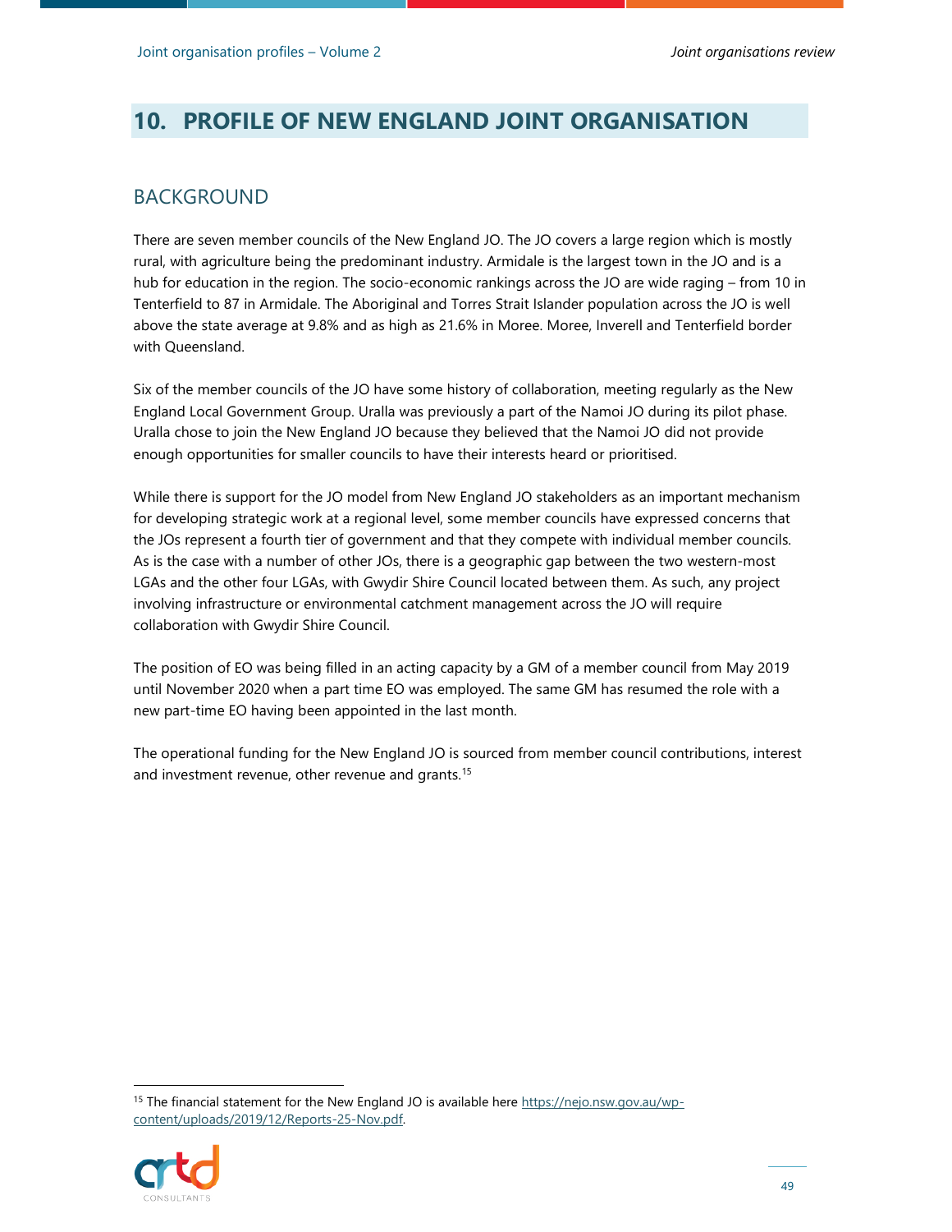# 10. PROFILE OF NEW ENGLAND JOINT ORGANISATION

## BACKGROUND

There are seven member councils of the New England JO. The JO covers a large region which is mostly rural, with agriculture being the predominant industry. Armidale is the largest town in the JO and is a hub for education in the region. The socio-economic rankings across the JO are wide raging – from 10 in Tenterfield to 87 in Armidale. The Aboriginal and Torres Strait Islander population across the JO is well above the state average at 9.8% and as high as 21.6% in Moree. Moree, Inverell and Tenterfield border with Queensland.

Six of the member councils of the JO have some history of collaboration, meeting regularly as the New England Local Government Group. Uralla was previously a part of the Namoi JO during its pilot phase. Uralla chose to join the New England JO because they believed that the Namoi JO did not provide enough opportunities for smaller councils to have their interests heard or prioritised.

While there is support for the JO model from New England JO stakeholders as an important mechanism for developing strategic work at a regional level, some member councils have expressed concerns that the JOs represent a fourth tier of government and that they compete with individual member councils. As is the case with a number of other JOs, there is a geographic gap between the two western-most LGAs and the other four LGAs, with Gwydir Shire Council located between them. As such, any project involving infrastructure or environmental catchment management across the JO will require collaboration with Gwydir Shire Council.

The position of EO was being filled in an acting capacity by a GM of a member council from May 2019 until November 2020 when a part time EO was employed. The same GM has resumed the role with a new part-time EO having been appointed in the last month.

The operational funding for the New England JO is sourced from member council contributions, interest and investment revenue, other revenue and grants.[15]

[15] The financial statement for the New England JO is available here https://nejo.nsw.gov.au/wp-content/uploads/2019/12/Reports-25-Nov.pdf.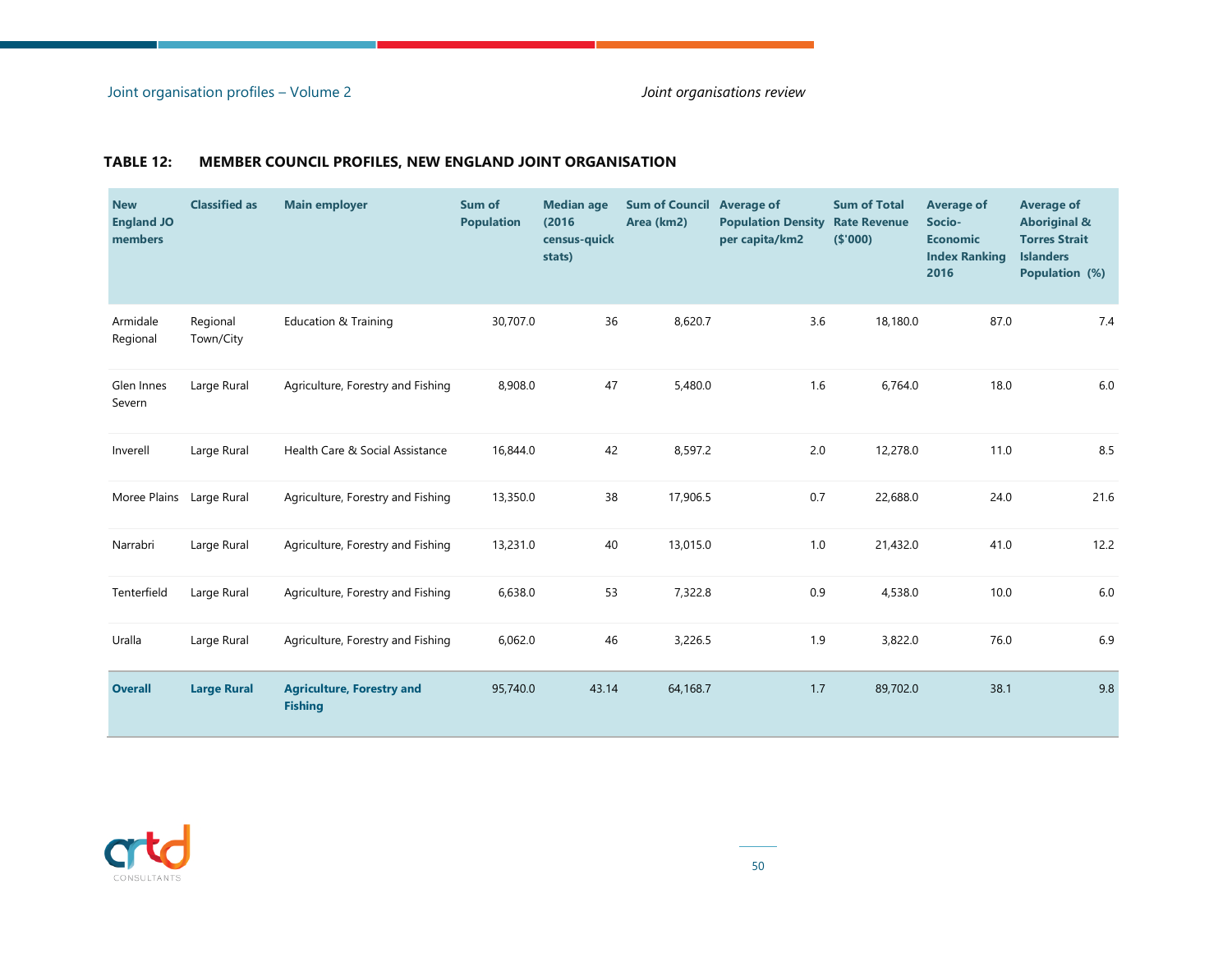**TABLE 12: MEMBER COUNCIL PROFILES, NEW ENGLAND JOINT ORGANISATION**

| New England JO members | Classified as | Main employer | Sum of Population | Median age (2016 census-quick stats) | Sum of Council Area (km2) | Average of Population Density per capita/km2 | Sum of Total Rate Revenue ($'000) | Average of Socio-Economic Index Ranking 2016 | Average of Aboriginal & Torres Strait Islanders Population (%) |
|---|---|---|---|---|---|---|---|---|---|
| Armidale Regional | Regional Town/City | Education & Training | 30,707.0 | 36 | 8,620.7 | 3.6 | 18,180.0 | 87.0 | 7.4 |
| Glen Innes Severn | Large Rural | Agriculture, Forestry and Fishing | 8,908.0 | 47 | 5,480.0 | 1.6 | 6,764.0 | 18.0 | 6.0 |
| Inverell | Large Rural | Health Care & Social Assistance | 16,844.0 | 42 | 8,597.2 | 2.0 | 12,278.0 | 11.0 | 8.5 |
| Moree Plains | Large Rural | Agriculture, Forestry and Fishing | 13,350.0 | 38 | 17,906.5 | 0.7 | 22,688.0 | 24.0 | 21.6 |
| Narrabri | Large Rural | Agriculture, Forestry and Fishing | 13,231.0 | 40 | 13,015.0 | 1.0 | 21,432.0 | 41.0 | 12.2 |
| Tenterfield | Large Rural | Agriculture, Forestry and Fishing | 6,638.0 | 53 | 7,322.8 | 0.9 | 4,538.0 | 10.0 | 6.0 |
| Uralla | Large Rural | Agriculture, Forestry and Fishing | 6,062.0 | 46 | 3,226.5 | 1.9 | 3,822.0 | 76.0 | 6.9 |
| **Overall** | **Large Rural** | **Agriculture, Forestry and Fishing** | 95,740.0 | 43.14 | 64,168.7 | 1.7 | 89,702.0 | 38.1 | 9.8 |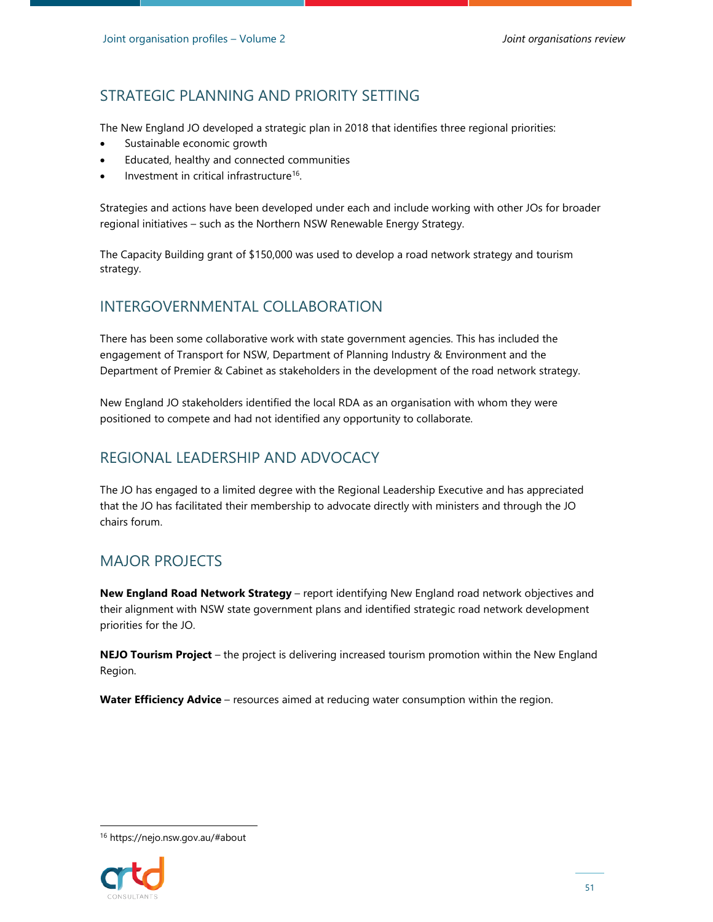## STRATEGIC PLANNING AND PRIORITY SETTING

The New England JO developed a strategic plan in 2018 that identifies three regional priorities:

- Sustainable economic growth
- Educated, healthy and connected communities
- Investment in critical infrastructure[16].

Strategies and actions have been developed under each and include working with other JOs for broader regional initiatives – such as the Northern NSW Renewable Energy Strategy.

The Capacity Building grant of $150,000 was used to develop a road network strategy and tourism strategy.

## INTERGOVERNMENTAL COLLABORATION

There has been some collaborative work with state government agencies. This has included the engagement of Transport for NSW, Department of Planning Industry & Environment and the Department of Premier & Cabinet as stakeholders in the development of the road network strategy.

New England JO stakeholders identified the local RDA as an organisation with whom they were positioned to compete and had not identified any opportunity to collaborate.

## REGIONAL LEADERSHIP AND ADVOCACY

The JO has engaged to a limited degree with the Regional Leadership Executive and has appreciated that the JO has facilitated their membership to advocate directly with ministers and through the JO chairs forum.

## MAJOR PROJECTS

**New England Road Network Strategy** – report identifying New England road network objectives and their alignment with NSW state government plans and identified strategic road network development priorities for the JO.

**NEJO Tourism Project** – the project is delivering increased tourism promotion within the New England Region.

**Water Efficiency Advice** – resources aimed at reducing water consumption within the region.

[16] https://nejo.nsw.gov.au/#about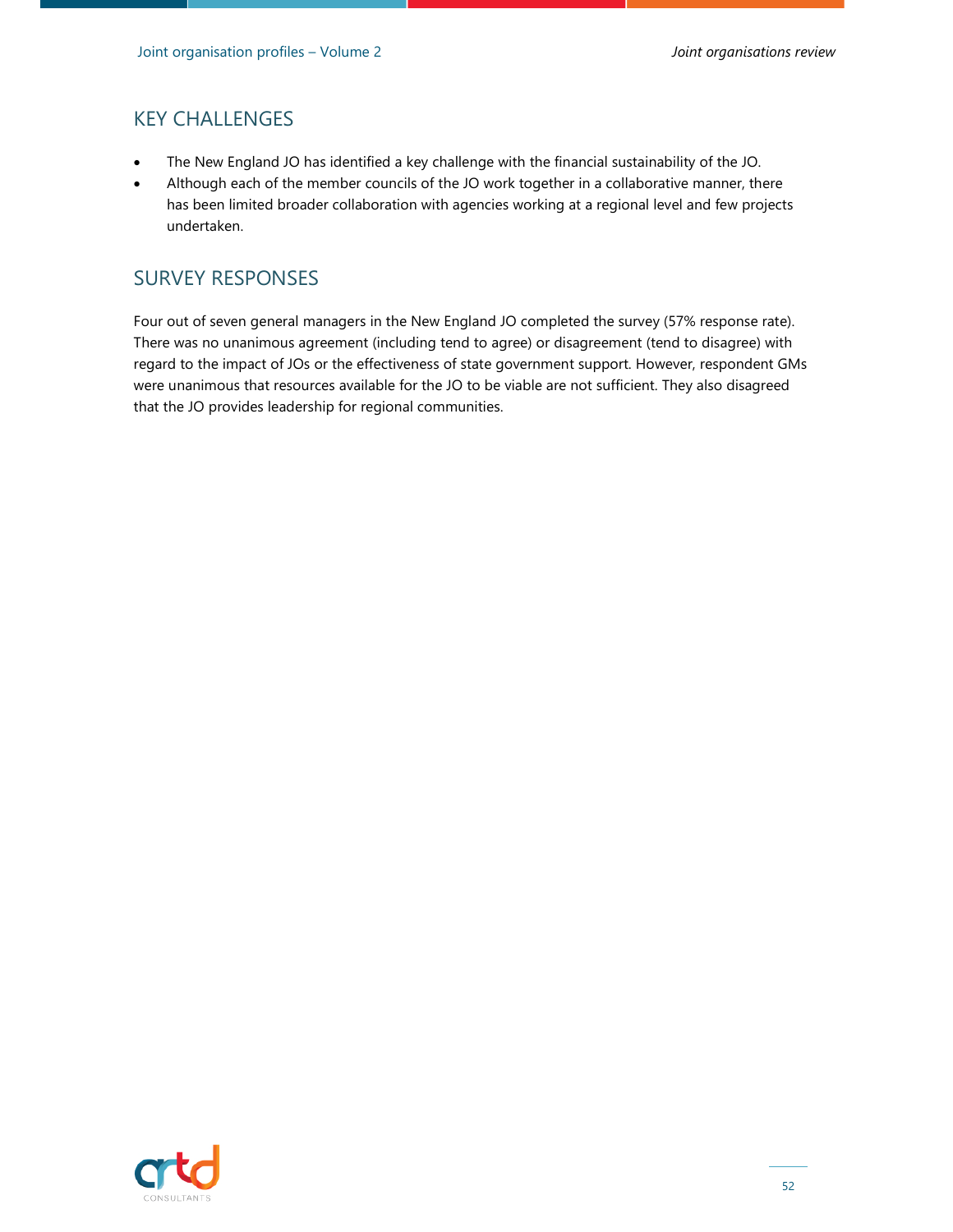## KEY CHALLENGES

- The New England JO has identified a key challenge with the financial sustainability of the JO.
- Although each of the member councils of the JO work together in a collaborative manner, there has been limited broader collaboration with agencies working at a regional level and few projects undertaken.

## SURVEY RESPONSES

Four out of seven general managers in the New England JO completed the survey (57% response rate). There was no unanimous agreement (including tend to agree) or disagreement (tend to disagree) with regard to the impact of JOs or the effectiveness of state government support. However, respondent GMs were unanimous that resources available for the JO to be viable are not sufficient. They also disagreed that the JO provides leadership for regional communities.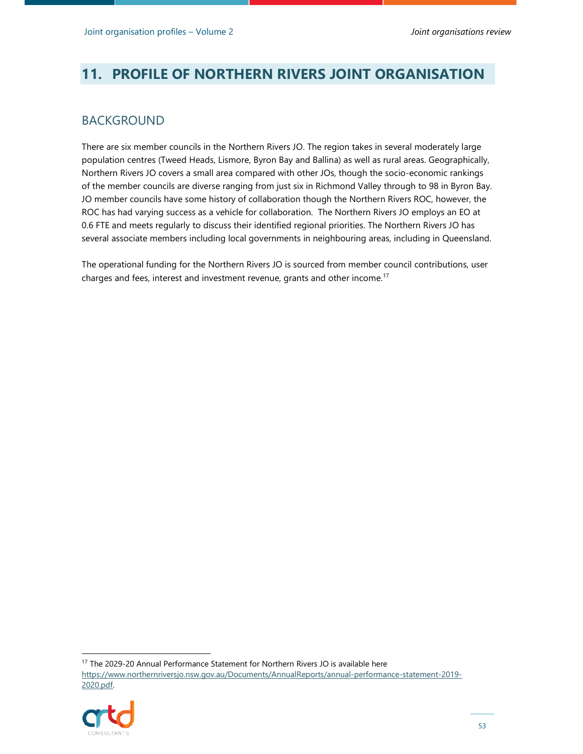# 11. PROFILE OF NORTHERN RIVERS JOINT ORGANISATION

## BACKGROUND

There are six member councils in the Northern Rivers JO. The region takes in several moderately large population centres (Tweed Heads, Lismore, Byron Bay and Ballina) as well as rural areas. Geographically, Northern Rivers JO covers a small area compared with other JOs, though the socio-economic rankings of the member councils are diverse ranging from just six in Richmond Valley through to 98 in Byron Bay. JO member councils have some history of collaboration though the Northern Rivers ROC, however, the ROC has had varying success as a vehicle for collaboration. The Northern Rivers JO employs an EO at 0.6 FTE and meets regularly to discuss their identified regional priorities. The Northern Rivers JO has several associate members including local governments in neighbouring areas, including in Queensland.

The operational funding for the Northern Rivers JO is sourced from member council contributions, user charges and fees, interest and investment revenue, grants and other income.[17]

[17] The 2029-20 Annual Performance Statement for Northern Rivers JO is available here https://www.northernriversjo.nsw.gov.au/Documents/AnnualReports/annual-performance-statement-2019-2020.pdf.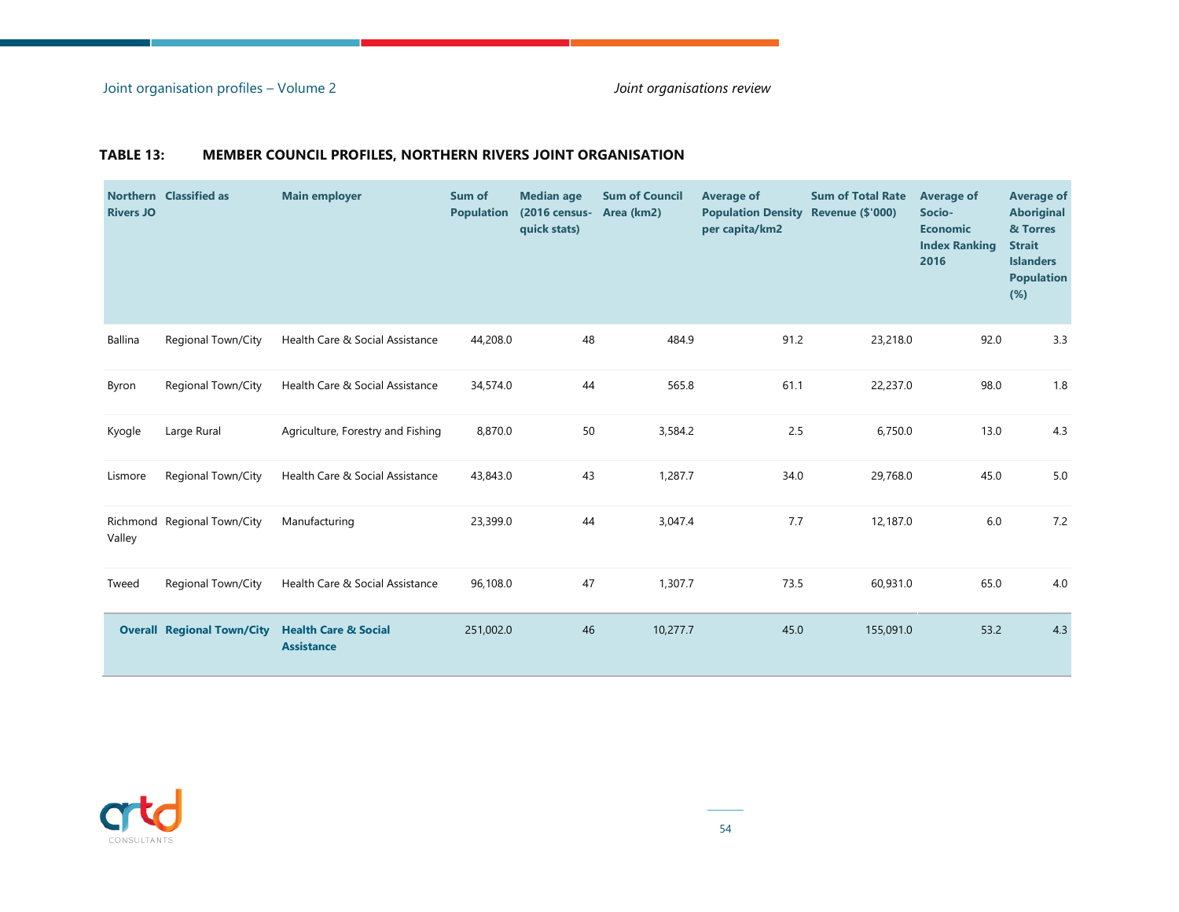**TABLE 13: MEMBER COUNCIL PROFILES, NORTHERN RIVERS JOINT ORGANISATION**

| Northern Rivers JO | Classified as | Main employer | Sum of Population | Median age (2016 census-quick stats) | Sum of Council Area (km2) | Average of Population Density per capita/km2 | Sum of Total Rate Revenue ($'000) | Average of Socio-Economic Index Ranking 2016 | Average of Aboriginal & Torres Strait Islanders Population (%) |
|---|---|---|---|---|---|---|---|---|---|
| Ballina | Regional Town/City | Health Care & Social Assistance | 44,208.0 | 48 | 484.9 | 91.2 | 23,218.0 | 92.0 | 3.3 |
| Byron | Regional Town/City | Health Care & Social Assistance | 34,574.0 | 44 | 565.8 | 61.1 | 22,237.0 | 98.0 | 1.8 |
| Kyogle | Large Rural | Agriculture, Forestry and Fishing | 8,870.0 | 50 | 3,584.2 | 2.5 | 6,750.0 | 13.0 | 4.3 |
| Lismore | Regional Town/City | Health Care & Social Assistance | 43,843.0 | 43 | 1,287.7 | 34.0 | 29,768.0 | 45.0 | 5.0 |
| Richmond Valley | Regional Town/City | Manufacturing | 23,399.0 | 44 | 3,047.4 | 7.7 | 12,187.0 | 6.0 | 7.2 |
| Tweed | Regional Town/City | Health Care & Social Assistance | 96,108.0 | 47 | 1,307.7 | 73.5 | 60,931.0 | 65.0 | 4.0 |
| **Overall** | **Regional Town/City** | **Health Care & Social Assistance** | 251,002.0 | 46 | 10,277.7 | 45.0 | 155,091.0 | 53.2 | 4.3 |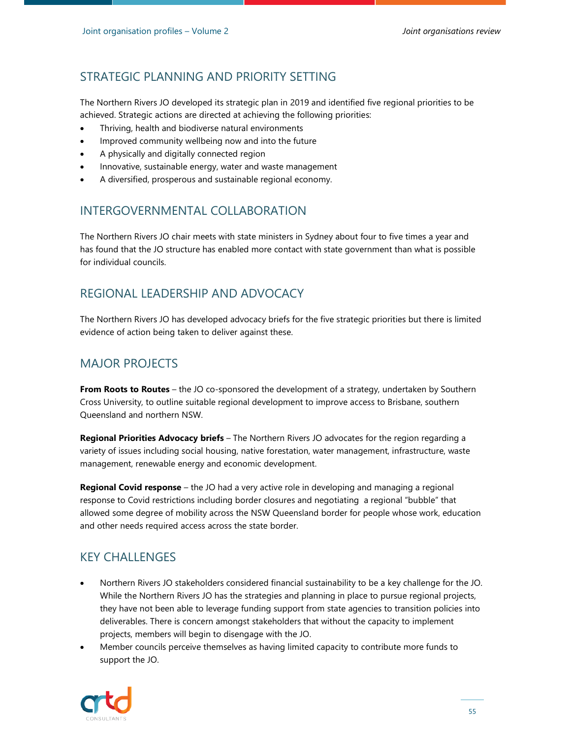## STRATEGIC PLANNING AND PRIORITY SETTING

The Northern Rivers JO developed its strategic plan in 2019 and identified five regional priorities to be achieved. Strategic actions are directed at achieving the following priorities:

- Thriving, health and biodiverse natural environments
- Improved community wellbeing now and into the future
- A physically and digitally connected region
- Innovative, sustainable energy, water and waste management
- A diversified, prosperous and sustainable regional economy.

## INTERGOVERNMENTAL COLLABORATION

The Northern Rivers JO chair meets with state ministers in Sydney about four to five times a year and has found that the JO structure has enabled more contact with state government than what is possible for individual councils.

## REGIONAL LEADERSHIP AND ADVOCACY

The Northern Rivers JO has developed advocacy briefs for the five strategic priorities but there is limited evidence of action being taken to deliver against these.

## MAJOR PROJECTS

**From Roots to Routes** – the JO co-sponsored the development of a strategy, undertaken by Southern Cross University, to outline suitable regional development to improve access to Brisbane, southern Queensland and northern NSW.

**Regional Priorities Advocacy briefs** – The Northern Rivers JO advocates for the region regarding a variety of issues including social housing, native forestation, water management, infrastructure, waste management, renewable energy and economic development.

**Regional Covid response** – the JO had a very active role in developing and managing a regional response to Covid restrictions including border closures and negotiating a regional "bubble" that allowed some degree of mobility across the NSW Queensland border for people whose work, education and other needs required access across the state border.

## KEY CHALLENGES

- Northern Rivers JO stakeholders considered financial sustainability to be a key challenge for the JO. While the Northern Rivers JO has the strategies and planning in place to pursue regional projects, they have not been able to leverage funding support from state agencies to transition policies into deliverables. There is concern amongst stakeholders that without the capacity to implement projects, members will begin to disengage with the JO.
- Member councils perceive themselves as having limited capacity to contribute more funds to support the JO.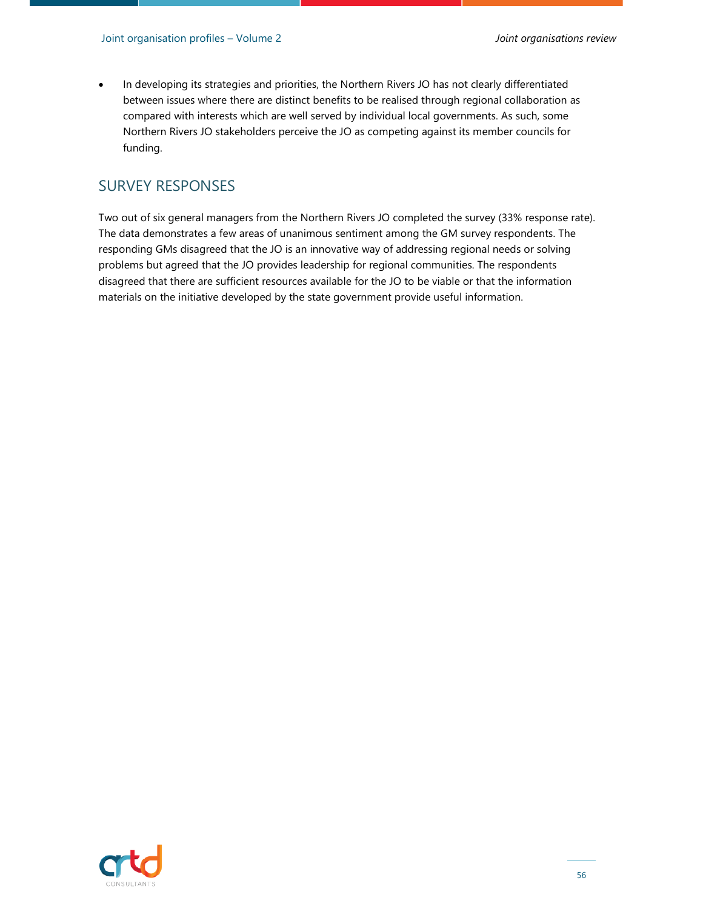- In developing its strategies and priorities, the Northern Rivers JO has not clearly differentiated between issues where there are distinct benefits to be realised through regional collaboration as compared with interests which are well served by individual local governments. As such, some Northern Rivers JO stakeholders perceive the JO as competing against its member councils for funding.

## SURVEY RESPONSES

Two out of six general managers from the Northern Rivers JO completed the survey (33% response rate). The data demonstrates a few areas of unanimous sentiment among the GM survey respondents. The responding GMs disagreed that the JO is an innovative way of addressing regional needs or solving problems but agreed that the JO provides leadership for regional communities. The respondents disagreed that there are sufficient resources available for the JO to be viable or that the information materials on the initiative developed by the state government provide useful information.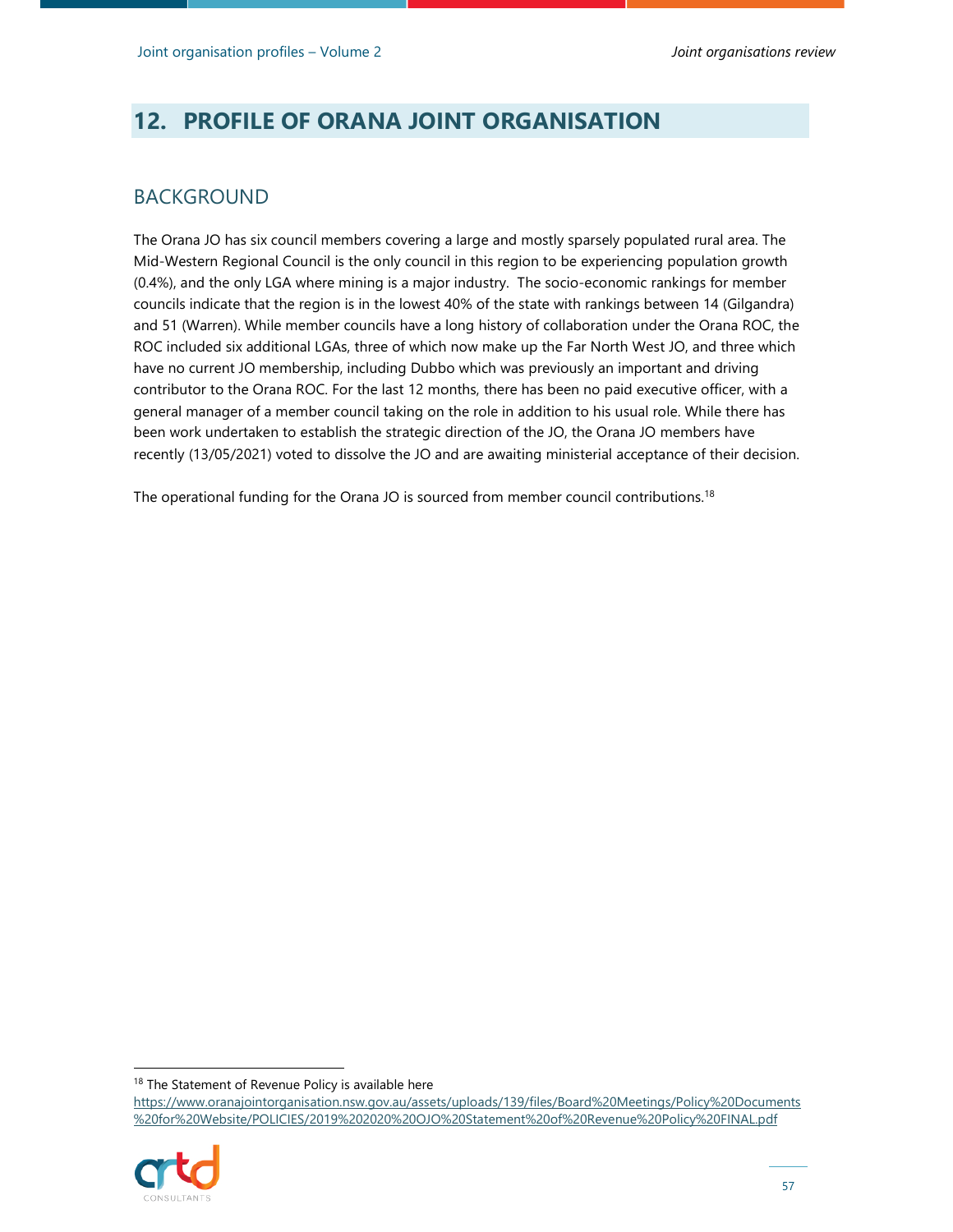## 12. PROFILE OF ORANA JOINT ORGANISATION

### BACKGROUND

The Orana JO has six council members covering a large and mostly sparsely populated rural area. The Mid-Western Regional Council is the only council in this region to be experiencing population growth (0.4%), and the only LGA where mining is a major industry. The socio-economic rankings for member councils indicate that the region is in the lowest 40% of the state with rankings between 14 (Gilgandra) and 51 (Warren). While member councils have a long history of collaboration under the Orana ROC, the ROC included six additional LGAs, three of which now make up the Far North West JO, and three which have no current JO membership, including Dubbo which was previously an important and driving contributor to the Orana ROC. For the last 12 months, there has been no paid executive officer, with a general manager of a member council taking on the role in addition to his usual role. While there has been work undertaken to establish the strategic direction of the JO, the Orana JO members have recently (13/05/2021) voted to dissolve the JO and are awaiting ministerial acceptance of their decision.

The operational funding for the Orana JO is sourced from member council contributions.[18]

---

[18] The Statement of Revenue Policy is available here https://www.oranajointorganisation.nsw.gov.au/assets/uploads/139/files/Board%20Meetings/Policy%20Documents%20for%20Website/POLICIES/2019%202020%20OJO%20Statement%20of%20Revenue%20Policy%20FINAL.pdf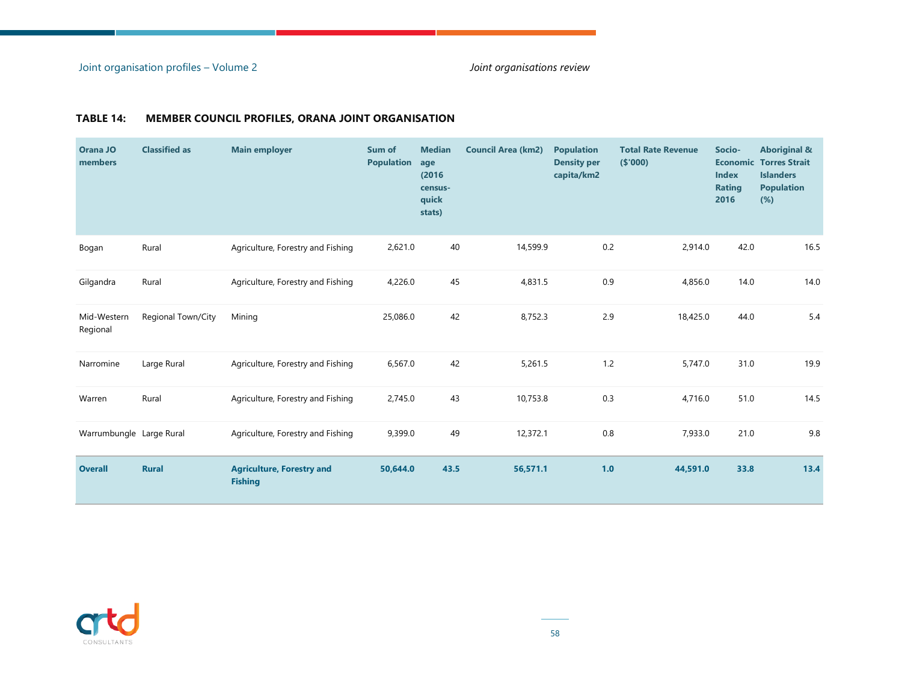**TABLE 14: MEMBER COUNCIL PROFILES, ORANA JOINT ORGANISATION**

| Orana JO members | Classified as | Main employer | Sum of Population | Median age (2016 census-quick stats) | Council Area (km2) | Population Density per capita/km2 | Total Rate Revenue ($'000) | Socio-Economic Index Rating 2016 | Aboriginal & Torres Strait Islanders Population (%) |
|---|---|---|---|---|---|---|---|---|---|
| Bogan | Rural | Agriculture, Forestry and Fishing | 2,621.0 | 40 | 14,599.9 | 0.2 | 2,914.0 | 42.0 | 16.5 |
| Gilgandra | Rural | Agriculture, Forestry and Fishing | 4,226.0 | 45 | 4,831.5 | 0.9 | 4,856.0 | 14.0 | 14.0 |
| Mid-Western Regional | Regional Town/City | Mining | 25,086.0 | 42 | 8,752.3 | 2.9 | 18,425.0 | 44.0 | 5.4 |
| Narromine | Large Rural | Agriculture, Forestry and Fishing | 6,567.0 | 42 | 5,261.5 | 1.2 | 5,747.0 | 31.0 | 19.9 |
| Warren | Rural | Agriculture, Forestry and Fishing | 2,745.0 | 43 | 10,753.8 | 0.3 | 4,716.0 | 51.0 | 14.5 |
| Warrumbungle | Large Rural | Agriculture, Forestry and Fishing | 9,399.0 | 49 | 12,372.1 | 0.8 | 7,933.0 | 21.0 | 9.8 |
| **Overall** | **Rural** | **Agriculture, Forestry and Fishing** | **50,644.0** | **43.5** | **56,571.1** | **1.0** | **44,591.0** | **33.8** | **13.4** |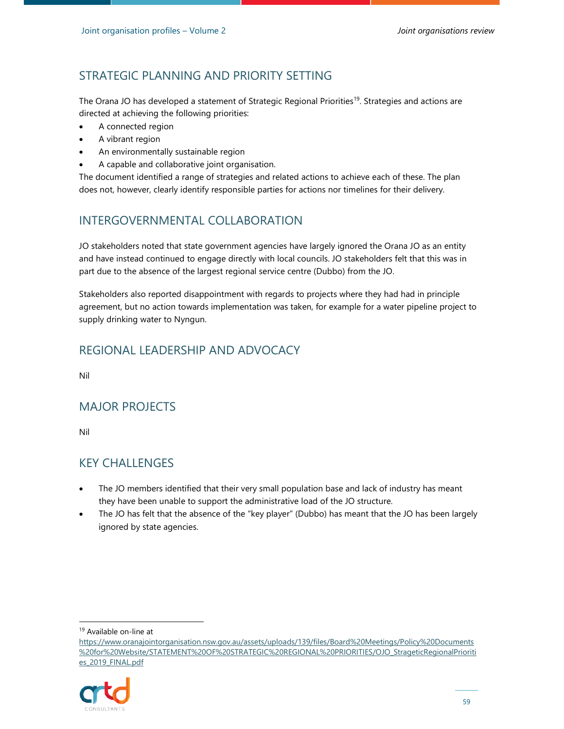## STRATEGIC PLANNING AND PRIORITY SETTING

The Orana JO has developed a statement of Strategic Regional Priorities[19]. Strategies and actions are directed at achieving the following priorities:

- A connected region
- A vibrant region
- An environmentally sustainable region
- A capable and collaborative joint organisation.

The document identified a range of strategies and related actions to achieve each of these. The plan does not, however, clearly identify responsible parties for actions nor timelines for their delivery.

## INTERGOVERNMENTAL COLLABORATION

JO stakeholders noted that state government agencies have largely ignored the Orana JO as an entity and have instead continued to engage directly with local councils. JO stakeholders felt that this was in part due to the absence of the largest regional service centre (Dubbo) from the JO.

Stakeholders also reported disappointment with regards to projects where they had had in principle agreement, but no action towards implementation was taken, for example for a water pipeline project to supply drinking water to Nyngun.

## REGIONAL LEADERSHIP AND ADVOCACY

Nil

## MAJOR PROJECTS

Nil

## KEY CHALLENGES

- The JO members identified that their very small population base and lack of industry has meant they have been unable to support the administrative load of the JO structure.
- The JO has felt that the absence of the "key player" (Dubbo) has meant that the JO has been largely ignored by state agencies.

---

[19] Available on-line at https://www.oranajointorganisation.nsw.gov.au/assets/uploads/139/files/Board%20Meetings/Policy%20Documents%20for%20Website/STATEMENT%20OF%20STRATEGIC%20REGIONAL%20PRIORITIES/OJO_StrageticRegionalPriorities_2019_FINAL.pdf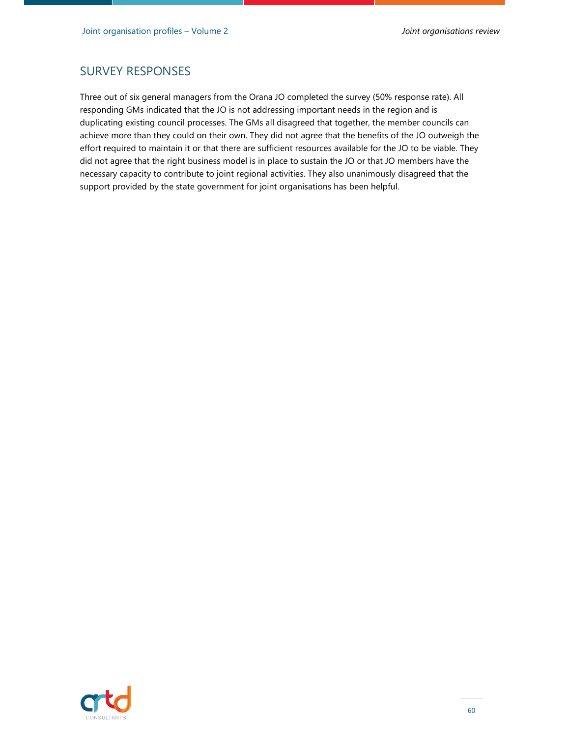## SURVEY RESPONSES

Three out of six general managers from the Orana JO completed the survey (50% response rate). All responding GMs indicated that the JO is not addressing important needs in the region and is duplicating existing council processes. The GMs all disagreed that together, the member councils can achieve more than they could on their own. They did not agree that the benefits of the JO outweigh the effort required to maintain it or that there are sufficient resources available for the JO to be viable. They did not agree that the right business model is in place to sustain the JO or that JO members have the necessary capacity to contribute to joint regional activities. They also unanimously disagreed that the support provided by the state government for joint organisations has been helpful.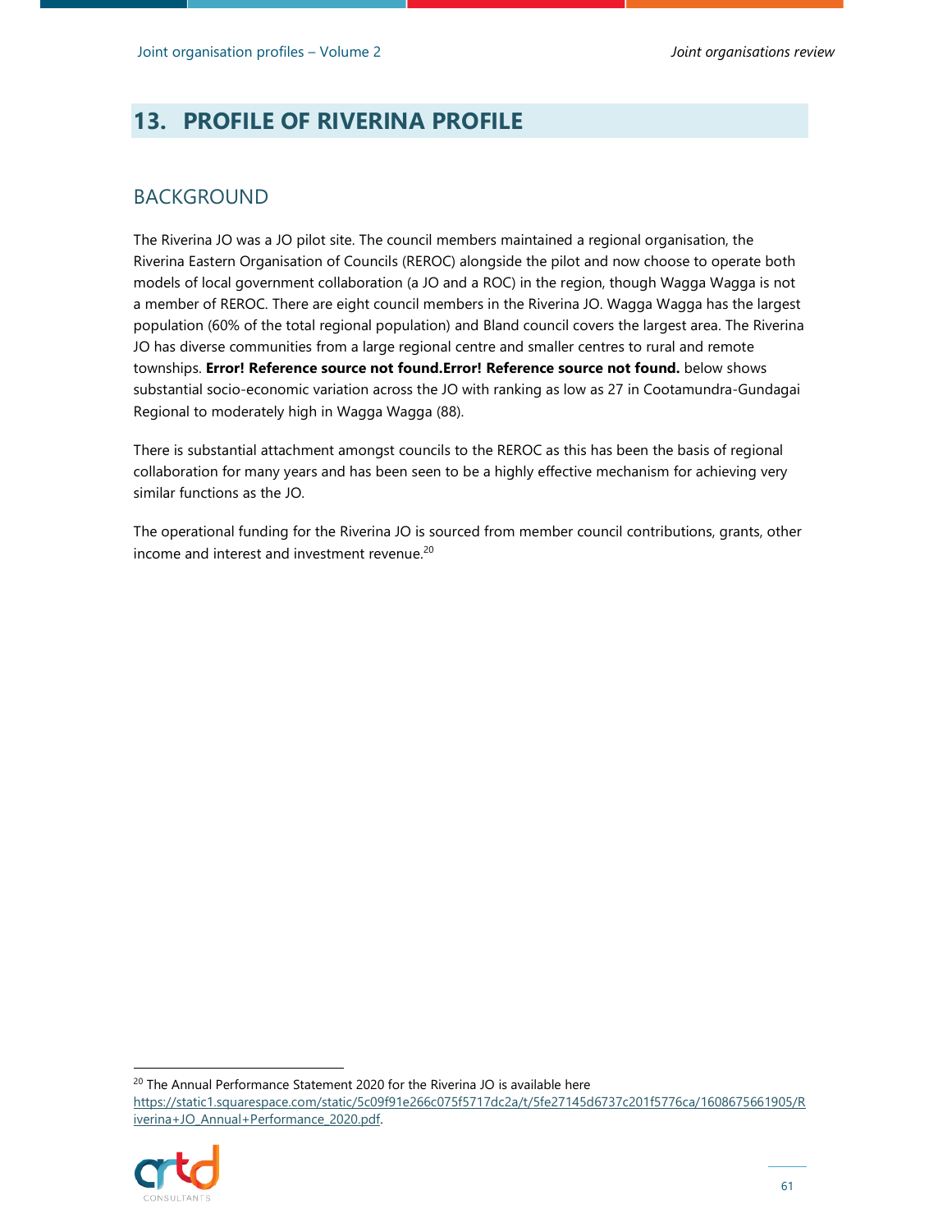# 13. PROFILE OF RIVERINA PROFILE

## BACKGROUND

The Riverina JO was a JO pilot site. The council members maintained a regional organisation, the Riverina Eastern Organisation of Councils (REROC) alongside the pilot and now choose to operate both models of local government collaboration (a JO and a ROC) in the region, though Wagga Wagga is not a member of REROC. There are eight council members in the Riverina JO. Wagga Wagga has the largest population (60% of the total regional population) and Bland council covers the largest area. The Riverina JO has diverse communities from a large regional centre and smaller centres to rural and remote townships. **Error! Reference source not found.Error! Reference source not found.** below shows substantial socio-economic variation across the JO with ranking as low as 27 in Cootamundra-Gundagai Regional to moderately high in Wagga Wagga (88).

There is substantial attachment amongst councils to the REROC as this has been the basis of regional collaboration for many years and has been seen to be a highly effective mechanism for achieving very similar functions as the JO.

The operational funding for the Riverina JO is sourced from member council contributions, grants, other income and interest and investment revenue.[20]

[20] The Annual Performance Statement 2020 for the Riverina JO is available here https://static1.squarespace.com/static/5c09f91e266c075f5717dc2a/t/5fe27145d6737c201f5776ca/1608675661905/Riverina+JO_Annual+Performance_2020.pdf.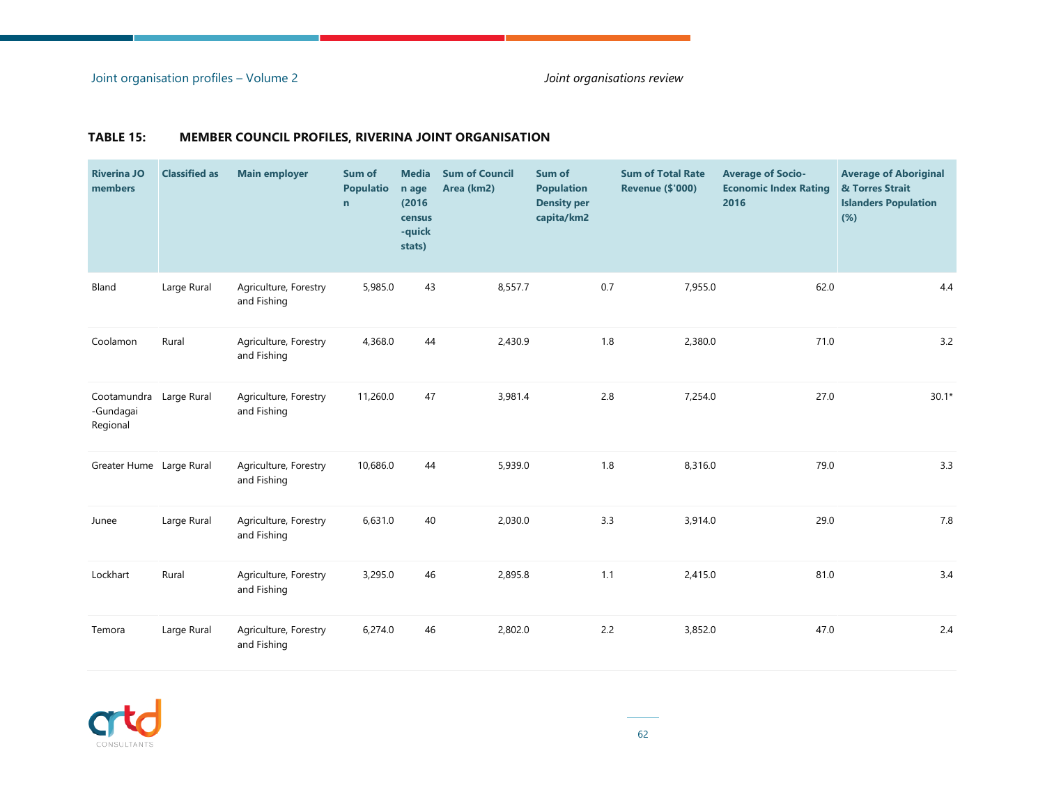**TABLE 15: MEMBER COUNCIL PROFILES, RIVERINA JOINT ORGANISATION**

| Riverina JO members | Classified as | Main employer | Sum of Population | Median age (2016 census -quick stats) | Sum of Council Area (km2) | Sum of Population Density per capita/km2 | Sum of Total Rate Revenue ($'000) | Average of Socio-Economic Index Rating 2016 | Average of Aboriginal & Torres Strait Islanders Population (%) |
|---|---|---|---|---|---|---|---|---|---|
| Bland | Large Rural | Agriculture, Forestry and Fishing | 5,985.0 | 43 | 8,557.7 | 0.7 | 7,955.0 | 62.0 | 4.4 |
| Coolamon | Rural | Agriculture, Forestry and Fishing | 4,368.0 | 44 | 2,430.9 | 1.8 | 2,380.0 | 71.0 | 3.2 |
| Cootamundra -Gundagai Regional | Large Rural | Agriculture, Forestry and Fishing | 11,260.0 | 47 | 3,981.4 | 2.8 | 7,254.0 | 27.0 | 30.1* |
| Greater Hume | Large Rural | Agriculture, Forestry and Fishing | 10,686.0 | 44 | 5,939.0 | 1.8 | 8,316.0 | 79.0 | 3.3 |
| Junee | Large Rural | Agriculture, Forestry and Fishing | 6,631.0 | 40 | 2,030.0 | 3.3 | 3,914.0 | 29.0 | 7.8 |
| Lockhart | Rural | Agriculture, Forestry and Fishing | 3,295.0 | 46 | 2,895.8 | 1.1 | 2,415.0 | 81.0 | 3.4 |
| Temora | Large Rural | Agriculture, Forestry and Fishing | 6,274.0 | 46 | 2,802.0 | 2.2 | 3,852.0 | 47.0 | 2.4 |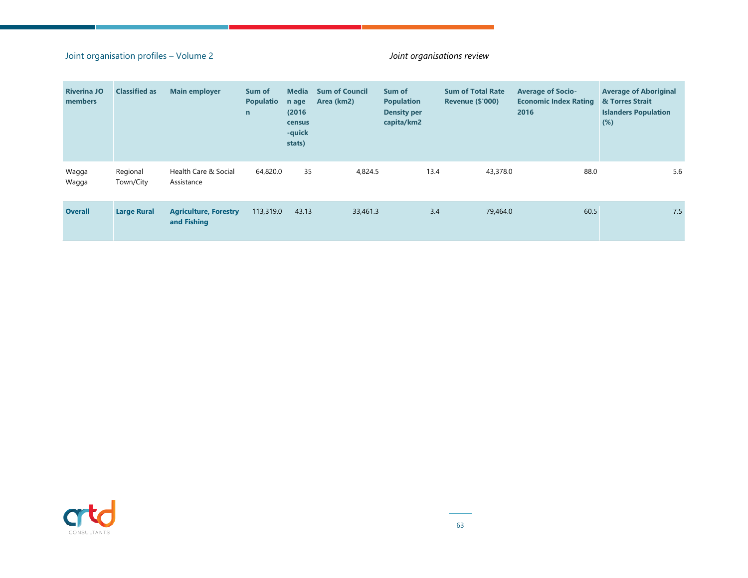| Riverina JO members | Classified as | Main employer | Sum of Population | Median age (2016 census-quick stats) | Sum of Council Area (km2) | Sum of Population Density per capita/km2 | Sum of Total Rate Revenue ($'000) | Average of Socio-Economic Index Rating 2016 | Average of Aboriginal & Torres Strait Islanders Population (%) |
|---|---|---|---|---|---|---|---|---|---|
| Wagga Wagga | Regional Town/City | Health Care & Social Assistance | 64,820.0 | 35 | 4,824.5 | 13.4 | 43,378.0 | 88.0 | 5.6 |
| **Overall** | **Large Rural** | **Agriculture, Forestry and Fishing** | 113,319.0 | 43.13 | 33,461.3 | 3.4 | 79,464.0 | 60.5 | 7.5 |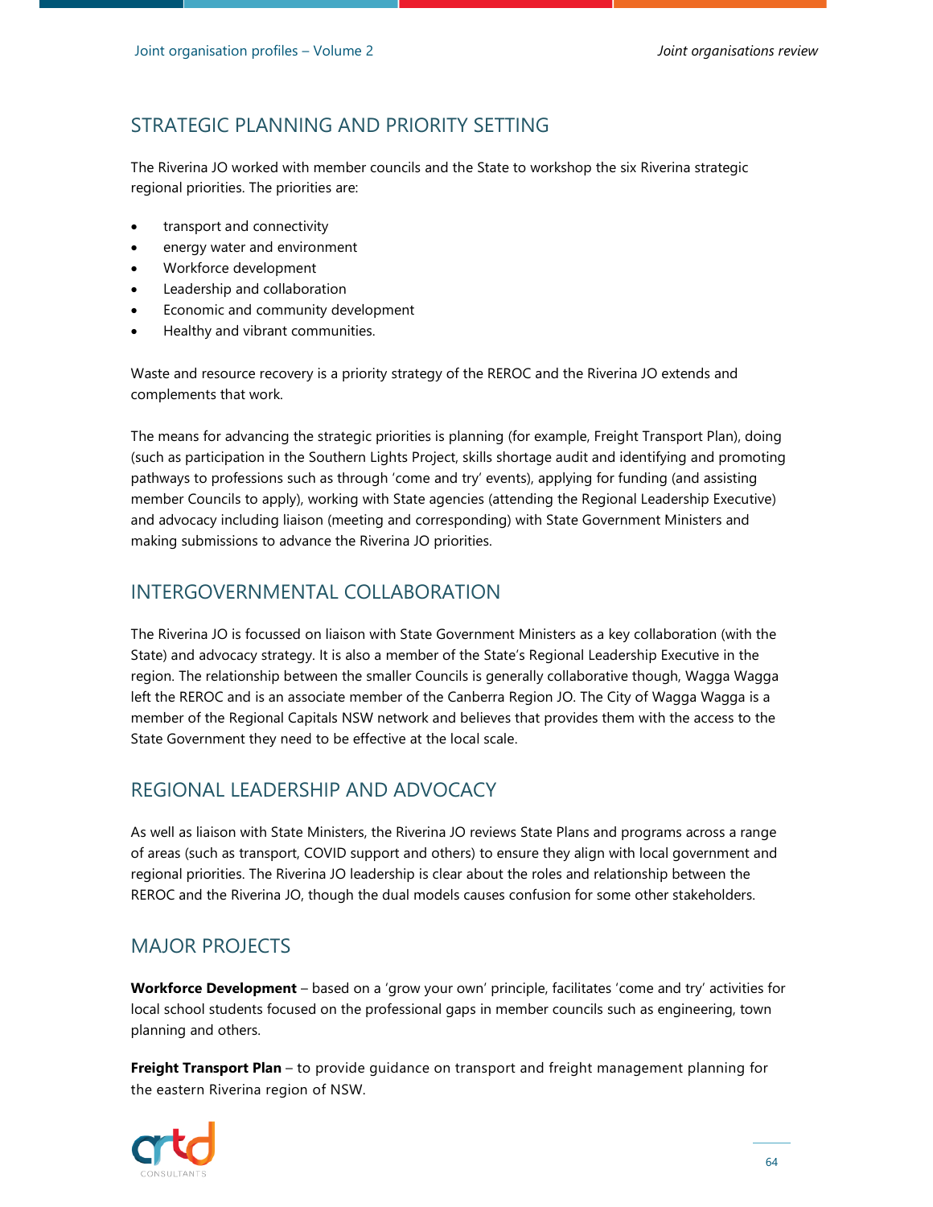## STRATEGIC PLANNING AND PRIORITY SETTING

The Riverina JO worked with member councils and the State to workshop the six Riverina strategic regional priorities. The priorities are:

- transport and connectivity
- energy water and environment
- Workforce development
- Leadership and collaboration
- Economic and community development
- Healthy and vibrant communities.

Waste and resource recovery is a priority strategy of the REROC and the Riverina JO extends and complements that work.

The means for advancing the strategic priorities is planning (for example, Freight Transport Plan), doing (such as participation in the Southern Lights Project, skills shortage audit and identifying and promoting pathways to professions such as through 'come and try' events), applying for funding (and assisting member Councils to apply), working with State agencies (attending the Regional Leadership Executive) and advocacy including liaison (meeting and corresponding) with State Government Ministers and making submissions to advance the Riverina JO priorities.

## INTERGOVERNMENTAL COLLABORATION

The Riverina JO is focussed on liaison with State Government Ministers as a key collaboration (with the State) and advocacy strategy. It is also a member of the State's Regional Leadership Executive in the region. The relationship between the smaller Councils is generally collaborative though, Wagga Wagga left the REROC and is an associate member of the Canberra Region JO. The City of Wagga Wagga is a member of the Regional Capitals NSW network and believes that provides them with the access to the State Government they need to be effective at the local scale.

## REGIONAL LEADERSHIP AND ADVOCACY

As well as liaison with State Ministers, the Riverina JO reviews State Plans and programs across a range of areas (such as transport, COVID support and others) to ensure they align with local government and regional priorities. The Riverina JO leadership is clear about the roles and relationship between the REROC and the Riverina JO, though the dual models causes confusion for some other stakeholders.

## MAJOR PROJECTS

**Workforce Development** – based on a 'grow your own' principle, facilitates 'come and try' activities for local school students focused on the professional gaps in member councils such as engineering, town planning and others.

**Freight Transport Plan** – to provide guidance on transport and freight management planning for the eastern Riverina region of NSW.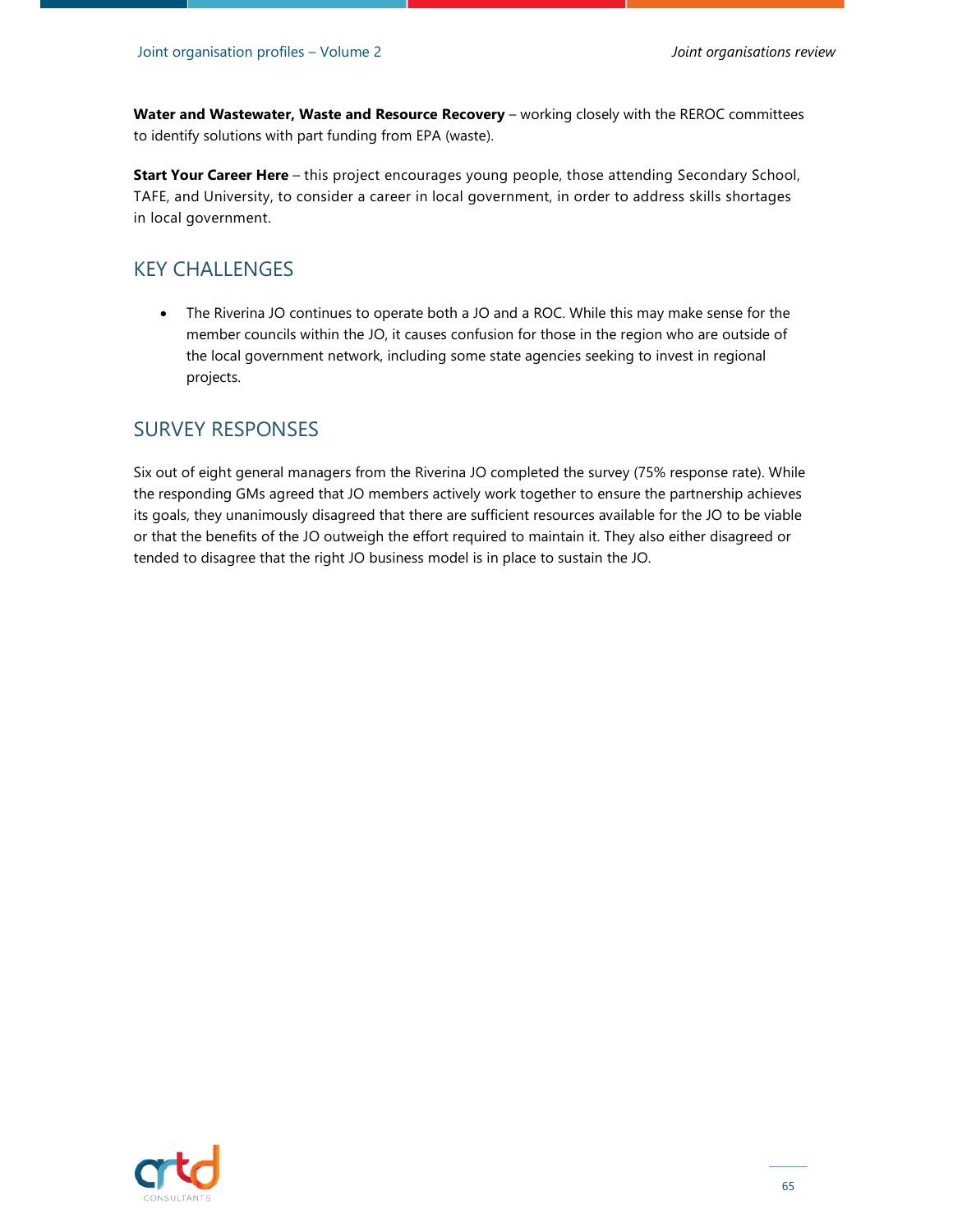**Water and Wastewater, Waste and Resource Recovery** – working closely with the REROC committees to identify solutions with part funding from EPA (waste).

**Start Your Career Here** – this project encourages young people, those attending Secondary School, TAFE, and University, to consider a career in local government, in order to address skills shortages in local government.

## KEY CHALLENGES

- The Riverina JO continues to operate both a JO and a ROC. While this may make sense for the member councils within the JO, it causes confusion for those in the region who are outside of the local government network, including some state agencies seeking to invest in regional projects.

## SURVEY RESPONSES

Six out of eight general managers from the Riverina JO completed the survey (75% response rate). While the responding GMs agreed that JO members actively work together to ensure the partnership achieves its goals, they unanimously disagreed that there are sufficient resources available for the JO to be viable or that the benefits of the JO outweigh the effort required to maintain it. They also either disagreed or tended to disagree that the right JO business model is in place to sustain the JO.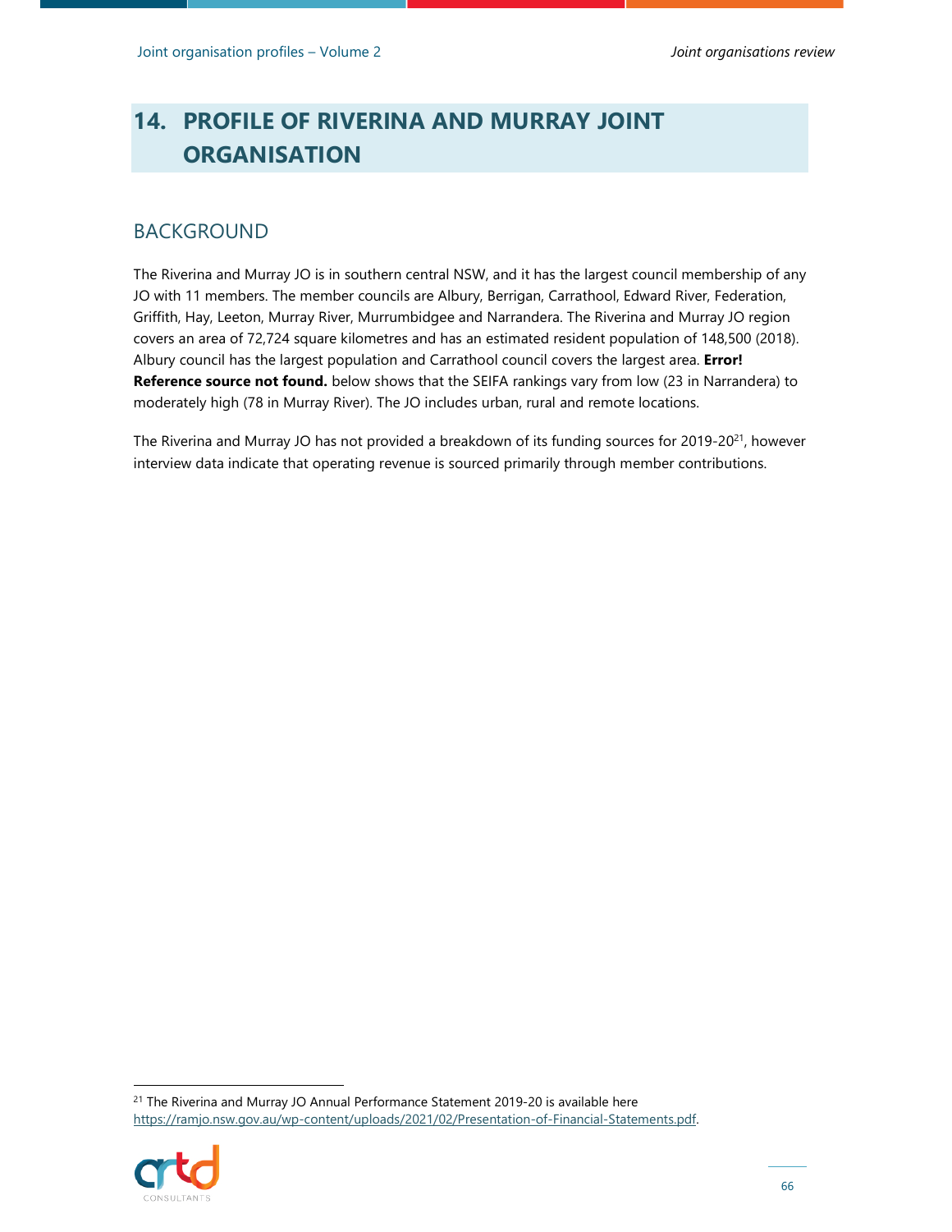# 14. PROFILE OF RIVERINA AND MURRAY JOINT ORGANISATION

## BACKGROUND

The Riverina and Murray JO is in southern central NSW, and it has the largest council membership of any JO with 11 members. The member councils are Albury, Berrigan, Carrathool, Edward River, Federation, Griffith, Hay, Leeton, Murray River, Murrumbidgee and Narrandera. The Riverina and Murray JO region covers an area of 72,724 square kilometres and has an estimated resident population of 148,500 (2018). Albury council has the largest population and Carrathool council covers the largest area. **Error! Reference source not found.** below shows that the SEIFA rankings vary from low (23 in Narrandera) to moderately high (78 in Murray River). The JO includes urban, rural and remote locations.

The Riverina and Murray JO has not provided a breakdown of its funding sources for 2019-20[21], however interview data indicate that operating revenue is sourced primarily through member contributions.

---

[21] The Riverina and Murray JO Annual Performance Statement 2019-20 is available here https://ramjo.nsw.gov.au/wp-content/uploads/2021/02/Presentation-of-Financial-Statements.pdf.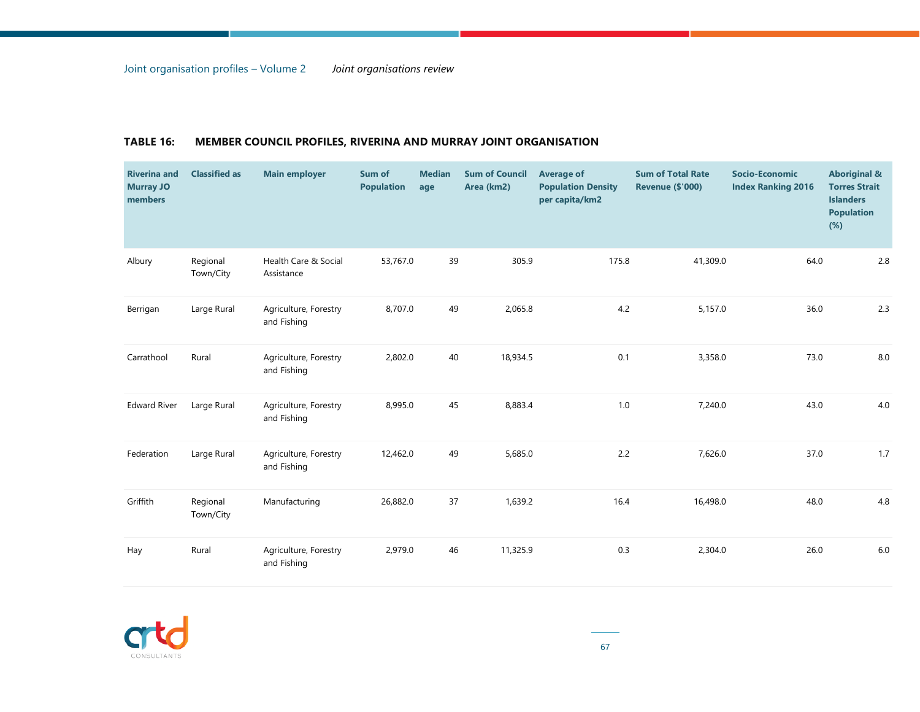**TABLE 16: MEMBER COUNCIL PROFILES, RIVERINA AND MURRAY JOINT ORGANISATION**

| Riverina and Murray JO members | Classified as | Main employer | Sum of Population | Median age | Sum of Council Area (km2) | Average of Population Density per capita/km2 | Sum of Total Rate Revenue ($'000) | Socio-Economic Index Ranking 2016 | Aboriginal & Torres Strait Islanders Population (%) |
|---|---|---|---|---|---|---|---|---|---|
| Albury | Regional Town/City | Health Care & Social Assistance | 53,767.0 | 39 | 305.9 | 175.8 | 41,309.0 | 64.0 | 2.8 |
| Berrigan | Large Rural | Agriculture, Forestry and Fishing | 8,707.0 | 49 | 2,065.8 | 4.2 | 5,157.0 | 36.0 | 2.3 |
| Carrathool | Rural | Agriculture, Forestry and Fishing | 2,802.0 | 40 | 18,934.5 | 0.1 | 3,358.0 | 73.0 | 8.0 |
| Edward River | Large Rural | Agriculture, Forestry and Fishing | 8,995.0 | 45 | 8,883.4 | 1.0 | 7,240.0 | 43.0 | 4.0 |
| Federation | Large Rural | Agriculture, Forestry and Fishing | 12,462.0 | 49 | 5,685.0 | 2.2 | 7,626.0 | 37.0 | 1.7 |
| Griffith | Regional Town/City | Manufacturing | 26,882.0 | 37 | 1,639.2 | 16.4 | 16,498.0 | 48.0 | 4.8 |
| Hay | Rural | Agriculture, Forestry and Fishing | 2,979.0 | 46 | 11,325.9 | 0.3 | 2,304.0 | 26.0 | 6.0 |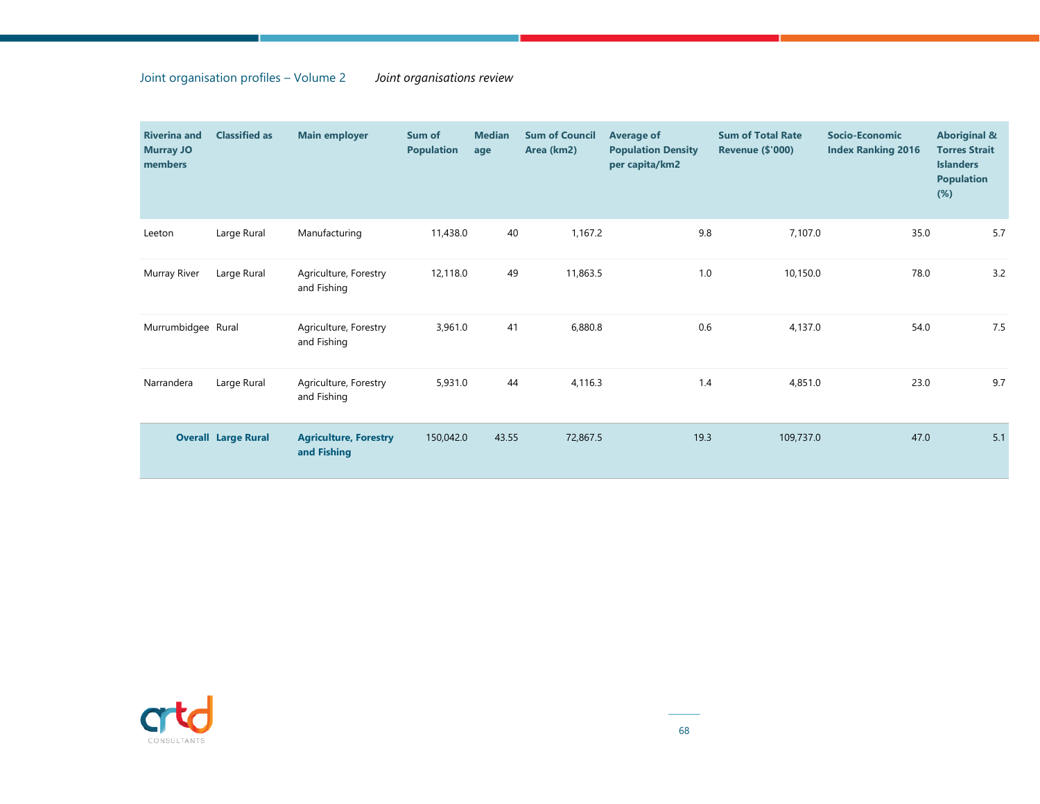| Riverina and Murray JO members | Classified as | Main employer | Sum of Population | Median age | Sum of Council Area (km2) | Average of Population Density per capita/km2 | Sum of Total Rate Revenue ($'000) | Socio-Economic Index Ranking 2016 | Aboriginal & Torres Strait Islanders Population (%) |
|---|---|---|---|---|---|---|---|---|---|
| Leeton | Large Rural | Manufacturing | 11,438.0 | 40 | 1,167.2 | 9.8 | 7,107.0 | 35.0 | 5.7 |
| Murray River | Large Rural | Agriculture, Forestry and Fishing | 12,118.0 | 49 | 11,863.5 | 1.0 | 10,150.0 | 78.0 | 3.2 |
| Murrumbidgee | Rural | Agriculture, Forestry and Fishing | 3,961.0 | 41 | 6,880.8 | 0.6 | 4,137.0 | 54.0 | 7.5 |
| Narrandera | Large Rural | Agriculture, Forestry and Fishing | 5,931.0 | 44 | 4,116.3 | 1.4 | 4,851.0 | 23.0 | 9.7 |
| **Overall** | **Large Rural** | **Agriculture, Forestry and Fishing** | 150,042.0 | 43.55 | 72,867.5 | 19.3 | 109,737.0 | 47.0 | 5.1 |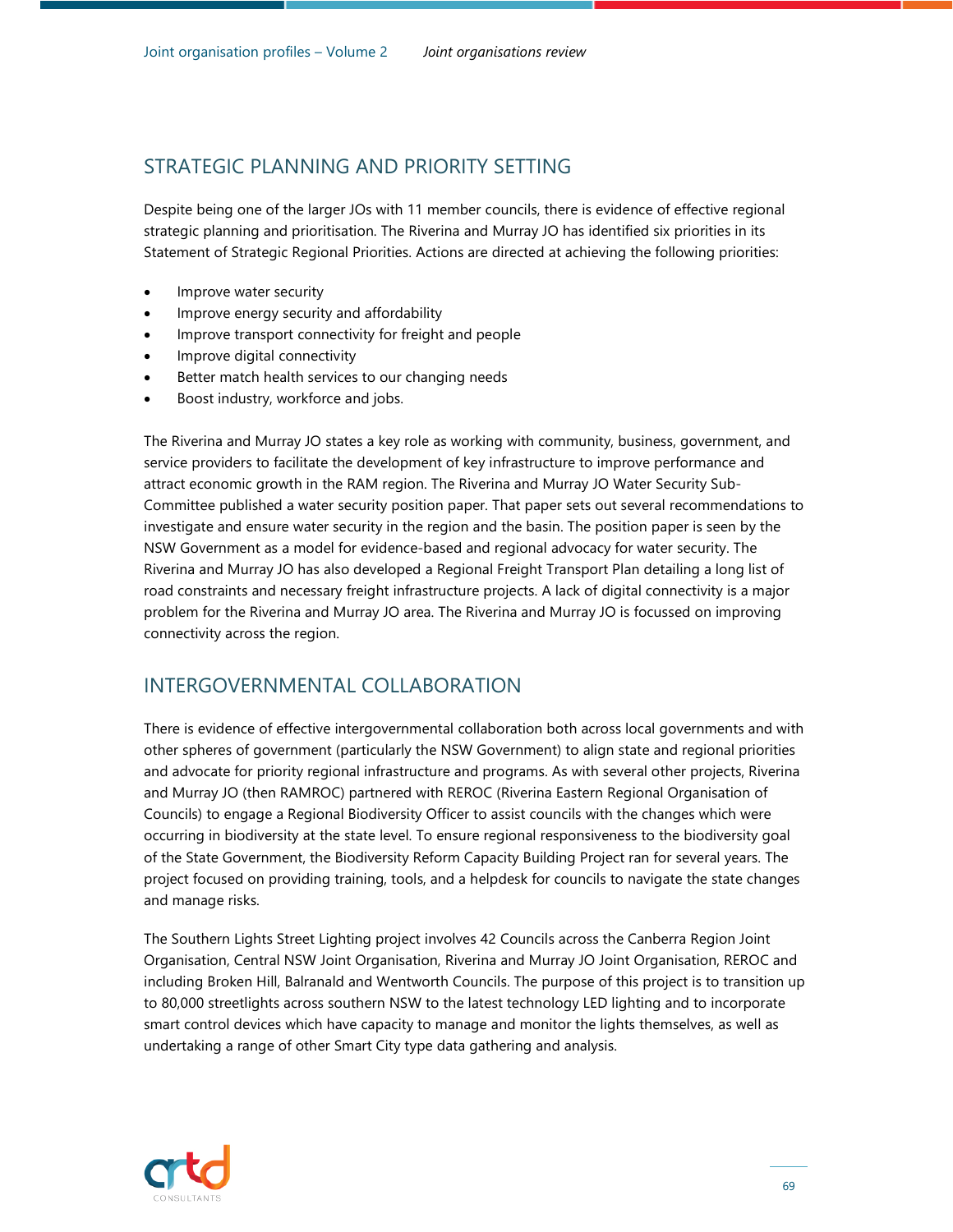## STRATEGIC PLANNING AND PRIORITY SETTING

Despite being one of the larger JOs with 11 member councils, there is evidence of effective regional strategic planning and prioritisation. The Riverina and Murray JO has identified six priorities in its Statement of Strategic Regional Priorities. Actions are directed at achieving the following priorities:

- Improve water security
- Improve energy security and affordability
- Improve transport connectivity for freight and people
- Improve digital connectivity
- Better match health services to our changing needs
- Boost industry, workforce and jobs.

The Riverina and Murray JO states a key role as working with community, business, government, and service providers to facilitate the development of key infrastructure to improve performance and attract economic growth in the RAM region. The Riverina and Murray JO Water Security Sub-Committee published a water security position paper. That paper sets out several recommendations to investigate and ensure water security in the region and the basin. The position paper is seen by the NSW Government as a model for evidence-based and regional advocacy for water security. The Riverina and Murray JO has also developed a Regional Freight Transport Plan detailing a long list of road constraints and necessary freight infrastructure projects. A lack of digital connectivity is a major problem for the Riverina and Murray JO area. The Riverina and Murray JO is focussed on improving connectivity across the region.

## INTERGOVERNMENTAL COLLABORATION

There is evidence of effective intergovernmental collaboration both across local governments and with other spheres of government (particularly the NSW Government) to align state and regional priorities and advocate for priority regional infrastructure and programs. As with several other projects, Riverina and Murray JO (then RAMROC) partnered with REROC (Riverina Eastern Regional Organisation of Councils) to engage a Regional Biodiversity Officer to assist councils with the changes which were occurring in biodiversity at the state level. To ensure regional responsiveness to the biodiversity goal of the State Government, the Biodiversity Reform Capacity Building Project ran for several years. The project focused on providing training, tools, and a helpdesk for councils to navigate the state changes and manage risks.

The Southern Lights Street Lighting project involves 42 Councils across the Canberra Region Joint Organisation, Central NSW Joint Organisation, Riverina and Murray JO Joint Organisation, REROC and including Broken Hill, Balranald and Wentworth Councils. The purpose of this project is to transition up to 80,000 streetlights across southern NSW to the latest technology LED lighting and to incorporate smart control devices which have capacity to manage and monitor the lights themselves, as well as undertaking a range of other Smart City type data gathering and analysis.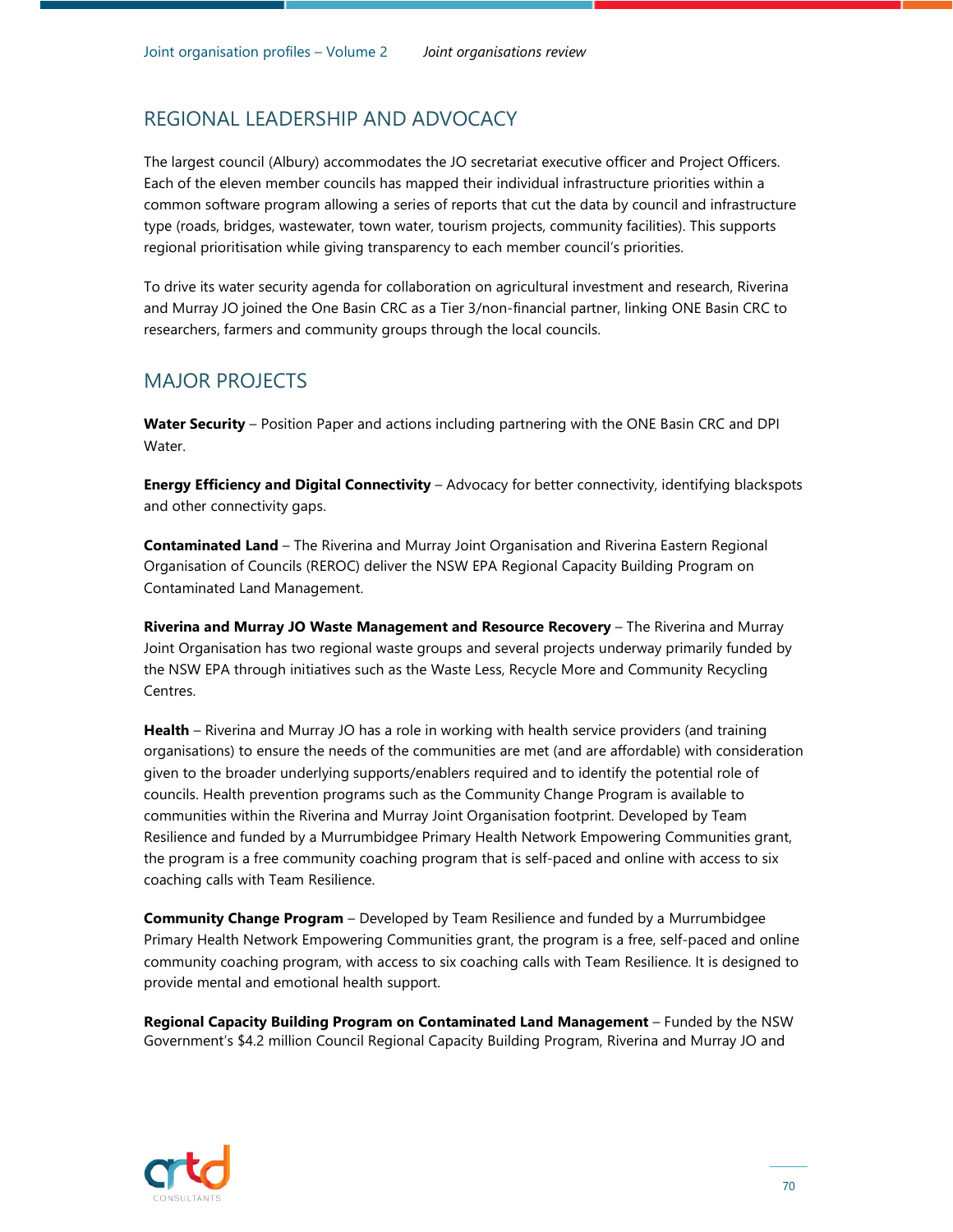## REGIONAL LEADERSHIP AND ADVOCACY

The largest council (Albury) accommodates the JO secretariat executive officer and Project Officers. Each of the eleven member councils has mapped their individual infrastructure priorities within a common software program allowing a series of reports that cut the data by council and infrastructure type (roads, bridges, wastewater, town water, tourism projects, community facilities). This supports regional prioritisation while giving transparency to each member council's priorities.

To drive its water security agenda for collaboration on agricultural investment and research, Riverina and Murray JO joined the One Basin CRC as a Tier 3/non-financial partner, linking ONE Basin CRC to researchers, farmers and community groups through the local councils.

## MAJOR PROJECTS

**Water Security** – Position Paper and actions including partnering with the ONE Basin CRC and DPI Water.

**Energy Efficiency and Digital Connectivity** – Advocacy for better connectivity, identifying blackspots and other connectivity gaps.

**Contaminated Land** – The Riverina and Murray Joint Organisation and Riverina Eastern Regional Organisation of Councils (REROC) deliver the NSW EPA Regional Capacity Building Program on Contaminated Land Management.

**Riverina and Murray JO Waste Management and Resource Recovery** – The Riverina and Murray Joint Organisation has two regional waste groups and several projects underway primarily funded by the NSW EPA through initiatives such as the Waste Less, Recycle More and Community Recycling Centres.

**Health** – Riverina and Murray JO has a role in working with health service providers (and training organisations) to ensure the needs of the communities are met (and are affordable) with consideration given to the broader underlying supports/enablers required and to identify the potential role of councils. Health prevention programs such as the Community Change Program is available to communities within the Riverina and Murray Joint Organisation footprint. Developed by Team Resilience and funded by a Murrumbidgee Primary Health Network Empowering Communities grant, the program is a free community coaching program that is self-paced and online with access to six coaching calls with Team Resilience.

**Community Change Program** – Developed by Team Resilience and funded by a Murrumbidgee Primary Health Network Empowering Communities grant, the program is a free, self-paced and online community coaching program, with access to six coaching calls with Team Resilience. It is designed to provide mental and emotional health support.

**Regional Capacity Building Program on Contaminated Land Management** – Funded by the NSW Government's $4.2 million Council Regional Capacity Building Program, Riverina and Murray JO and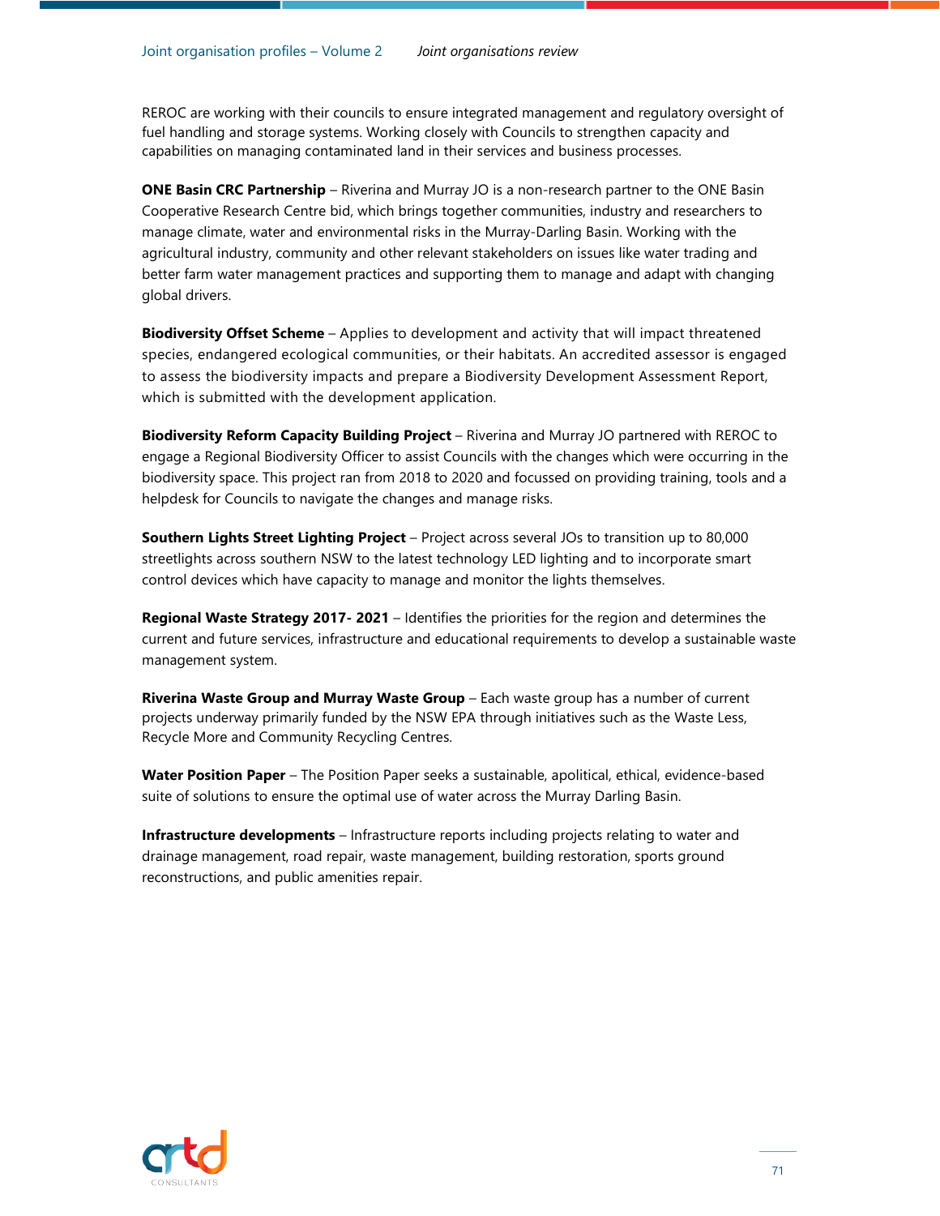REROC are working with their councils to ensure integrated management and regulatory oversight of fuel handling and storage systems. Working closely with Councils to strengthen capacity and capabilities on managing contaminated land in their services and business processes.

**ONE Basin CRC Partnership** – Riverina and Murray JO is a non-research partner to the ONE Basin Cooperative Research Centre bid, which brings together communities, industry and researchers to manage climate, water and environmental risks in the Murray-Darling Basin. Working with the agricultural industry, community and other relevant stakeholders on issues like water trading and better farm water management practices and supporting them to manage and adapt with changing global drivers.

**Biodiversity Offset Scheme** – Applies to development and activity that will impact threatened species, endangered ecological communities, or their habitats. An accredited assessor is engaged to assess the biodiversity impacts and prepare a Biodiversity Development Assessment Report, which is submitted with the development application.

**Biodiversity Reform Capacity Building Project** – Riverina and Murray JO partnered with REROC to engage a Regional Biodiversity Officer to assist Councils with the changes which were occurring in the biodiversity space. This project ran from 2018 to 2020 and focussed on providing training, tools and a helpdesk for Councils to navigate the changes and manage risks.

**Southern Lights Street Lighting Project** – Project across several JOs to transition up to 80,000 streetlights across southern NSW to the latest technology LED lighting and to incorporate smart control devices which have capacity to manage and monitor the lights themselves.

**Regional Waste Strategy 2017- 2021** – Identifies the priorities for the region and determines the current and future services, infrastructure and educational requirements to develop a sustainable waste management system.

**Riverina Waste Group and Murray Waste Group** – Each waste group has a number of current projects underway primarily funded by the NSW EPA through initiatives such as the Waste Less, Recycle More and Community Recycling Centres.

**Water Position Paper** – The Position Paper seeks a sustainable, apolitical, ethical, evidence-based suite of solutions to ensure the optimal use of water across the Murray Darling Basin.

**Infrastructure developments** – Infrastructure reports including projects relating to water and drainage management, road repair, waste management, building restoration, sports ground reconstructions, and public amenities repair.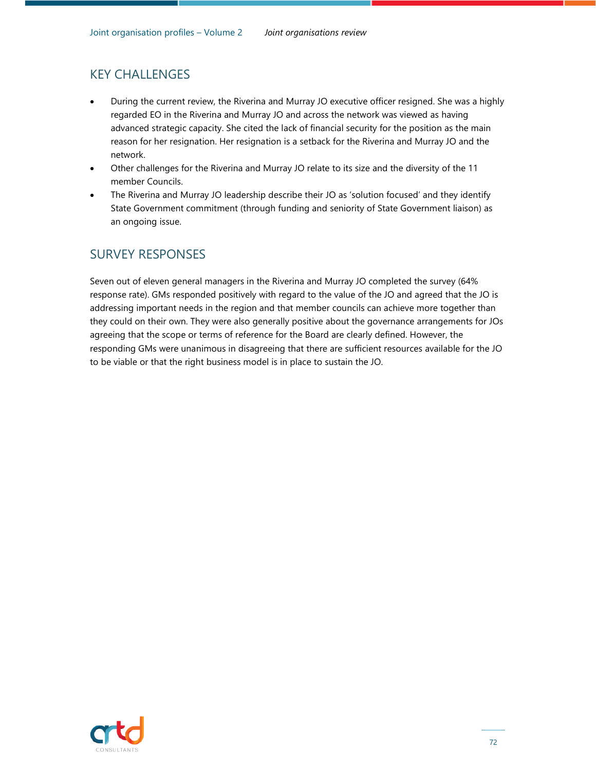## KEY CHALLENGES

- During the current review, the Riverina and Murray JO executive officer resigned. She was a highly regarded EO in the Riverina and Murray JO and across the network was viewed as having advanced strategic capacity. She cited the lack of financial security for the position as the main reason for her resignation. Her resignation is a setback for the Riverina and Murray JO and the network.
- Other challenges for the Riverina and Murray JO relate to its size and the diversity of the 11 member Councils.
- The Riverina and Murray JO leadership describe their JO as 'solution focused' and they identify State Government commitment (through funding and seniority of State Government liaison) as an ongoing issue.

## SURVEY RESPONSES

Seven out of eleven general managers in the Riverina and Murray JO completed the survey (64% response rate). GMs responded positively with regard to the value of the JO and agreed that the JO is addressing important needs in the region and that member councils can achieve more together than they could on their own. They were also generally positive about the governance arrangements for JOs agreeing that the scope or terms of reference for the Board are clearly defined. However, the responding GMs were unanimous in disagreeing that there are sufficient resources available for the JO to be viable or that the right business model is in place to sustain the JO.